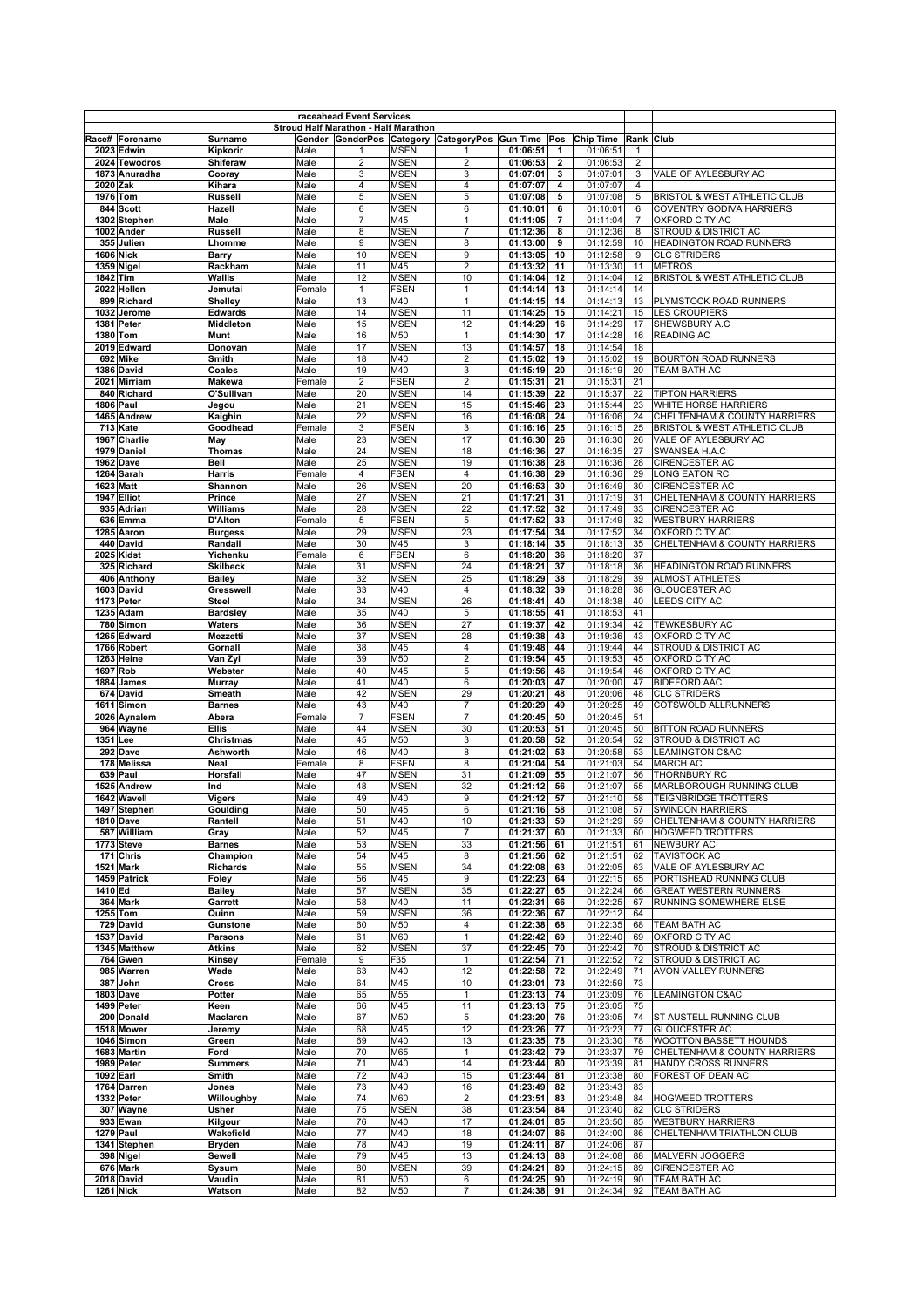| raceahead Event Services | | | | | | | | | | | |
|---|---|---|---|---|---|---|---|---|---|---|---|
| Stroud Half Marathon - Half Marathon | | | | | | | | | | | |
| Race# | Forename | Surname | Gender | GenderPos | Category | CategoryPos | Gun Time | Pos | Chip Time | Rank | Club |
| 2023 | Edwin | Kipkorir | Male | 1 | MSEN | 1 | 01:06:51 | 1 | 01:06:51 | 1 | |
| 2024 | Tewodros | Shiferaw | Male | 2 | MSEN | 2 | 01:06:53 | 2 | 01:06:53 | 2 | |
| 1873 | Anuradha | Cooray | Male | 3 | MSEN | 3 | 01:07:01 | 3 | 01:07:01 | 3 | VALE OF AYLESBURY AC |
| 2020 | Zak | Kihara | Male | 4 | MSEN | 4 | 01:07:07 | 4 | 01:07:07 | 4 | |
| 1976 | Tom | Russell | Male | 5 | MSEN | 5 | 01:07:08 | 5 | 01:07:08 | 5 | BRISTOL & WEST ATHLETIC CLUB |
| 844 | Scott | Hazell | Male | 6 | MSEN | 6 | 01:10:01 | 6 | 01:10:01 | 6 | COVENTRY GODIVA HARRIERS |
| 1302 | Stephen | Male | Male | 7 | M45 | 1 | 01:11:05 | 7 | 01:11:04 | 7 | OXFORD CITY AC |
| 1002 | Ander | Russell | Male | 8 | MSEN | 7 | 01:12:36 | 8 | 01:12:36 | 8 | STROUD & DISTRICT AC |
| 355 | Julien | Lhomme | Male | 9 | MSEN | 8 | 01:13:00 | 9 | 01:12:59 | 10 | HEADINGTON ROAD RUNNERS |
| 1606 | Nick | Barry | Male | 10 | MSEN | 9 | 01:13:05 | 10 | 01:12:58 | 9 | CLC STRIDERS |
| 1359 | Nigel | Rackham | Male | 11 | M45 | 2 | 01:13:32 | 11 | 01:13:30 | 11 | METROS |
| 1842 | Tim | Wallis | Male | 12 | MSEN | 10 | 01:14:04 | 12 | 01:14:04 | 12 | BRISTOL & WEST ATHLETIC CLUB |
| 2022 | Hellen | Jemutai | Female | 1 | FSEN | 1 | 01:14:14 | 13 | 01:14:14 | 14 | |
| 899 | Richard | Shelley | Male | 13 | M40 | 1 | 01:14:15 | 14 | 01:14:13 | 13 | PLYMSTOCK ROAD RUNNERS |
| 1032 | Jerome | Edwards | Male | 14 | MSEN | 11 | 01:14:25 | 15 | 01:14:21 | 15 | LES CROUPIERS |
| 1381 | Peter | Middleton | Male | 15 | MSEN | 12 | 01:14:29 | 16 | 01:14:29 | 17 | SHEWSBURY A.C |
| 1380 | Tom | Munt | Male | 16 | M50 | 1 | 01:14:30 | 17 | 01:14:28 | 16 | READING AC |
| 2019 | Edward | Donovan | Male | 17 | MSEN | 13 | 01:14:57 | 18 | 01:14:54 | 18 | |
| 692 | Mike | Smith | Male | 18 | M40 | 2 | 01:15:02 | 19 | 01:15:02 | 19 | BOURTON ROAD RUNNERS |
| 1386 | David | Coales | Male | 19 | M40 | 3 | 01:15:19 | 20 | 01:15:19 | 20 | TEAM BATH AC |
| 2021 | Mirriam | Makewa | Female | 2 | FSEN | 2 | 01:15:31 | 21 | 01:15:31 | 21 | |
| 840 | Richard | O'Sullivan | Male | 20 | MSEN | 14 | 01:15:39 | 22 | 01:15:37 | 22 | TIPTON HARRIERS |
| 1806 | Paul | Jegou | Male | 21 | MSEN | 15 | 01:15:46 | 23 | 01:15:44 | 23 | WHITE HORSE HARRIERS |
| 1465 | Andrew | Kaighin | Male | 22 | MSEN | 16 | 01:16:08 | 24 | 01:16:06 | 24 | CHELTENHAM & COUNTY HARRIERS |
| 713 | Kate | Goodhead | Female | 3 | FSEN | 3 | 01:16:16 | 25 | 01:16:15 | 25 | BRISTOL & WEST ATHLETIC CLUB |
| 1967 | Charlie | May | Male | 23 | MSEN | 17 | 01:16:30 | 26 | 01:16:30 | 26 | VALE OF AYLESBURY AC |
| 1979 | Daniel | Thomas | Male | 24 | MSEN | 18 | 01:16:36 | 27 | 01:16:35 | 27 | SWANSEA H.A.C |
| 1962 | Dave | Bell | Male | 25 | MSEN | 19 | 01:16:38 | 28 | 01:16:36 | 28 | CIRENCESTER AC |
| 1264 | Sarah | Harris | Female | 4 | FSEN | 4 | 01:16:38 | 29 | 01:16:36 | 29 | LONG EATON RC |
| 1623 | Matt | Shannon | Male | 26 | MSEN | 20 | 01:16:53 | 30 | 01:16:49 | 30 | CIRENCESTER AC |
| 1947 | Elliot | Prince | Male | 27 | MSEN | 21 | 01:17:21 | 31 | 01:17:19 | 31 | CHELTENHAM & COUNTY HARRIERS |
| 935 | Adrian | Williams | Male | 28 | MSEN | 22 | 01:17:52 | 32 | 01:17:49 | 33 | CIRENCESTER AC |
| 636 | Emma | D'Alton | Female | 5 | FSEN | 5 | 01:17:52 | 33 | 01:17:49 | 32 | WESTBURY HARRIERS |
| 1285 | Aaron | Burgess | Male | 29 | MSEN | 23 | 01:17:54 | 34 | 01:17:52 | 34 | OXFORD CITY AC |
| 440 | David | Randall | Male | 30 | M45 | 3 | 01:18:14 | 35 | 01:18:13 | 35 | CHELTENHAM & COUNTY HARRIERS |
| 2025 | Kidst | Yichenku | Female | 6 | FSEN | 6 | 01:18:20 | 36 | 01:18:20 | 37 | |
| 325 | Richard | Skilbeck | Male | 31 | MSEN | 24 | 01:18:21 | 37 | 01:18:18 | 36 | HEADINGTON ROAD RUNNERS |
| 406 | Anthony | Bailey | Male | 32 | MSEN | 25 | 01:18:29 | 38 | 01:18:29 | 39 | ALMOST ATHLETES |
| 1603 | David | Gresswell | Male | 33 | M40 | 4 | 01:18:32 | 39 | 01:18:28 | 38 | GLOUCESTER AC |
| 1173 | Peter | Steel | Male | 34 | MSEN | 26 | 01:18:41 | 40 | 01:18:38 | 40 | LEEDS CITY AC |
| 1235 | Adam | Bardsley | Male | 35 | M40 | 5 | 01:18:55 | 41 | 01:18:53 | 41 | |
| 780 | Simon | Waters | Male | 36 | MSEN | 27 | 01:19:37 | 42 | 01:19:34 | 42 | TEWKESBURY AC |
| 1265 | Edward | Mezzetti | Male | 37 | MSEN | 28 | 01:19:38 | 43 | 01:19:36 | 43 | OXFORD CITY AC |
| 1766 | Robert | Gornall | Male | 38 | M45 | 4 | 01:19:48 | 44 | 01:19:44 | 44 | STROUD & DISTRICT AC |
| 1263 | Heine | Van Zyl | Male | 39 | M50 | 2 | 01:19:54 | 45 | 01:19:53 | 45 | OXFORD CITY AC |
| 1697 | Rob | Webster | Male | 40 | M45 | 5 | 01:19:56 | 46 | 01:19:54 | 46 | OXFORD CITY AC |
| 1884 | James | Murray | Male | 41 | M40 | 6 | 01:20:03 | 47 | 01:20:00 | 47 | BIDEFORD AAC |
| 674 | David | Smeath | Male | 42 | MSEN | 29 | 01:20:21 | 48 | 01:20:06 | 48 | CLC STRIDERS |
| 1611 | Simon | Barnes | Male | 43 | M40 | 7 | 01:20:29 | 49 | 01:20:25 | 49 | COTSWOLD ALLRUNNERS |
| 2026 | Aynalem | Abera | Female | 7 | FSEN | 7 | 01:20:45 | 50 | 01:20:45 | 51 | |
| 964 | Wayne | Ellis | Male | 44 | MSEN | 30 | 01:20:53 | 51 | 01:20:45 | 50 | BITTON ROAD RUNNERS |
| 1351 | Lee | Christmas | Male | 45 | M50 | 3 | 01:20:58 | 52 | 01:20:54 | 52 | STROUD & DISTRICT AC |
| 292 | Dave | Ashworth | Male | 46 | M40 | 8 | 01:21:02 | 53 | 01:20:58 | 53 | LEAMINGTON C&AC |
| 178 | Melissa | Neal | Female | 8 | FSEN | 8 | 01:21:04 | 54 | 01:21:03 | 54 | MARCH AC |
| 639 | Paul | Horsfall | Male | 47 | MSEN | 31 | 01:21:09 | 55 | 01:21:07 | 56 | THORNBURY RC |
| 1525 | Andrew | Ind | Male | 48 | MSEN | 32 | 01:21:12 | 56 | 01:21:07 | 55 | MARLBOROUGH RUNNING CLUB |
| 1642 | Wavell | Vigers | Male | 49 | M40 | 9 | 01:21:12 | 57 | 01:21:10 | 58 | TEIGNBRIDGE TROTTERS |
| 1497 | Stephen | Goulding | Male | 50 | M45 | 6 | 01:21:16 | 58 | 01:21:08 | 57 | SWINDON HARRIERS |
| 1810 | Dave | Rantell | Male | 51 | M40 | 10 | 01:21:33 | 59 | 01:21:29 | 59 | CHELTENHAM & COUNTY HARRIERS |
| 587 | Willliam | Gray | Male | 52 | M45 | 7 | 01:21:37 | 60 | 01:21:33 | 60 | HOGWEED TROTTERS |
| 1773 | Steve | Barnes | Male | 53 | MSEN | 33 | 01:21:56 | 61 | 01:21:51 | 61 | NEWBURY AC |
| 171 | Chris | Champion | Male | 54 | M45 | 8 | 01:21:56 | 62 | 01:21:51 | 62 | TAVISTOCK AC |
| 1521 | Mark | Richards | Male | 55 | MSEN | 34 | 01:22:08 | 63 | 01:22:05 | 63 | VALE OF AYLESBURY AC |
| 1459 | Patrick | Foley | Male | 56 | M45 | 9 | 01:22:23 | 64 | 01:22:15 | 65 | PORTISHEAD RUNNING CLUB |
| 1410 | Ed | Bailey | Male | 57 | MSEN | 35 | 01:22:27 | 65 | 01:22:24 | 66 | GREAT WESTERN RUNNERS |
| 364 | Mark | Garrett | Male | 58 | M40 | 11 | 01:22:31 | 66 | 01:22:25 | 67 | RUNNING SOMEWHERE ELSE |
| 1255 | Tom | Quinn | Male | 59 | MSEN | 36 | 01:22:36 | 67 | 01:22:12 | 64 | |
| 729 | David | Gunstone | Male | 60 | M50 | 4 | 01:22:38 | 68 | 01:22:35 | 68 | TEAM BATH AC |
| 1537 | David | Parsons | Male | 61 | M60 | 1 | 01:22:42 | 69 | 01:22:40 | 69 | OXFORD CITY AC |
| 1345 | Matthew | Atkins | Male | 62 | MSEN | 37 | 01:22:45 | 70 | 01:22:42 | 70 | STROUD & DISTRICT AC |
| 764 | Gwen | Kinsey | Female | 9 | F35 | 1 | 01:22:54 | 71 | 01:22:52 | 72 | STROUD & DISTRICT AC |
| 985 | Warren | Wade | Male | 63 | M40 | 12 | 01:22:58 | 72 | 01:22:49 | 71 | AVON VALLEY RUNNERS |
| 387 | John | Cross | Male | 64 | M45 | 10 | 01:23:01 | 73 | 01:22:59 | 73 | |
| 1803 | Dave | Potter | Male | 65 | M55 | 1 | 01:23:13 | 74 | 01:23:09 | 76 | LEAMINGTON C&AC |
| 1499 | Peter | Keen | Male | 66 | M45 | 11 | 01:23:13 | 75 | 01:23:05 | 75 | |
| 200 | Donald | Maclaren | Male | 67 | M50 | 5 | 01:23:20 | 76 | 01:23:05 | 74 | ST AUSTELL RUNNING CLUB |
| 1518 | Mower | Jeremy | Male | 68 | M45 | 12 | 01:23:26 | 77 | 01:23:23 | 77 | GLOUCESTER AC |
| 1046 | Simon | Green | Male | 69 | M40 | 13 | 01:23:35 | 78 | 01:23:30 | 78 | WOOTTON BASSETT HOUNDS |
| 1683 | Martin | Ford | Male | 70 | M65 | 1 | 01:23:42 | 79 | 01:23:37 | 79 | CHELTENHAM & COUNTY HARRIERS |
| 1989 | Peter | Summers | Male | 71 | M40 | 14 | 01:23:44 | 80 | 01:23:39 | 81 | HANDY CROSS RUNNERS |
| 1092 | Earl | Smith | Male | 72 | M40 | 15 | 01:23:44 | 81 | 01:23:38 | 80 | FOREST OF DEAN AC |
| 1764 | Darren | Jones | Male | 73 | M40 | 16 | 01:23:49 | 82 | 01:23:43 | 83 | |
| 1332 | Peter | Willoughby | Male | 74 | M60 | 2 | 01:23:51 | 83 | 01:23:48 | 84 | HOGWEED TROTTERS |
| 307 | Wayne | Usher | Male | 75 | MSEN | 38 | 01:23:54 | 84 | 01:23:40 | 82 | CLC STRIDERS |
| 933 | Ewan | Kilgour | Male | 76 | M40 | 17 | 01:24:01 | 85 | 01:23:50 | 85 | WESTBURY HARRIERS |
| 1279 | Paul | Wakefield | Male | 77 | M40 | 18 | 01:24:07 | 86 | 01:24:00 | 86 | CHELTENHAM TRIATHLON CLUB |
| 1341 | Stephen | Bryden | Male | 78 | M40 | 19 | 01:24:11 | 87 | 01:24:06 | 87 | |
| 398 | Nigel | Sewell | Male | 79 | M45 | 13 | 01:24:13 | 88 | 01:24:08 | 88 | MALVERN JOGGERS |
| 676 | Mark | Sysum | Male | 80 | MSEN | 39 | 01:24:21 | 89 | 01:24:15 | 89 | CIRENCESTER AC |
| 2018 | David | Vaudin | Male | 81 | M50 | 6 | 01:24:25 | 90 | 01:24:19 | 90 | TEAM BATH AC |
| 1261 | Nick | Watson | Male | 82 | M50 | 7 | 01:24:38 | 91 | 01:24:34 | 92 | TEAM BATH AC |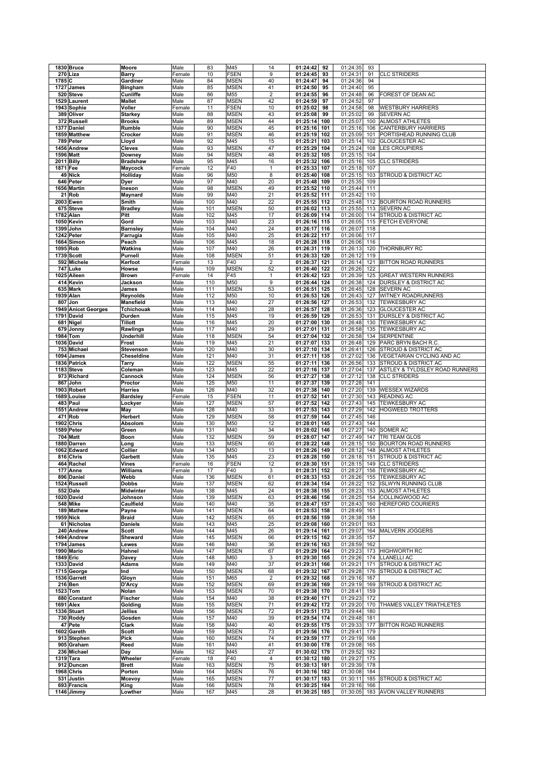| | | | | | | | | | | | | |
|---|---|---|---|---|---|---|---|---|---|---|---|---|
| 1830 | Bruce | Moore | Male | 83 | M45 | 14 | 01:24:42 | 92 | 01:24:35 | 93 | |
| 270 | Liza | Barry | Female | 10 | FSEN | 9 | 01:24:45 | 93 | 01:24:31 | 91 | CLC STRIDERS |
| 1785 | C | Gardiner | Male | 84 | MSEN | 40 | 01:24:47 | 94 | 01:24:36 | 94 | |
| 1727 | James | Bingham | Male | 85 | MSEN | 41 | 01:24:50 | 95 | 01:24:40 | 95 | |
| 520 | Steve | Cunliffe | Male | 86 | M55 | 2 | 01:24:55 | 96 | 01:24:48 | 96 | FOREST OF DEAN AC |
| 1529 | Laurent | Mallet | Male | 87 | MSEN | 42 | 01:24:59 | 97 | 01:24:52 | 97 | |
| 1943 | Sophie | Voller | Female | 11 | FSEN | 10 | 01:25:02 | 98 | 01:24:58 | 98 | WESTBURY HARRIERS |
| 389 | Oliver | Starkey | Male | 88 | MSEN | 43 | 01:25:08 | 99 | 01:25:02 | 99 | SEVERN AC |
| 372 | Russell | Brooks | Male | 89 | MSEN | 44 | 01:25:14 | 100 | 01:25:07 | 100 | ALMOST ATHLETES |
| 1377 | Daniel | Rumble | Male | 90 | MSEN | 45 | 01:25:16 | 101 | 01:25:16 | 106 | CANTERBURY HARRIERS |
| 1859 | Matthew | Crocker | Male | 91 | MSEN | 46 | 01:25:19 | 102 | 01:25:09 | 101 | PORTISHEAD RUNNING CLUB |
| 789 | Peter | Lloyd | Male | 92 | M45 | 15 | 01:25:21 | 103 | 01:25:14 | 102 | GLOUCESTER AC |
| 1456 | Andrew | Cleves | Male | 93 | MSEN | 47 | 01:25:29 | 104 | 01:25:24 | 108 | LES CROUPIERS |
| 1596 | Matt | Downey | Male | 94 | MSEN | 48 | 01:25:32 | 105 | 01:25:15 | 104 | |
| 2011 | Billy | Bradshaw | Male | 95 | M45 | 16 | 01:25:32 | 106 | 01:25:16 | 105 | CLC STRIDERS |
| 1871 | Fee | Maycock | Female | 12 | F40 | 1 | 01:25:33 | 107 | 01:25:18 | 107 | |
| 49 | Nick | Holliday | Male | 96 | M50 | 8 | 01:25:40 | 108 | 01:25:15 | 103 | STROUD & DISTRICT AC |
| 646 | Peter | Dyer | Male | 97 | M40 | 20 | 01:25:48 | 109 | 01:25:35 | 109 | |
| 1656 | Martin | Ineson | Male | 98 | MSEN | 49 | 01:25:52 | 110 | 01:25:44 | 111 | |
| 21 | Rob | Maynard | Male | 99 | M40 | 21 | 01:25:52 | 111 | 01:25:42 | 110 | |
| 2003 | Ewen | Smith | Male | 100 | M40 | 22 | 01:25:55 | 112 | 01:25:48 | 112 | BOURTON ROAD RUNNERS |
| 675 | Steve | Bradley | Male | 101 | MSEN | 50 | 01:26:02 | 113 | 01:25:55 | 113 | SEVERN AC |
| 1782 | Alan | Pitt | Male | 102 | M45 | 17 | 01:26:09 | 114 | 01:26:00 | 114 | STROUD & DISTRICT AC |
| 1050 | Kevin | Gord | Male | 103 | M40 | 23 | 01:26:16 | 115 | 01:26:05 | 115 | FETCH EVERYONE |
| 1399 | John | Barnsley | Male | 104 | M40 | 24 | 01:26:17 | 116 | 01:26:07 | 118 | |
| 1242 | Peter | Farrugia | Male | 105 | M40 | 25 | 01:26:22 | 117 | 01:26:06 | 117 | |
| 1664 | Simon | Peach | Male | 106 | M45 | 18 | 01:26:28 | 118 | 01:26:06 | 116 | |
| 1095 | Rob | Watkins | Male | 107 | M40 | 26 | 01:26:31 | 119 | 01:26:13 | 120 | THORNBURY RC |
| 1739 | Scott | Purnell | Male | 108 | MSEN | 51 | 01:26:33 | 120 | 01:26:12 | 119 | |
| 592 | Michele | Kerfoot | Female | 13 | F40 | 2 | 01:26:37 | 121 | 01:26:14 | 121 | BITTON ROAD RUNNERS |
| 747 | Luke | Howse | Male | 109 | MSEN | 52 | 01:26:40 | 122 | 01:26:26 | 122 | |
| 1025 | Aileen | Brown | Female | 14 | F45 | 1 | 01:26:42 | 123 | 01:26:39 | 125 | GREAT WESTERN RUNNERS |
| 414 | Kevin | Jackson | Male | 110 | M50 | 9 | 01:26:44 | 124 | 01:26:38 | 124 | DURSLEY & DISTRICT AC |
| 635 | Mark | James | Male | 111 | MSEN | 53 | 01:26:51 | 125 | 01:26:45 | 128 | SEVERN AC |
| 1939 | Alan | Reynolds | Male | 112 | M50 | 10 | 01:26:53 | 126 | 01:26:43 | 127 | WITNEY ROADRUNNERS |
| 807 | Jon | Mansfield | Male | 113 | M40 | 27 | 01:26:56 | 127 | 01:26:53 | 132 | TEWKESBURY AC |
| 1949 | Anicet Georges | Tchichouak | Male | 114 | M40 | 28 | 01:26:57 | 128 | 01:26:36 | 123 | GLOUCESTER AC |
| 1791 | David | Durden | Male | 115 | M45 | 19 | 01:26:59 | 129 | 01:26:53 | 131 | DURSLEY & DISTRICT AC |
| 681 | Nigel | Tillott | Male | 116 | M45 | 20 | 01:27:00 | 130 | 01:26:48 | 130 | TEWKESBURY AC |
| 679 | Jonny | Rawlings | Male | 117 | M40 | 29 | 01:27:01 | 131 | 01:26:58 | 135 | TEWKESBURY AC |
| 1984 | Tom | Underhill | Male | 118 | MSEN | 54 | 01:27:04 | 132 | 01:26:58 | 134 | SERPENTINE |
| 1036 | David | Frost | Male | 119 | M45 | 21 | 01:27:07 | 133 | 01:26:48 | 129 | PARC BRYN BACH R.C. |
| 753 | Michael | Stevenson | Male | 120 | M40 | 30 | 01:27:10 | 134 | 01:26:41 | 126 | STROUD & DISTRICT AC |
| 1094 | James | Cheseldine | Male | 121 | M40 | 31 | 01:27:11 | 135 | 01:27:02 | 136 | VEGETARIAN CYCLING AND AC |
| 1836 | Patrick | Tarry | Male | 122 | MSEN | 55 | 01:27:11 | 136 | 01:26:56 | 133 | STROUD & DISTRICT AC |
| 1183 | Steve | Coleman | Male | 123 | M45 | 22 | 01:27:16 | 137 | 01:27:04 | 137 | ASTLEY & TYLDSLEY ROAD RUNNERS |
| 973 | Richard | Cannock | Male | 124 | MSEN | 56 | 01:27:27 | 138 | 01:27:12 | 138 | CLC STRIDERS |
| 867 | John | Proctor | Male | 125 | M50 | 11 | 01:27:37 | 139 | 01:27:28 | 141 | |
| 1903 | Robert | Harries | Male | 126 | M40 | 32 | 01:27:38 | 140 | 01:27:20 | 139 | WESSEX WIZARDS |
| 1689 | Louise | Bardsley | Female | 15 | FSEN | 11 | 01:27:52 | 141 | 01:27:30 | 143 | READING AC |
| 483 | Paul | Lockyer | Male | 127 | MSEN | 57 | 01:27:52 | 142 | 01:27:43 | 145 | TEWKESBURY AC |
| 1551 | Andrew | May | Male | 128 | M40 | 33 | 01:27:53 | 143 | 01:27:29 | 142 | HOGWEED TROTTERS |
| 471 | Rob | Herbert | Male | 129 | MSEN | 58 | 01:27:59 | 144 | 01:27:45 | 146 | |
| 1902 | Chris | Absolom | Male | 130 | M50 | 12 | 01:28:01 | 145 | 01:27:43 | 144 | |
| 1589 | Peter | Green | Male | 131 | M40 | 34 | 01:28:02 | 146 | 01:27:27 | 140 | SOMER AC |
| 704 | Matt | Boon | Male | 132 | MSEN | 59 | 01:28:07 | 147 | 01:27:49 | 147 | TRI TEAM GLOS |
| 1880 | Darren | Long | Male | 133 | MSEN | 60 | 01:28:22 | 148 | 01:28:15 | 150 | BOURTON ROAD RUNNERS |
| 1062 | Edward | Collier | Male | 134 | M50 | 13 | 01:28:26 | 149 | 01:28:12 | 148 | ALMOST ATHLETES |
| 816 | Chris | Garbett | Male | 135 | M45 | 23 | 01:28:28 | 150 | 01:28:18 | 151 | STROUD & DISTRICT AC |
| 464 | Rachel | Vines | Female | 16 | FSEN | 12 | 01:28:30 | 151 | 01:28:15 | 149 | CLC STRIDERS |
| 177 | Anne | Williams | Female | 17 | F40 | 3 | 01:28:31 | 152 | 01:28:27 | 156 | TEWKESBURY AC |
| 896 | Daniel | Webb | Male | 136 | MSEN | 61 | 01:28:33 | 153 | 01:28:26 | 155 | TEWKESBURY AC |
| 1524 | Russell | Dobbs | Male | 137 | MSEN | 62 | 01:28:34 | 154 | 01:28:22 | 152 | ISLWYN RUNNING CLUB |
| 552 | Dale | Midwinter | Male | 138 | M45 | 24 | 01:28:38 | 155 | 01:28:23 | 153 | ALMOST ATHLETES |
| 1020 | David | Johnson | Male | 139 | MSEN | 63 | 01:28:46 | 156 | 01:28:25 | 154 | COLLINGWOOD AC |
| 548 | Mike | Caulfield | Male | 140 | M40 | 35 | 01:28:47 | 157 | 01:28:43 | 160 | HEREFORD COURIERS |
| 189 | Mathew | Payne | Male | 141 | MSEN | 64 | 01:28:53 | 158 | 01:28:49 | 161 | |
| 1959 | Nick | Braid | Male | 142 | MSEN | 65 | 01:28:56 | 159 | 01:28:38 | 158 | |
| 61 | Nicholas | Daniels | Male | 143 | M45 | 25 | 01:29:08 | 160 | 01:29:01 | 163 | |
| 240 | Andrew | Scott | Male | 144 | M45 | 26 | 01:29:14 | 161 | 01:29:07 | 164 | MALVERN JOGGERS |
| 1494 | Andrew | Sheward | Male | 145 | MSEN | 66 | 01:29:15 | 162 | 01:28:35 | 157 | |
| 1794 | James | Lewes | Male | 146 | M40 | 36 | 01:29:16 | 163 | 01:28:59 | 162 | |
| 1990 | Mario | Hahnel | Male | 147 | MSEN | 67 | 01:29:29 | 164 | 01:29:23 | 173 | HIGHWORTH RC |
| 1849 | Eric | Davey | Male | 148 | M60 | 3 | 01:29:30 | 165 | 01:29:26 | 174 | LLANELLI AC |
| 1333 | David | Adams | Male | 149 | M40 | 37 | 01:29:31 | 166 | 01:29:21 | 171 | STROUD & DISTRICT AC |
| 1715 | George | Ind | Male | 150 | MSEN | 68 | 01:29:32 | 167 | 01:29:28 | 176 | STROUD & DISTRICT AC |
| 1536 | Garrett | Gloyn | Male | 151 | M65 | 2 | 01:29:32 | 168 | 01:29:16 | 167 | |
| 216 | Ben | D'Arcy | Male | 152 | MSEN | 69 | 01:29:36 | 169 | 01:29:19 | 169 | STROUD & DISTRICT AC |
| 1523 | Tom | Nolan | Male | 153 | MSEN | 70 | 01:29:38 | 170 | 01:28:41 | 159 | |
| 880 | Constant | Fischer | Male | 154 | M40 | 38 | 01:29:40 | 171 | 01:29:23 | 172 | |
| 1691 | Alex | Golding | Male | 155 | MSEN | 71 | 01:29:42 | 172 | 01:29:20 | 170 | THAMES VALLEY TRIATHLETES |
| 1336 | Stuart | Jelliss | Male | 156 | MSEN | 72 | 01:29:51 | 173 | 01:29:44 | 180 | |
| 730 | Roddy | Gosden | Male | 157 | M40 | 39 | 01:29:54 | 174 | 01:29:48 | 181 | |
| 47 | Pete | Clark | Male | 158 | M40 | 40 | 01:29:55 | 175 | 01:29:33 | 177 | BITTON ROAD RUNNERS |
| 1602 | Gareth | Scott | Male | 159 | MSEN | 73 | 01:29:56 | 176 | 01:29:41 | 179 | |
| 913 | Stephen | Pick | Male | 160 | MSEN | 74 | 01:29:59 | 177 | 01:29:19 | 168 | |
| 905 | Graham | Reed | Male | 161 | M40 | 41 | 01:30:00 | 178 | 01:29:08 | 165 | |
| 236 | Michael | Day | Male | 162 | M45 | 27 | 01:30:02 | 179 | 01:29:52 | 182 | |
| 1319 | Tara | Wheeler | Female | 18 | F40 | 4 | 01:30:12 | 180 | 01:29:27 | 175 | |
| 912 | Duncan | Brett | Male | 163 | MSEN | 75 | 01:30:13 | 181 | 01:29:39 | 178 | |
| 1968 | Chris | Porton | Male | 164 | MSEN | 76 | 01:30:16 | 182 | 01:30:08 | 184 | |
| 531 | Justin | Mcevoy | Male | 165 | MSEN | 77 | 01:30:17 | 183 | 01:30:11 | 185 | STROUD & DISTRICT AC |
| 693 | Francis | King | Male | 166 | MSEN | 78 | 01:30:25 | 184 | 01:29:16 | 166 | |
| 1146 | Jimmy | Lowther | Male | 167 | M45 | 28 | 01:30:25 | 185 | 01:30:05 | 183 | AVON VALLEY RUNNERS |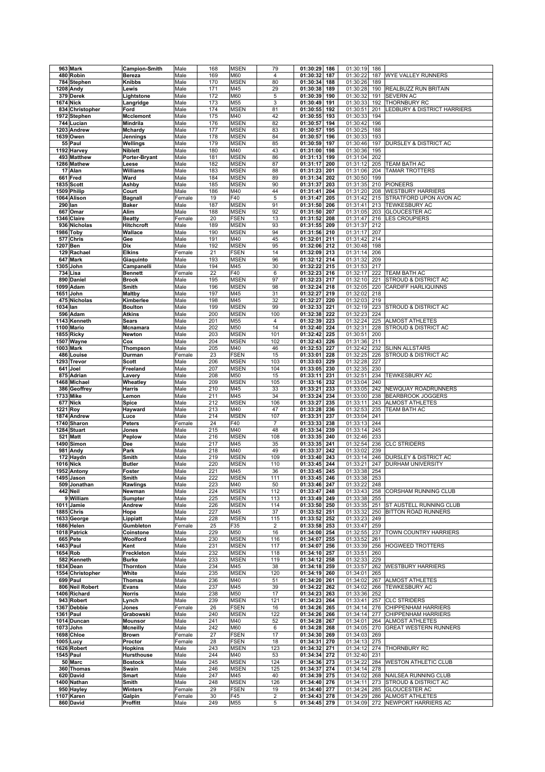| 963 | Mark | Campion-Smith | Male | 168 | MSEN | 79 | 01:30:29 | 186 | 01:30:19 | 186 | |
|---|---|---|---|---|---|---|---|---|---|---|---|
| 480 | Robin | Bereza | Male | 169 | M60 | 4 | 01:30:32 | 187 | 01:30:22 | 187 | WYE VALLEY RUNNERS |
| 784 | Stephen | Knibbs | Male | 170 | MSEN | 80 | 01:30:34 | 188 | 01:30:26 | 189 | |
| 1208 | Andy | Lewis | Male | 171 | M45 | 29 | 01:30:38 | 189 | 01:30:28 | 190 | REALBUZZ RUN BRITAIN |
| 379 | Derek | Lightstone | Male | 172 | M60 | 5 | 01:30:39 | 190 | 01:30:32 | 191 | SEVERN AC |
| 1674 | Nick | Langridge | Male | 173 | M55 | 3 | 01:30:49 | 191 | 01:30:33 | 192 | THORNBURY RC |
| 834 | Christopher | Ford | Male | 174 | MSEN | 81 | 01:30:55 | 192 | 01:30:51 | 201 | LEDBURY & DISTRICT HARRIERS |
| 1972 | Stephen | Mcclemont | Male | 175 | M40 | 42 | 01:30:55 | 193 | 01:30:33 | 194 | |
| 744 | Lucian | Mindrila | Male | 176 | MSEN | 82 | 01:30:57 | 194 | 01:30:42 | 196 | |
| 1203 | Andrew | Mchardy | Male | 177 | MSEN | 83 | 01:30:57 | 195 | 01:30:25 | 188 | |
| 1639 | Owen | Jennings | Male | 178 | MSEN | 84 | 01:30:57 | 196 | 01:30:33 | 193 | |
| 55 | Paul | Wellings | Male | 179 | MSEN | 85 | 01:30:59 | 197 | 01:30:46 | 197 | DURSLEY & DISTRICT AC |
| 1192 | Harvey | Niblett | Male | 180 | M40 | 43 | 01:31:00 | 198 | 01:30:36 | 195 | |
| 493 | Matthew | Porter-Bryant | Male | 181 | MSEN | 86 | 01:31:13 | 199 | 01:31:04 | 202 | |
| 1286 | Mathew | Leese | Male | 182 | MSEN | 87 | 01:31:17 | 200 | 01:31:12 | 205 | TEAM BATH AC |
| 17 | Alan | Williams | Male | 183 | MSEN | 88 | 01:31:23 | 201 | 01:31:06 | 204 | TAMAR TROTTERS |
| 661 | Fred | Ward | Male | 184 | MSEN | 89 | 01:31:34 | 202 | 01:30:50 | 199 | |
| 1835 | Scott | Ashby | Male | 185 | MSEN | 90 | 01:31:37 | 203 | 01:31:35 | 210 | PIONEERS |
| 1509 | Philip | Court | Male | 186 | M40 | 44 | 01:31:41 | 204 | 01:31:20 | 208 | WESTBURY HARRIERS |
| 1064 | Alison | Bagnall | Female | 19 | F40 | 5 | 01:31:47 | 205 | 01:31:42 | 215 | STRATFORD UPON AVON AC |
| 290 | Ian | Baker | Male | 187 | MSEN | 91 | 01:31:50 | 206 | 01:31:41 | 213 | TEWKESBURY AC |
| 667 | Omar | Alim | Male | 188 | MSEN | 92 | 01:31:50 | 207 | 01:31:05 | 203 | GLOUCESTER AC |
| 1346 | Claire | Beatty | Female | 20 | FSEN | 13 | 01:31:52 | 208 | 01:31:47 | 216 | LES CROUPIERS |
| 936 | Nicholas | Hitchcroft | Male | 189 | MSEN | 93 | 01:31:55 | 209 | 01:31:37 | 212 | |
| 1986 | Toby | Wallace | Male | 190 | MSEN | 94 | 01:31:56 | 210 | 01:31:17 | 207 | |
| 577 | Chris | Gee | Male | 191 | M40 | 45 | 01:32:01 | 211 | 01:31:42 | 214 | |
| 1207 | Ben | Dix | Male | 192 | MSEN | 95 | 01:32:06 | 212 | 01:30:48 | 198 | |
| 129 | Rachael | Elkins | Female | 21 | FSEN | 14 | 01:32:09 | 213 | 01:31:14 | 206 | |
| 647 | Mark | Giaquinto | Male | 193 | MSEN | 96 | 01:32:12 | 214 | 01:31:32 | 209 | |
| 1305 | John | Campanelli | Male | 194 | M45 | 30 | 01:32:22 | 215 | 01:31:53 | 217 | |
| 734 | Lisa | Bennett | Female | 22 | F40 | 6 | 01:32:23 | 216 | 01:32:17 | 222 | TEAM BATH AC |
| 890 | Daniel | Brook | Male | 195 | MSEN | 97 | 01:32:23 | 217 | 01:32:10 | 221 | STROUD & DISTRICT AC |
| 1099 | Adam | Smith | Male | 196 | MSEN | 98 | 01:32:24 | 218 | 01:32:05 | 220 | CARDIFF HARLIQUINNS |
| 1651 | John | Maltby | Male | 197 | M45 | 31 | 01:32:27 | 219 | 01:32:02 | 218 | |
| 475 | Nicholas | Kimberlee | Male | 198 | M45 | 32 | 01:32:27 | 220 | 01:32:03 | 219 | |
| 1034 | Ian | Boulton | Male | 199 | MSEN | 99 | 01:32:33 | 221 | 01:32:19 | 223 | STROUD & DISTRICT AC |
| 596 | Adam | Atkins | Male | 200 | MSEN | 100 | 01:32:38 | 222 | 01:32:23 | 224 | |
| 1143 | Kenneth | Sears | Male | 201 | M55 | 4 | 01:32:39 | 223 | 01:32:24 | 225 | ALMOST ATHLETES |
| 1100 | Mario | Mcnamara | Male | 202 | M50 | 14 | 01:32:40 | 224 | 01:32:31 | 228 | STROUD & DISTRICT AC |
| 1855 | Ricky | Newton | Male | 203 | MSEN | 101 | 01:32:42 | 225 | 01:30:51 | 200 | |
| 1507 | Wayne | Cox | Male | 204 | MSEN | 102 | 01:32:43 | 226 | 01:31:36 | 211 | |
| 1003 | Mark | Thompson | Male | 205 | M40 | 46 | 01:32:53 | 227 | 01:32:42 | 232 | SLINN ALLSTARS |
| 486 | Louise | Durman | Female | 23 | FSEN | 15 | 01:33:01 | 228 | 01:32:25 | 226 | STROUD & DISTRICT AC |
| 1293 | Trevor | Scott | Male | 206 | MSEN | 103 | 01:33:03 | 229 | 01:32:28 | 227 | |
| 641 | Joel | Freeland | Male | 207 | MSEN | 104 | 01:33:05 | 230 | 01:32:35 | 230 | |
| 875 | Adrian | Lavery | Male | 208 | M50 | 15 | 01:33:11 | 231 | 01:32:51 | 234 | TEWKESBURY AC |
| 1468 | Michael | Wheatley | Male | 209 | MSEN | 105 | 01:33:16 | 232 | 01:33:04 | 240 | |
| 386 | Geoffrey | Harris | Male | 210 | M45 | 33 | 01:33:21 | 233 | 01:33:05 | 242 | NEWQUAY ROADRUNNERS |
| 1733 | Mike | Lemon | Male | 211 | M45 | 34 | 01:33:24 | 234 | 01:33:00 | 238 | BEARBROOK JOGGERS |
| 677 | Nick | Spice | Male | 212 | MSEN | 106 | 01:33:27 | 235 | 01:33:11 | 243 | ALMOST ATHLETES |
| 1221 | Roy | Hayward | Male | 213 | M40 | 47 | 01:33:28 | 236 | 01:32:53 | 235 | TEAM BATH AC |
| 1874 | Andrew | Luce | Male | 214 | MSEN | 107 | 01:33:31 | 237 | 01:33:04 | 241 | |
| 1740 | Sharon | Peters | Female | 24 | F40 | 7 | 01:33:33 | 238 | 01:33:13 | 244 | |
| 1284 | Stuart | Jones | Male | 215 | M40 | 48 | 01:33:34 | 239 | 01:33:14 | 245 | |
| 521 | Matt | Peplow | Male | 216 | MSEN | 108 | 01:33:35 | 240 | 01:32:46 | 233 | |
| 1490 | Simon | Dee | Male | 217 | M45 | 35 | 01:33:35 | 241 | 01:32:54 | 236 | CLC STRIDERS |
| 981 | Andy | Park | Male | 218 | M40 | 49 | 01:33:37 | 242 | 01:33:02 | 239 | |
| 172 | Haydn | Smith | Male | 219 | MSEN | 109 | 01:33:40 | 243 | 01:33:14 | 246 | DURSLEY & DISTRICT AC |
| 1016 | Nick | Butler | Male | 220 | MSEN | 110 | 01:33:45 | 244 | 01:33:21 | 247 | DURHAM UNIVERSITY |
| 1952 | Antony | Foster | Male | 221 | M45 | 36 | 01:33:45 | 245 | 01:33:38 | 254 | |
| 1495 | Jason | Smith | Male | 222 | MSEN | 111 | 01:33:45 | 246 | 01:33:38 | 253 | |
| 509 | Jonathan | Rawlings | Male | 223 | M40 | 50 | 01:33:46 | 247 | 01:33:22 | 248 | |
| 442 | Neil | Newman | Male | 224 | MSEN | 112 | 01:33:47 | 248 | 01:33:43 | 258 | CORSHAM RUNNING CLUB |
| 9 | William | Sumpter | Male | 225 | MSEN | 113 | 01:33:49 | 249 | 01:33:38 | 255 | |
| 1011 | Jamie | Andrew | Male | 226 | MSEN | 114 | 01:33:50 | 250 | 01:33:35 | 251 | ST AUSTELL RUNNING CLUB |
| 1885 | Chris | Hope | Male | 227 | M45 | 37 | 01:33:52 | 251 | 01:33:32 | 250 | BITTON ROAD RUNNERS |
| 1633 | George | Lippiatt | Male | 228 | MSEN | 115 | 01:33:52 | 252 | 01:33:23 | 249 | |
| 1686 | Helen | Gumbleton | Female | 25 | F35 | 2 | 01:33:58 | 253 | 01:33:47 | 259 | |
| 1018 | Patrick | Coinstone | Male | 229 | M50 | 16 | 01:34:00 | 254 | 01:32:55 | 237 | TOWN COUNTRY HARRIERS |
| 665 | Pete | Woolford | Male | 230 | MSEN | 116 | 01:34:07 | 255 | 01:33:52 | 261 | |
| 1463 | Paul | Kent | Male | 231 | MSEN | 117 | 01:34:07 | 256 | 01:33:39 | 256 | HOGWEED TROTTERS |
| 1654 | Rob | Freckleton | Male | 232 | MSEN | 118 | 01:34:10 | 257 | 01:33:51 | 260 | |
| 582 | Kenneth | Burke | Male | 233 | MSEN | 119 | 01:34:12 | 258 | 01:32:33 | 229 | |
| 1834 | Dean | Thornton | Male | 234 | M45 | 38 | 01:34:18 | 259 | 01:33:57 | 262 | WESTBURY HARRIERS |
| 1554 | Christopher | White | Male | 235 | MSEN | 120 | 01:34:19 | 260 | 01:34:01 | 265 | |
| 699 | Paul | Thomas | Male | 236 | M40 | 51 | 01:34:20 | 261 | 01:34:02 | 267 | ALMOST ATHLETES |
| 806 | Neil Robert | Evans | Male | 237 | M45 | 39 | 01:34:22 | 262 | 01:34:02 | 266 | TEWKESBURY AC |
| 1406 | Richard | Norris | Male | 238 | M50 | 17 | 01:34:23 | 263 | 01:33:36 | 252 | |
| 943 | Robert | Lynch | Male | 239 | MSEN | 121 | 01:34:23 | 264 | 01:33:41 | 257 | CLC STRIDERS |
| 1367 | Debbie | Jones | Female | 26 | FSEN | 16 | 01:34:26 | 265 | 01:34:14 | 276 | CHIPPENHAM HARRIERS |
| 1361 | Paul | Grabowski | Male | 240 | MSEN | 122 | 01:34:26 | 266 | 01:34:14 | 277 | CHIPPENHAM HARRIERS |
| 1014 | Duncan | Mounsor | Male | 241 | M40 | 52 | 01:34:28 | 267 | 01:34:01 | 264 | ALMOST ATHLETES |
| 1073 | John | Mcneilly | Male | 242 | M60 | 6 | 01:34:28 | 268 | 01:34:05 | 270 | GREAT WESTERN RUNNERS |
| 1698 | Chloe | Brown | Female | 27 | FSEN | 17 | 01:34:30 | 269 | 01:34:03 | 269 | |
| 1005 | Lucy | Proctor | Female | 28 | FSEN | 18 | 01:34:31 | 270 | 01:34:13 | 275 | |
| 1626 | Robert | Hopkins | Male | 243 | MSEN | 123 | 01:34:32 | 271 | 01:34:12 | 274 | THORNBURY RC |
| 1545 | Paul | Hursthouse | Male | 244 | M40 | 53 | 01:34:34 | 272 | 01:32:40 | 231 | |
| 50 | Marc | Bostock | Male | 245 | MSEN | 124 | 01:34:36 | 273 | 01:34:22 | 284 | WESTON ATHLETIC CLUB |
| 360 | Thomas | Swain | Male | 246 | MSEN | 125 | 01:34:37 | 274 | 01:34:14 | 278 | |
| 620 | David | Smart | Male | 247 | M45 | 40 | 01:34:39 | 275 | 01:34:02 | 268 | NAILSEA RUNNING CLUB |
| 1400 | Nathan | Smith | Male | 248 | MSEN | 126 | 01:34:40 | 276 | 01:34:11 | 273 | STROUD & DISTRICT AC |
| 950 | Hayley | Winters | Female | 29 | FSEN | 19 | 01:34:40 | 277 | 01:34:24 | 285 | GLOUCESTER AC |
| 1107 | Karen | Galpin | Female | 30 | F45 | 2 | 01:34:43 | 278 | 01:34:29 | 286 | ALMOST ATHLETES |
| 860 | David | Proffitt | Male | 249 | M55 | 5 | 01:34:45 | 279 | 01:34:09 | 272 | NEWPORT HARRIERS AC |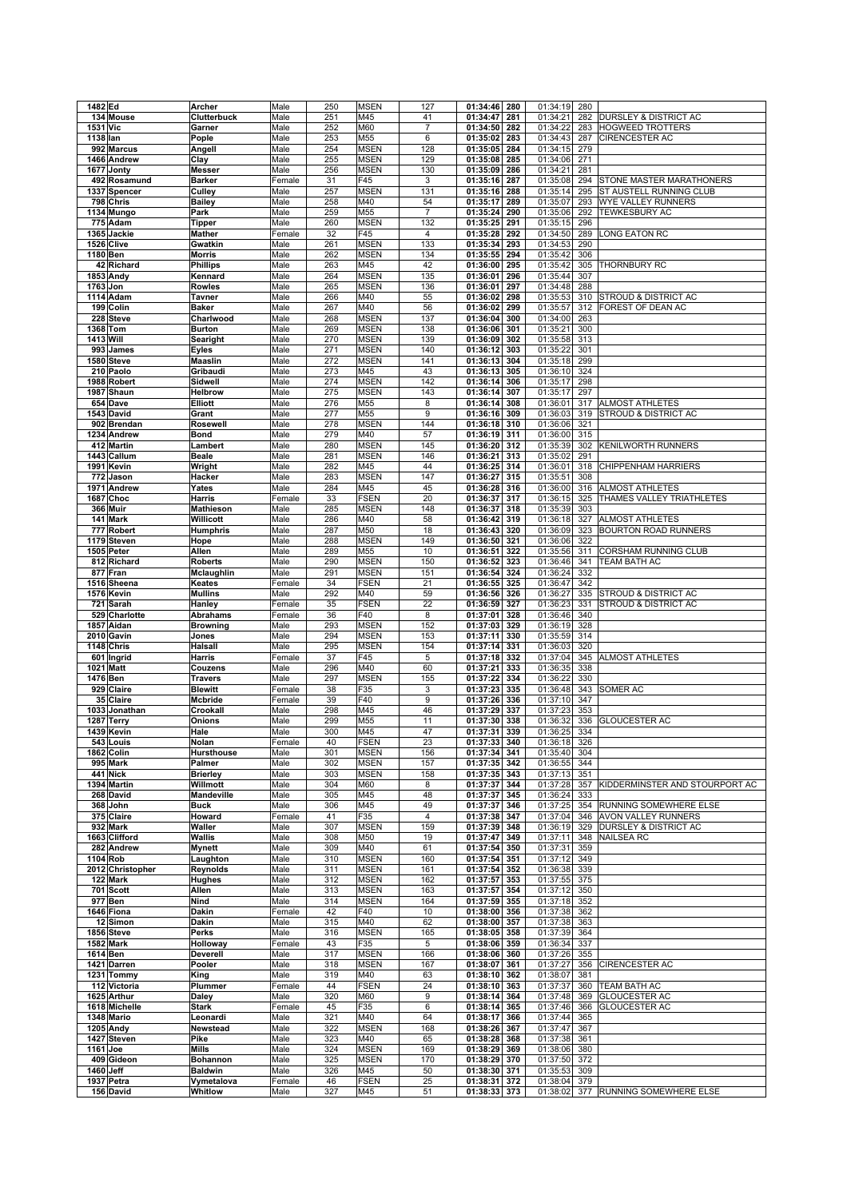| 1482 | Ed | Archer | Male | 250 | MSEN | 127 | 01:34:46 | 280 | 01:34:19 | 280 | |
|---|---|---|---|---|---|---|---|---|---|---|---|
| 134 | Mouse | Clutterbuck | Male | 251 | M45 | 41 | 01:34:47 | 281 | 01:34:21 | 282 | DURSLEY & DISTRICT AC |
| 1531 | Vic | Garner | Male | 252 | M60 | 7 | 01:34:50 | 282 | 01:34:22 | 283 | HOGWEED TROTTERS |
| 1138 | Ian | Pople | Male | 253 | M55 | 6 | 01:35:02 | 283 | 01:34:43 | 287 | CIRENCESTER AC |
| 992 | Marcus | Angell | Male | 254 | MSEN | 128 | 01:35:05 | 284 | 01:34:15 | 279 | |
| 1466 | Andrew | Clay | Male | 255 | MSEN | 129 | 01:35:08 | 285 | 01:34:06 | 271 | |
| 1677 | Jonty | Messer | Male | 256 | MSEN | 130 | 01:35:09 | 286 | 01:34:21 | 281 | |
| 492 | Rosamund | Barker | Female | 31 | F45 | 3 | 01:35:16 | 287 | 01:35:08 | 294 | STONE MASTER MARATHONERS |
| 1337 | Spencer | Culley | Male | 257 | MSEN | 131 | 01:35:16 | 288 | 01:35:14 | 295 | ST AUSTELL RUNNING CLUB |
| 798 | Chris | Bailey | Male | 258 | M40 | 54 | 01:35:17 | 289 | 01:35:07 | 293 | WYE VALLEY RUNNERS |
| 1134 | Mungo | Park | Male | 259 | M55 | 7 | 01:35:24 | 290 | 01:35:06 | 292 | TEWKESBURY AC |
| 775 | Adam | Tipper | Male | 260 | MSEN | 132 | 01:35:25 | 291 | 01:35:15 | 296 | |
| 1365 | Jackie | Mather | Female | 32 | F45 | 4 | 01:35:28 | 292 | 01:34:50 | 289 | LONG EATON RC |
| 1526 | Clive | Gwatkin | Male | 261 | MSEN | 133 | 01:35:34 | 293 | 01:34:53 | 290 | |
| 1180 | Ben | Morris | Male | 262 | MSEN | 134 | 01:35:55 | 294 | 01:35:42 | 306 | |
| 42 | Richard | Phillips | Male | 263 | M45 | 42 | 01:36:00 | 295 | 01:35:42 | 305 | THORNBURY RC |
| 1853 | Andy | Kennard | Male | 264 | MSEN | 135 | 01:36:01 | 296 | 01:35:44 | 307 | |
| 1763 | Jon | Rowles | Male | 265 | MSEN | 136 | 01:36:01 | 297 | 01:34:48 | 288 | |
| 1114 | Adam | Tavner | Male | 266 | M40 | 55 | 01:36:02 | 298 | 01:35:53 | 310 | STROUD & DISTRICT AC |
| 199 | Colin | Baker | Male | 267 | M40 | 56 | 01:36:02 | 299 | 01:35:57 | 312 | FOREST OF DEAN AC |
| 228 | Steve | Charlwood | Male | 268 | MSEN | 137 | 01:36:04 | 300 | 01:34:00 | 263 | |
| 1368 | Tom | Burton | Male | 269 | MSEN | 138 | 01:36:06 | 301 | 01:35:21 | 300 | |
| 1413 | Will | Searight | Male | 270 | MSEN | 139 | 01:36:09 | 302 | 01:35:58 | 313 | |
| 993 | James | Eyles | Male | 271 | MSEN | 140 | 01:36:12 | 303 | 01:35:22 | 301 | |
| 1580 | Steve | Maaslin | Male | 272 | MSEN | 141 | 01:36:13 | 304 | 01:35:18 | 299 | |
| 210 | Paolo | Gribaudi | Male | 273 | M45 | 43 | 01:36:13 | 305 | 01:36:10 | 324 | |
| 1988 | Robert | Sidwell | Male | 274 | MSEN | 142 | 01:36:14 | 306 | 01:35:17 | 298 | |
| 1987 | Shaun | Helbrow | Male | 275 | MSEN | 143 | 01:36:14 | 307 | 01:35:17 | 297 | |
| 654 | Dave | Elliott | Male | 276 | M55 | 8 | 01:36:14 | 308 | 01:36:01 | 317 | ALMOST ATHLETES |
| 1543 | David | Grant | Male | 277 | M55 | 9 | 01:36:16 | 309 | 01:36:03 | 319 | STROUD & DISTRICT AC |
| 902 | Brendan | Rosewell | Male | 278 | MSEN | 144 | 01:36:18 | 310 | 01:36:06 | 321 | |
| 1234 | Andrew | Bond | Male | 279 | M40 | 57 | 01:36:19 | 311 | 01:36:00 | 315 | |
| 412 | Martin | Lambert | Male | 280 | MSEN | 145 | 01:36:20 | 312 | 01:35:39 | 302 | KENILWORTH RUNNERS |
| 1443 | Callum | Beale | Male | 281 | MSEN | 146 | 01:36:21 | 313 | 01:35:02 | 291 | |
| 1991 | Kevin | Wright | Male | 282 | M45 | 44 | 01:36:25 | 314 | 01:36:01 | 318 | CHIPPENHAM HARRIERS |
| 772 | Jason | Hacker | Male | 283 | MSEN | 147 | 01:36:27 | 315 | 01:35:51 | 308 | |
| 1971 | Andrew | Yates | Male | 284 | M45 | 45 | 01:36:28 | 316 | 01:36:00 | 316 | ALMOST ATHLETES |
| 1687 | Choc | Harris | Female | 33 | FSEN | 20 | 01:36:37 | 317 | 01:36:15 | 325 | THAMES VALLEY TRIATHLETES |
| 366 | Muir | Mathieson | Male | 285 | MSEN | 148 | 01:36:37 | 318 | 01:35:39 | 303 | |
| 141 | Mark | Willicott | Male | 286 | M40 | 58 | 01:36:42 | 319 | 01:36:18 | 327 | ALMOST ATHLETES |
| 777 | Robert | Humphris | Male | 287 | M50 | 18 | 01:36:43 | 320 | 01:36:09 | 323 | BOURTON ROAD RUNNERS |
| 1179 | Steven | Hope | Male | 288 | MSEN | 149 | 01:36:50 | 321 | 01:36:06 | 322 | |
| 1505 | Peter | Allen | Male | 289 | M55 | 10 | 01:36:51 | 322 | 01:35:56 | 311 | CORSHAM RUNNING CLUB |
| 812 | Richard | Roberts | Male | 290 | MSEN | 150 | 01:36:52 | 323 | 01:36:46 | 341 | TEAM BATH AC |
| 877 | Fran | Mclaughlin | Male | 291 | MSEN | 151 | 01:36:54 | 324 | 01:36:24 | 332 | |
| 1516 | Sheena | Keates | Female | 34 | FSEN | 21 | 01:36:55 | 325 | 01:36:47 | 342 | |
| 1576 | Kevin | Mullins | Male | 292 | M40 | 59 | 01:36:56 | 326 | 01:36:27 | 335 | STROUD & DISTRICT AC |
| 721 | Sarah | Hanley | Female | 35 | FSEN | 22 | 01:36:59 | 327 | 01:36:23 | 331 | STROUD & DISTRICT AC |
| 529 | Charlotte | Abrahams | Female | 36 | F40 | 8 | 01:37:01 | 328 | 01:36:46 | 340 | |
| 1857 | Aidan | Browning | Male | 293 | MSEN | 152 | 01:37:03 | 329 | 01:36:19 | 328 | |
| 2010 | Gavin | Jones | Male | 294 | MSEN | 153 | 01:37:11 | 330 | 01:35:59 | 314 | |
| 1148 | Chris | Halsall | Male | 295 | MSEN | 154 | 01:37:14 | 331 | 01:36:03 | 320 | |
| 601 | Ingrid | Harris | Female | 37 | F45 | 5 | 01:37:18 | 332 | 01:37:04 | 345 | ALMOST ATHLETES |
| 1021 | Matt | Couzens | Male | 296 | M40 | 60 | 01:37:21 | 333 | 01:36:35 | 338 | |
| 1476 | Ben | Travers | Male | 297 | MSEN | 155 | 01:37:22 | 334 | 01:36:22 | 330 | |
| 929 | Claire | Blewitt | Female | 38 | F35 | 3 | 01:37:23 | 335 | 01:36:48 | 343 | SOMER AC |
| 35 | Claire | Mcbride | Female | 39 | F40 | 9 | 01:37:26 | 336 | 01:37:10 | 347 | |
| 1033 | Jonathan | Crookall | Male | 298 | M45 | 46 | 01:37:29 | 337 | 01:37:23 | 353 | |
| 1287 | Terry | Onions | Male | 299 | M55 | 11 | 01:37:30 | 338 | 01:36:32 | 336 | GLOUCESTER AC |
| 1439 | Kevin | Hale | Male | 300 | M45 | 47 | 01:37:31 | 339 | 01:36:25 | 334 | |
| 543 | Louis | Nolan | Female | 40 | FSEN | 23 | 01:37:33 | 340 | 01:36:18 | 326 | |
| 1862 | Colin | Hursthouse | Male | 301 | MSEN | 156 | 01:37:34 | 341 | 01:35:40 | 304 | |
| 995 | Mark | Palmer | Male | 302 | MSEN | 157 | 01:37:35 | 342 | 01:36:55 | 344 | |
| 441 | Nick | Brierley | Male | 303 | MSEN | 158 | 01:37:35 | 343 | 01:37:13 | 351 | |
| 1394 | Martin | Willmott | Male | 304 | M60 | 8 | 01:37:37 | 344 | 01:37:28 | 357 | KIDDERMINSTER AND STOURPORT AC |
| 268 | David | Mandeville | Male | 305 | M45 | 48 | 01:37:37 | 345 | 01:36:24 | 333 | |
| 368 | John | Buck | Male | 306 | M45 | 49 | 01:37:37 | 346 | 01:37:25 | 354 | RUNNING SOMEWHERE ELSE |
| 375 | Claire | Howard | Female | 41 | F35 | 4 | 01:37:38 | 347 | 01:37:04 | 346 | AVON VALLEY RUNNERS |
| 932 | Mark | Waller | Male | 307 | MSEN | 159 | 01:37:39 | 348 | 01:36:19 | 329 | DURSLEY & DISTRICT AC |
| 1663 | Clifford | Wallis | Male | 308 | M50 | 19 | 01:37:47 | 349 | 01:37:11 | 348 | NAILSEA RC |
| 282 | Andrew | Mynett | Male | 309 | M40 | 61 | 01:37:54 | 350 | 01:37:31 | 359 | |
| 1104 | Rob | Laughton | Male | 310 | MSEN | 160 | 01:37:54 | 351 | 01:37:12 | 349 | |
| 2012 | Christopher | Reynolds | Male | 311 | MSEN | 161 | 01:37:54 | 352 | 01:36:38 | 339 | |
| 122 | Mark | Hughes | Male | 312 | MSEN | 162 | 01:37:57 | 353 | 01:37:55 | 375 | |
| 701 | Scott | Allen | Male | 313 | MSEN | 163 | 01:37:57 | 354 | 01:37:12 | 350 | |
| 977 | Ben | Nind | Male | 314 | MSEN | 164 | 01:37:59 | 355 | 01:37:18 | 352 | |
| 1646 | Fiona | Dakin | Female | 42 | F40 | 10 | 01:38:00 | 356 | 01:37:38 | 362 | |
| 12 | Simon | Dakin | Male | 315 | M40 | 62 | 01:38:00 | 357 | 01:37:38 | 363 | |
| 1856 | Steve | Perks | Male | 316 | MSEN | 165 | 01:38:05 | 358 | 01:37:39 | 364 | |
| 1582 | Mark | Holloway | Female | 43 | F35 | 5 | 01:38:06 | 359 | 01:36:34 | 337 | |
| 1614 | Ben | Deverell | Male | 317 | MSEN | 166 | 01:38:06 | 360 | 01:37:26 | 355 | |
| 1421 | Darren | Pooler | Male | 318 | MSEN | 167 | 01:38:07 | 361 | 01:37:27 | 356 | CIRENCESTER AC |
| 1231 | Tommy | King | Male | 319 | M40 | 63 | 01:38:10 | 362 | 01:38:07 | 381 | |
| 112 | Victoria | Plummer | Female | 44 | FSEN | 24 | 01:38:10 | 363 | 01:37:37 | 360 | TEAM BATH AC |
| 1625 | Arthur | Daley | Male | 320 | M60 | 9 | 01:38:14 | 364 | 01:37:48 | 369 | GLOUCESTER AC |
| 1618 | Michelle | Stark | Female | 45 | F35 | 6 | 01:38:14 | 365 | 01:37:46 | 366 | GLOUCESTER AC |
| 1348 | Mario | Leonardi | Male | 321 | M40 | 64 | 01:38:17 | 366 | 01:37:44 | 365 | |
| 1205 | Andy | Newstead | Male | 322 | MSEN | 168 | 01:38:26 | 367 | 01:37:47 | 367 | |
| 1427 | Steven | Pike | Male | 323 | M40 | 65 | 01:38:28 | 368 | 01:37:38 | 361 | |
| 1161 | Joe | Mills | Male | 324 | MSEN | 169 | 01:38:29 | 369 | 01:38:06 | 380 | |
| 409 | Gideon | Bohannon | Male | 325 | MSEN | 170 | 01:38:29 | 370 | 01:37:50 | 372 | |
| 1460 | Jeff | Baldwin | Male | 326 | M45 | 50 | 01:38:30 | 371 | 01:35:53 | 309 | |
| 1937 | Petra | Vymetalova | Female | 46 | FSEN | 25 | 01:38:31 | 372 | 01:38:04 | 379 | |
| 156 | David | Whitlow | Male | 327 | M45 | 51 | 01:38:33 | 373 | 01:38:02 | 377 | RUNNING SOMEWHERE ELSE |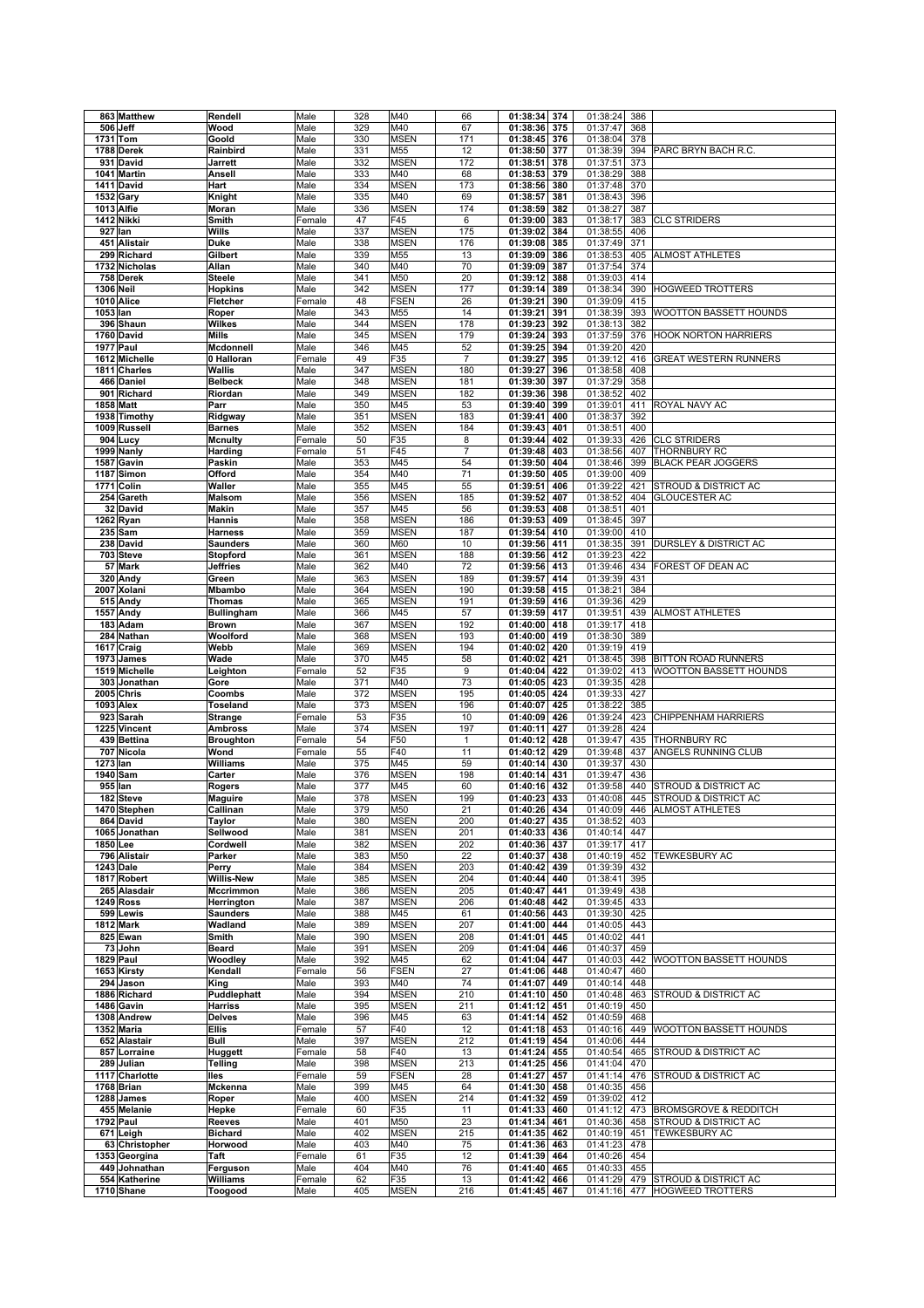| | | | | | | | | | | | |
|---|---|---|---|---|---|---|---|---|---|---|---|
| 863 | Matthew | Rendell | Male | 328 | M40 | 66 | 01:38:34 | 374 | 01:38:24 | 386 | |
| 506 | Jeff | Wood | Male | 329 | M40 | 67 | 01:38:36 | 375 | 01:37:47 | 368 | |
| 1731 | Tom | Goold | Male | 330 | MSEN | 171 | 01:38:45 | 376 | 01:38:04 | 378 | |
| 1788 | Derek | Rainbird | Male | 331 | M55 | 12 | 01:38:50 | 377 | 01:38:39 | 394 | PARC BRYN BACH R.C. |
| 931 | David | Jarrett | Male | 332 | MSEN | 172 | 01:38:51 | 378 | 01:37:51 | 373 | |
| 1041 | Martin | Ansell | Male | 333 | M40 | 68 | 01:38:53 | 379 | 01:38:29 | 388 | |
| 1411 | David | Hart | Male | 334 | MSEN | 173 | 01:38:56 | 380 | 01:37:48 | 370 | |
| 1532 | Gary | Knight | Male | 335 | M40 | 69 | 01:38:57 | 381 | 01:38:43 | 396 | |
| 1013 | Alfie | Moran | Male | 336 | MSEN | 174 | 01:38:59 | 382 | 01:38:27 | 387 | |
| 1412 | Nikki | Smith | Female | 47 | F45 | 6 | 01:39:00 | 383 | 01:38:17 | 383 | CLC STRIDERS |
| 927 | Ian | Wills | Male | 337 | MSEN | 175 | 01:39:02 | 384 | 01:38:55 | 406 | |
| 451 | Alistair | Duke | Male | 338 | MSEN | 176 | 01:39:08 | 385 | 01:37:49 | 371 | |
| 299 | Richard | Gilbert | Male | 339 | M55 | 13 | 01:39:09 | 386 | 01:38:53 | 405 | ALMOST ATHLETES |
| 1732 | Nicholas | Allan | Male | 340 | M40 | 70 | 01:39:09 | 387 | 01:37:54 | 374 | |
| 758 | Derek | Steele | Male | 341 | M50 | 20 | 01:39:12 | 388 | 01:39:03 | 414 | |
| 1306 | Neil | Hopkins | Male | 342 | MSEN | 177 | 01:39:14 | 389 | 01:38:34 | 390 | HOGWEED TROTTERS |
| 1010 | Alice | Fletcher | Female | 48 | FSEN | 26 | 01:39:21 | 390 | 01:39:09 | 415 | |
| 1053 | Ian | Roper | Male | 343 | M55 | 14 | 01:39:21 | 391 | 01:38:39 | 393 | WOOTTON BASSETT HOUNDS |
| 396 | Shaun | Wilkes | Male | 344 | MSEN | 178 | 01:39:23 | 392 | 01:38:13 | 382 | |
| 1760 | David | Mills | Male | 345 | MSEN | 179 | 01:39:24 | 393 | 01:37:59 | 376 | HOOK NORTON HARRIERS |
| 1977 | Paul | Mcdonnell | Male | 346 | M45 | 52 | 01:39:25 | 394 | 01:39:20 | 420 | |
| 1612 | Michelle | 0 Halloran | Female | 49 | F35 | 7 | 01:39:27 | 395 | 01:39:12 | 416 | GREAT WESTERN RUNNERS |
| 1811 | Charles | Wallis | Male | 347 | MSEN | 180 | 01:39:27 | 396 | 01:38:58 | 408 | |
| 466 | Daniel | Belbeck | Male | 348 | MSEN | 181 | 01:39:30 | 397 | 01:37:29 | 358 | |
| 901 | Richard | Riordan | Male | 349 | MSEN | 182 | 01:39:36 | 398 | 01:38:52 | 402 | |
| 1858 | Matt | Parr | Male | 350 | M45 | 53 | 01:39:40 | 399 | 01:39:01 | 411 | ROYAL NAVY AC |
| 1938 | Timothy | Ridgway | Male | 351 | MSEN | 183 | 01:39:41 | 400 | 01:38:37 | 392 | |
| 1009 | Russell | Barnes | Male | 352 | MSEN | 184 | 01:39:43 | 401 | 01:38:51 | 400 | |
| 904 | Lucy | Mcnulty | Female | 50 | F35 | 8 | 01:39:44 | 402 | 01:39:33 | 426 | CLC STRIDERS |
| 1999 | Nanly | Harding | Female | 51 | F45 | 7 | 01:39:48 | 403 | 01:38:56 | 407 | THORNBURY RC |
| 1587 | Gavin | Paskin | Male | 353 | M45 | 54 | 01:39:50 | 404 | 01:38:46 | 399 | BLACK PEAR JOGGERS |
| 1187 | Simon | Offord | Male | 354 | M40 | 71 | 01:39:50 | 405 | 01:39:00 | 409 | |
| 1771 | Colin | Waller | Male | 355 | M45 | 55 | 01:39:51 | 406 | 01:39:22 | 421 | STROUD & DISTRICT AC |
| 254 | Gareth | Malsom | Male | 356 | MSEN | 185 | 01:39:52 | 407 | 01:38:52 | 404 | GLOUCESTER AC |
| 32 | David | Makin | Male | 357 | M45 | 56 | 01:39:53 | 408 | 01:38:51 | 401 | |
| 1262 | Ryan | Hannis | Male | 358 | MSEN | 186 | 01:39:53 | 409 | 01:38:45 | 397 | |
| 235 | Sam | Harness | Male | 359 | MSEN | 187 | 01:39:54 | 410 | 01:39:00 | 410 | |
| 238 | David | Saunders | Male | 360 | M60 | 10 | 01:39:56 | 411 | 01:38:35 | 391 | DURSLEY & DISTRICT AC |
| 703 | Steve | Stopford | Male | 361 | MSEN | 188 | 01:39:56 | 412 | 01:39:23 | 422 | |
| 57 | Mark | Jeffries | Male | 362 | M40 | 72 | 01:39:56 | 413 | 01:39:46 | 434 | FOREST OF DEAN AC |
| 320 | Andy | Green | Male | 363 | MSEN | 189 | 01:39:57 | 414 | 01:39:39 | 431 | |
| 2007 | Xolani | Mbambo | Male | 364 | MSEN | 190 | 01:39:58 | 415 | 01:38:21 | 384 | |
| 515 | Andy | Thomas | Male | 365 | MSEN | 191 | 01:39:59 | 416 | 01:39:36 | 429 | |
| 1557 | Andy | Bullingham | Male | 366 | M45 | 57 | 01:39:59 | 417 | 01:39:51 | 439 | ALMOST ATHLETES |
| 183 | Adam | Brown | Male | 367 | MSEN | 192 | 01:40:00 | 418 | 01:39:17 | 418 | |
| 284 | Nathan | Woolford | Male | 368 | MSEN | 193 | 01:40:00 | 419 | 01:38:30 | 389 | |
| 1617 | Craig | Webb | Male | 369 | MSEN | 194 | 01:40:02 | 420 | 01:39:19 | 419 | |
| 1973 | James | Wade | Male | 370 | M45 | 58 | 01:40:02 | 421 | 01:38:45 | 398 | BITTON ROAD RUNNERS |
| 1519 | Michelle | Leighton | Female | 52 | F35 | 9 | 01:40:04 | 422 | 01:39:02 | 413 | WOOTTON BASSETT HOUNDS |
| 303 | Jonathan | Gore | Male | 371 | M40 | 73 | 01:40:05 | 423 | 01:39:35 | 428 | |
| 2005 | Chris | Coombs | Male | 372 | MSEN | 195 | 01:40:05 | 424 | 01:39:33 | 427 | |
| 1093 | Alex | Toseland | Male | 373 | MSEN | 196 | 01:40:07 | 425 | 01:38:22 | 385 | |
| 923 | Sarah | Strange | Female | 53 | F35 | 10 | 01:40:09 | 426 | 01:39:24 | 423 | CHIPPENHAM HARRIERS |
| 1225 | Vincent | Ambross | Male | 374 | MSEN | 197 | 01:40:11 | 427 | 01:39:28 | 424 | |
| 439 | Bettina | Broughton | Female | 54 | F50 | 1 | 01:40:12 | 428 | 01:39:47 | 435 | THORNBURY RC |
| 707 | Nicola | Wond | Female | 55 | F40 | 11 | 01:40:12 | 429 | 01:39:48 | 437 | ANGELS RUNNING CLUB |
| 1273 | Ian | Williams | Male | 375 | M45 | 59 | 01:40:14 | 430 | 01:39:37 | 430 | |
| 1940 | Sam | Carter | Male | 376 | MSEN | 198 | 01:40:14 | 431 | 01:39:47 | 436 | |
| 955 | Ian | Rogers | Male | 377 | M45 | 60 | 01:40:16 | 432 | 01:39:58 | 440 | STROUD & DISTRICT AC |
| 182 | Steve | Maguire | Male | 378 | MSEN | 199 | 01:40:23 | 433 | 01:40:08 | 445 | STROUD & DISTRICT AC |
| 1470 | Stephen | Callinan | Male | 379 | M50 | 21 | 01:40:26 | 434 | 01:40:09 | 446 | ALMOST ATHLETES |
| 864 | David | Taylor | Male | 380 | MSEN | 200 | 01:40:27 | 435 | 01:38:52 | 403 | |
| 1065 | Jonathan | Sellwood | Male | 381 | MSEN | 201 | 01:40:33 | 436 | 01:40:14 | 447 | |
| 1850 | Lee | Cordwell | Male | 382 | MSEN | 202 | 01:40:36 | 437 | 01:39:17 | 417 | |
| 796 | Alistair | Parker | Male | 383 | M50 | 22 | 01:40:37 | 438 | 01:40:19 | 452 | TEWKESBURY AC |
| 1243 | Dale | Perry | Male | 384 | MSEN | 203 | 01:40:42 | 439 | 01:39:39 | 432 | |
| 1817 | Robert | Willis-New | Male | 385 | MSEN | 204 | 01:40:44 | 440 | 01:38:41 | 395 | |
| 265 | Alasdair | Mccrimmon | Male | 386 | MSEN | 205 | 01:40:47 | 441 | 01:39:49 | 438 | |
| 1249 | Ross | Herrington | Male | 387 | MSEN | 206 | 01:40:48 | 442 | 01:39:45 | 433 | |
| 599 | Lewis | Saunders | Male | 388 | M45 | 61 | 01:40:56 | 443 | 01:39:30 | 425 | |
| 1812 | Mark | Wadland | Male | 389 | MSEN | 207 | 01:41:00 | 444 | 01:40:05 | 443 | |
| 825 | Ewan | Smith | Male | 390 | MSEN | 208 | 01:41:01 | 445 | 01:40:02 | 441 | |
| 73 | John | Beard | Male | 391 | MSEN | 209 | 01:41:04 | 446 | 01:40:37 | 459 | |
| 1829 | Paul | Woodley | Male | 392 | M45 | 62 | 01:41:04 | 447 | 01:40:03 | 442 | WOOTTON BASSETT HOUNDS |
| 1653 | Kirsty | Kendall | Female | 56 | FSEN | 27 | 01:41:06 | 448 | 01:40:47 | 460 | |
| 294 | Jason | King | Male | 393 | M40 | 74 | 01:41:07 | 449 | 01:40:14 | 448 | |
| 1886 | Richard | Puddlephatt | Male | 394 | MSEN | 210 | 01:41:10 | 450 | 01:40:48 | 463 | STROUD & DISTRICT AC |
| 1486 | Gavin | Harriss | Male | 395 | MSEN | 211 | 01:41:12 | 451 | 01:40:19 | 450 | |
| 1308 | Andrew | Delves | Male | 396 | M45 | 63 | 01:41:14 | 452 | 01:40:59 | 468 | |
| 1352 | Maria | Ellis | Female | 57 | F40 | 12 | 01:41:18 | 453 | 01:40:16 | 449 | WOOTTON BASSETT HOUNDS |
| 652 | Alastair | Bull | Male | 397 | MSEN | 212 | 01:41:19 | 454 | 01:40:06 | 444 | |
| 857 | Lorraine | Huggett | Female | 58 | F40 | 13 | 01:41:24 | 455 | 01:40:54 | 465 | STROUD & DISTRICT AC |
| 289 | Julian | Telling | Male | 398 | MSEN | 213 | 01:41:25 | 456 | 01:41:04 | 470 | |
| 1117 | Charlotte | Iles | Female | 59 | FSEN | 28 | 01:41:27 | 457 | 01:41:14 | 476 | STROUD & DISTRICT AC |
| 1768 | Brian | Mckenna | Male | 399 | M45 | 64 | 01:41:30 | 458 | 01:40:35 | 456 | |
| 1288 | James | Roper | Male | 400 | MSEN | 214 | 01:41:32 | 459 | 01:39:02 | 412 | |
| 455 | Melanie | Hepke | Female | 60 | F35 | 11 | 01:41:33 | 460 | 01:41:12 | 473 | BROMSGROVE & REDDITCH |
| 1792 | Paul | Reeves | Male | 401 | M50 | 23 | 01:41:34 | 461 | 01:40:36 | 458 | STROUD & DISTRICT AC |
| 671 | Leigh | Bichard | Male | 402 | MSEN | 215 | 01:41:35 | 462 | 01:40:19 | 451 | TEWKESBURY AC |
| 63 | Christopher | Horwood | Male | 403 | M40 | 75 | 01:41:36 | 463 | 01:41:23 | 478 | |
| 1353 | Georgina | Taft | Female | 61 | F35 | 12 | 01:41:39 | 464 | 01:40:26 | 454 | |
| 449 | Johnathan | Ferguson | Male | 404 | M40 | 76 | 01:41:40 | 465 | 01:40:33 | 455 | |
| 554 | Katherine | Williams | Female | 62 | F35 | 13 | 01:41:42 | 466 | 01:41:29 | 479 | STROUD & DISTRICT AC |
| 1710 | Shane | Toogood | Male | 405 | MSEN | 216 | 01:41:45 | 467 | 01:41:16 | 477 | HOGWEED TROTTERS |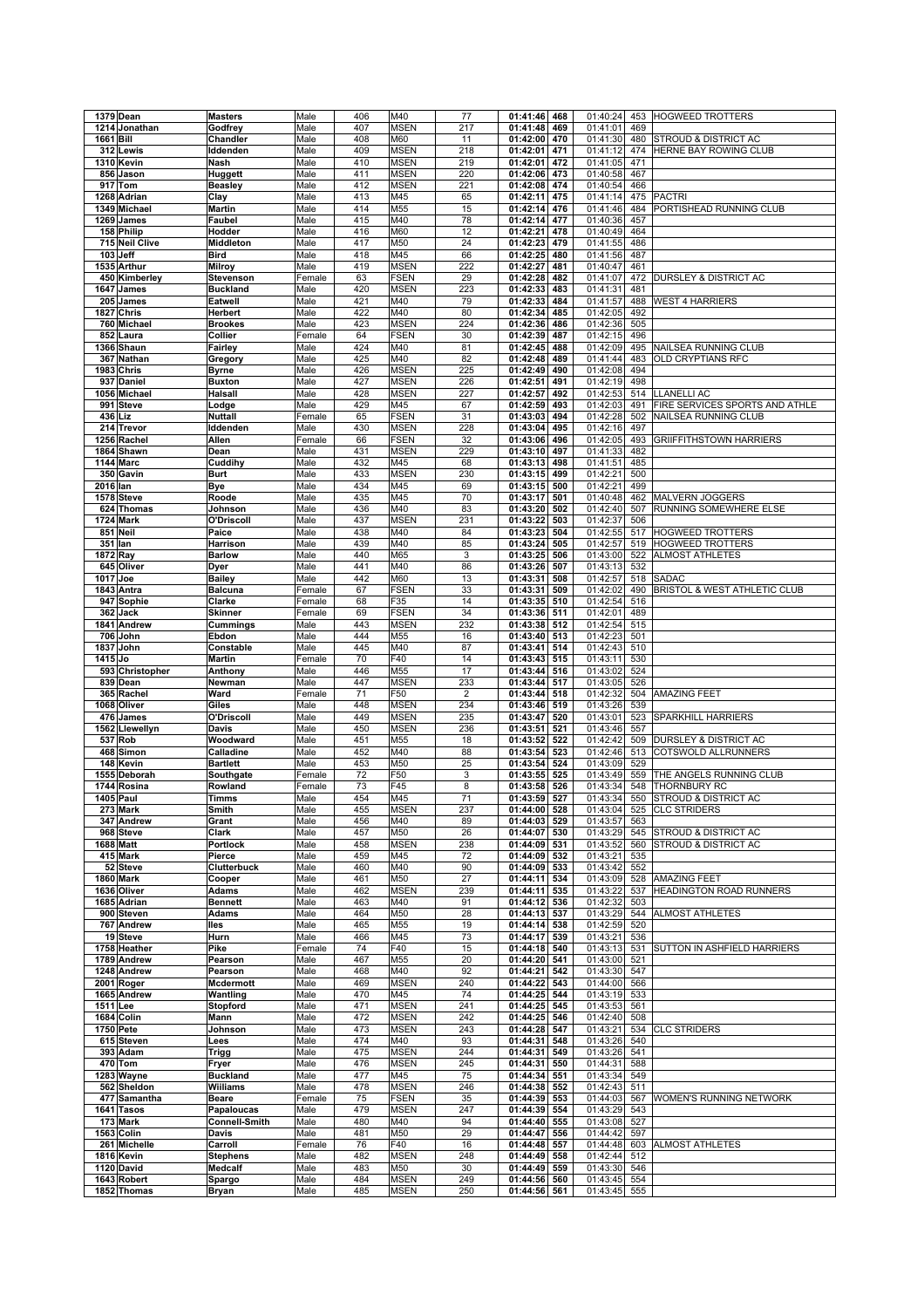| | | | | | | | | | | | | |
|---|---|---|---|---|---|---|---|---|---|---|---|---|
| 1379 | Dean | Masters | Male | 406 | M40 | 77 | 01:41:46 | 468 | 01:40:24 | 453 | HOGWEED TROTTERS |
| 1214 | Jonathan | Godfrey | Male | 407 | MSEN | 217 | 01:41:48 | 469 | 01:41:01 | 469 | |
| 1661 | Bill | Chandler | Male | 408 | M60 | 11 | 01:42:00 | 470 | 01:41:30 | 480 | STROUD & DISTRICT AC |
| 312 | Lewis | Iddenden | Male | 409 | MSEN | 218 | 01:42:01 | 471 | 01:41:12 | 474 | HERNE BAY ROWING CLUB |
| 1310 | Kevin | Nash | Male | 410 | MSEN | 219 | 01:42:01 | 472 | 01:41:05 | 471 | |
| 856 | Jason | Huggett | Male | 411 | MSEN | 220 | 01:42:06 | 473 | 01:40:58 | 467 | |
| 917 | Tom | Beasley | Male | 412 | MSEN | 221 | 01:42:08 | 474 | 01:40:54 | 466 | |
| 1268 | Adrian | Clay | Male | 413 | M45 | 65 | 01:42:11 | 475 | 01:41:14 | 475 | PACTRI |
| 1349 | Michael | Martin | Male | 414 | M55 | 15 | 01:42:14 | 476 | 01:41:46 | 484 | PORTISHEAD RUNNING CLUB |
| 1269 | James | Faubel | Male | 415 | M40 | 78 | 01:42:14 | 477 | 01:40:36 | 457 | |
| 158 | Philip | Hodder | Male | 416 | M60 | 12 | 01:42:21 | 478 | 01:40:49 | 464 | |
| 715 | Neil Clive | Middleton | Male | 417 | M50 | 24 | 01:42:23 | 479 | 01:41:55 | 486 | |
| 103 | Jeff | Bird | Male | 418 | M45 | 66 | 01:42:25 | 480 | 01:41:56 | 487 | |
| 1535 | Arthur | Milroy | Male | 419 | MSEN | 222 | 01:42:27 | 481 | 01:40:47 | 461 | |
| 450 | Kimberley | Stevenson | Female | 63 | FSEN | 29 | 01:42:28 | 482 | 01:41:07 | 472 | DURSLEY & DISTRICT AC |
| 1647 | James | Buckland | Male | 420 | MSEN | 223 | 01:42:33 | 483 | 01:41:31 | 481 | |
| 205 | James | Eatwell | Male | 421 | M40 | 79 | 01:42:33 | 484 | 01:41:57 | 488 | WEST 4 HARRIERS |
| 1827 | Chris | Herbert | Male | 422 | M40 | 80 | 01:42:34 | 485 | 01:42:05 | 492 | |
| 760 | Michael | Brookes | Male | 423 | MSEN | 224 | 01:42:36 | 486 | 01:42:36 | 505 | |
| 852 | Laura | Collier | Female | 64 | FSEN | 30 | 01:42:39 | 487 | 01:42:15 | 496 | |
| 1366 | Shaun | Fairley | Male | 424 | M40 | 81 | 01:42:45 | 488 | 01:42:09 | 495 | NAILSEA RUNNING CLUB |
| 367 | Nathan | Gregory | Male | 425 | M40 | 82 | 01:42:48 | 489 | 01:41:44 | 483 | OLD CRYPTIANS RFC |
| 1983 | Chris | Byrne | Male | 426 | MSEN | 225 | 01:42:49 | 490 | 01:42:08 | 494 | |
| 937 | Daniel | Buxton | Male | 427 | MSEN | 226 | 01:42:51 | 491 | 01:42:19 | 498 | |
| 1056 | Michael | Halsall | Male | 428 | MSEN | 227 | 01:42:57 | 492 | 01:42:53 | 514 | LLANELLI AC |
| 991 | Steve | Lodge | Male | 429 | M45 | 67 | 01:42:59 | 493 | 01:42:03 | 491 | FIRE SERVICES SPORTS AND ATHLE |
| 436 | Liz | Nuttall | Female | 65 | FSEN | 31 | 01:43:03 | 494 | 01:42:28 | 502 | NAILSEA RUNNING CLUB |
| 214 | Trevor | Iddenden | Male | 430 | MSEN | 228 | 01:43:04 | 495 | 01:42:16 | 497 | |
| 1256 | Rachel | Allen | Female | 66 | FSEN | 32 | 01:43:06 | 496 | 01:42:05 | 493 | GRIIFFITHSTOWN HARRIERS |
| 1864 | Shawn | Dean | Male | 431 | MSEN | 229 | 01:43:10 | 497 | 01:41:33 | 482 | |
| 1144 | Marc | Cuddihy | Male | 432 | M45 | 68 | 01:43:13 | 498 | 01:41:51 | 485 | |
| 350 | Gavin | Burt | Male | 433 | MSEN | 230 | 01:43:15 | 499 | 01:42:21 | 500 | |
| 2016 | Ian | Bye | Male | 434 | M45 | 69 | 01:43:15 | 500 | 01:42:21 | 499 | |
| 1578 | Steve | Roode | Male | 435 | M45 | 70 | 01:43:17 | 501 | 01:40:48 | 462 | MALVERN JOGGERS |
| 624 | Thomas | Johnson | Male | 436 | M40 | 83 | 01:43:20 | 502 | 01:42:40 | 507 | RUNNING SOMEWHERE ELSE |
| 1724 | Mark | O'Driscoll | Male | 437 | MSEN | 231 | 01:43:22 | 503 | 01:42:37 | 506 | |
| 851 | Neil | Paice | Male | 438 | M40 | 84 | 01:43:23 | 504 | 01:42:55 | 517 | HOGWEED TROTTERS |
| 351 | Ian | Harrison | Male | 439 | M40 | 85 | 01:43:24 | 505 | 01:42:57 | 519 | HOGWEED TROTTERS |
| 1872 | Ray | Barlow | Male | 440 | M65 | 3 | 01:43:25 | 506 | 01:43:00 | 522 | ALMOST ATHLETES |
| 645 | Oliver | Dyer | Male | 441 | M40 | 86 | 01:43:26 | 507 | 01:43:13 | 532 | |
| 1017 | Joe | Bailey | Male | 442 | M60 | 13 | 01:43:31 | 508 | 01:42:57 | 518 | SADAC |
| 1843 | Antra | Balcuna | Female | 67 | FSEN | 33 | 01:43:31 | 509 | 01:42:02 | 490 | BRISTOL & WEST ATHLETIC CLUB |
| 947 | Sophie | Clarke | Female | 68 | F35 | 14 | 01:43:35 | 510 | 01:42:54 | 516 | |
| 362 | Jack | Skinner | Female | 69 | FSEN | 34 | 01:43:36 | 511 | 01:42:01 | 489 | |
| 1841 | Andrew | Cummings | Male | 443 | MSEN | 232 | 01:43:38 | 512 | 01:42:54 | 515 | |
| 706 | John | Ebdon | Male | 444 | M55 | 16 | 01:43:40 | 513 | 01:42:23 | 501 | |
| 1837 | John | Constable | Male | 445 | M40 | 87 | 01:43:41 | 514 | 01:42:43 | 510 | |
| 1415 | Jo | Martin | Female | 70 | F40 | 14 | 01:43:43 | 515 | 01:43:11 | 530 | |
| 593 | Christopher | Anthony | Male | 446 | M55 | 17 | 01:43:44 | 516 | 01:43:02 | 524 | |
| 839 | Dean | Newman | Male | 447 | MSEN | 233 | 01:43:44 | 517 | 01:43:05 | 526 | |
| 365 | Rachel | Ward | Female | 71 | F50 | 2 | 01:43:44 | 518 | 01:42:32 | 504 | AMAZING FEET |
| 1068 | Oliver | Giles | Male | 448 | MSEN | 234 | 01:43:46 | 519 | 01:43:26 | 539 | |
| 476 | James | O'Driscoll | Male | 449 | MSEN | 235 | 01:43:47 | 520 | 01:43:01 | 523 | SPARKHILL HARRIERS |
| 1562 | Llewellyn | Davis | Male | 450 | MSEN | 236 | 01:43:51 | 521 | 01:43:46 | 557 | |
| 537 | Rob | Woodward | Male | 451 | M55 | 18 | 01:43:52 | 522 | 01:42:42 | 509 | DURSLEY & DISTRICT AC |
| 468 | Simon | Calladine | Male | 452 | M40 | 88 | 01:43:54 | 523 | 01:42:46 | 513 | COTSWOLD ALLRUNNERS |
| 148 | Kevin | Bartlett | Male | 453 | M50 | 25 | 01:43:54 | 524 | 01:43:09 | 529 | |
| 1555 | Deborah | Southgate | Female | 72 | F50 | 3 | 01:43:55 | 525 | 01:43:49 | 559 | THE ANGELS RUNNING CLUB |
| 1744 | Rosina | Rowland | Female | 73 | F45 | 8 | 01:43:58 | 526 | 01:43:34 | 548 | THORNBURY RC |
| 1405 | Paul | Timms | Male | 454 | M45 | 71 | 01:43:59 | 527 | 01:43:34 | 550 | STROUD & DISTRICT AC |
| 273 | Mark | Smith | Male | 455 | MSEN | 237 | 01:44:00 | 528 | 01:43:04 | 525 | CLC STRIDERS |
| 347 | Andrew | Grant | Male | 456 | M40 | 89 | 01:44:03 | 529 | 01:43:57 | 563 | |
| 968 | Steve | Clark | Male | 457 | M50 | 26 | 01:44:07 | 530 | 01:43:29 | 545 | STROUD & DISTRICT AC |
| 1688 | Matt | Portlock | Male | 458 | MSEN | 238 | 01:44:09 | 531 | 01:43:52 | 560 | STROUD & DISTRICT AC |
| 415 | Mark | Pierce | Male | 459 | M45 | 72 | 01:44:09 | 532 | 01:43:21 | 535 | |
| 52 | Steve | Clutterbuck | Male | 460 | M40 | 90 | 01:44:09 | 533 | 01:43:42 | 552 | |
| 1860 | Mark | Cooper | Male | 461 | M50 | 27 | 01:44:11 | 534 | 01:43:09 | 528 | AMAZING FEET |
| 1636 | Oliver | Adams | Male | 462 | MSEN | 239 | 01:44:11 | 535 | 01:43:22 | 537 | HEADINGTON ROAD RUNNERS |
| 1685 | Adrian | Bennett | Male | 463 | M40 | 91 | 01:44:12 | 536 | 01:42:32 | 503 | |
| 900 | Steven | Adams | Male | 464 | M50 | 28 | 01:44:13 | 537 | 01:43:29 | 544 | ALMOST ATHLETES |
| 767 | Andrew | Iles | Male | 465 | M55 | 19 | 01:44:14 | 538 | 01:42:59 | 520 | |
| 19 | Steve | Hurn | Male | 466 | M45 | 73 | 01:44:17 | 539 | 01:43:21 | 536 | |
| 1758 | Heather | Pike | Female | 74 | F40 | 15 | 01:44:18 | 540 | 01:43:13 | 531 | SUTTON IN ASHFIELD HARRIERS |
| 1789 | Andrew | Pearson | Male | 467 | M55 | 20 | 01:44:20 | 541 | 01:43:00 | 521 | |
| 1248 | Andrew | Pearson | Male | 468 | M40 | 92 | 01:44:21 | 542 | 01:43:30 | 547 | |
| 2001 | Roger | Mcdermott | Male | 469 | MSEN | 240 | 01:44:22 | 543 | 01:44:00 | 566 | |
| 1665 | Andrew | Wantling | Male | 470 | M45 | 74 | 01:44:25 | 544 | 01:43:19 | 533 | |
| 1511 | Lee | Stopford | Male | 471 | MSEN | 241 | 01:44:25 | 545 | 01:43:53 | 561 | |
| 1684 | Colin | Mann | Male | 472 | MSEN | 242 | 01:44:25 | 546 | 01:42:40 | 508 | |
| 1750 | Pete | Johnson | Male | 473 | MSEN | 243 | 01:44:28 | 547 | 01:43:21 | 534 | CLC STRIDERS |
| 615 | Steven | Lees | Male | 474 | M40 | 93 | 01:44:31 | 548 | 01:43:26 | 540 | |
| 393 | Adam | Trigg | Male | 475 | MSEN | 244 | 01:44:31 | 549 | 01:43:26 | 541 | |
| 470 | Tom | Fryer | Male | 476 | MSEN | 245 | 01:44:31 | 550 | 01:44:31 | 588 | |
| 1283 | Wayne | Buckland | Male | 477 | M45 | 75 | 01:44:34 | 551 | 01:43:34 | 549 | |
| 562 | Sheldon | Williams | Male | 478 | MSEN | 246 | 01:44:38 | 552 | 01:42:43 | 511 | |
| 477 | Samantha | Beare | Female | 75 | FSEN | 35 | 01:44:39 | 553 | 01:44:03 | 567 | WOMEN'S RUNNING NETWORK |
| 1641 | Tasos | Papaloucas | Male | 479 | MSEN | 247 | 01:44:39 | 554 | 01:43:29 | 543 | |
| 173 | Mark | Connell-Smith | Male | 480 | M40 | 94 | 01:44:40 | 555 | 01:43:08 | 527 | |
| 1563 | Colin | Davis | Male | 481 | M50 | 29 | 01:44:47 | 556 | 01:44:42 | 597 | |
| 261 | Michelle | Carroll | Female | 76 | F40 | 16 | 01:44:48 | 557 | 01:44:48 | 603 | ALMOST ATHLETES |
| 1816 | Kevin | Stephens | Male | 482 | MSEN | 248 | 01:44:49 | 558 | 01:42:44 | 512 | |
| 1120 | David | Medcalf | Male | 483 | M50 | 30 | 01:44:49 | 559 | 01:43:30 | 546 | |
| 1643 | Robert | Spargo | Male | 484 | MSEN | 249 | 01:44:56 | 560 | 01:43:45 | 554 | |
| 1852 | Thomas | Bryan | Male | 485 | MSEN | 250 | 01:44:56 | 561 | 01:43:45 | 555 | |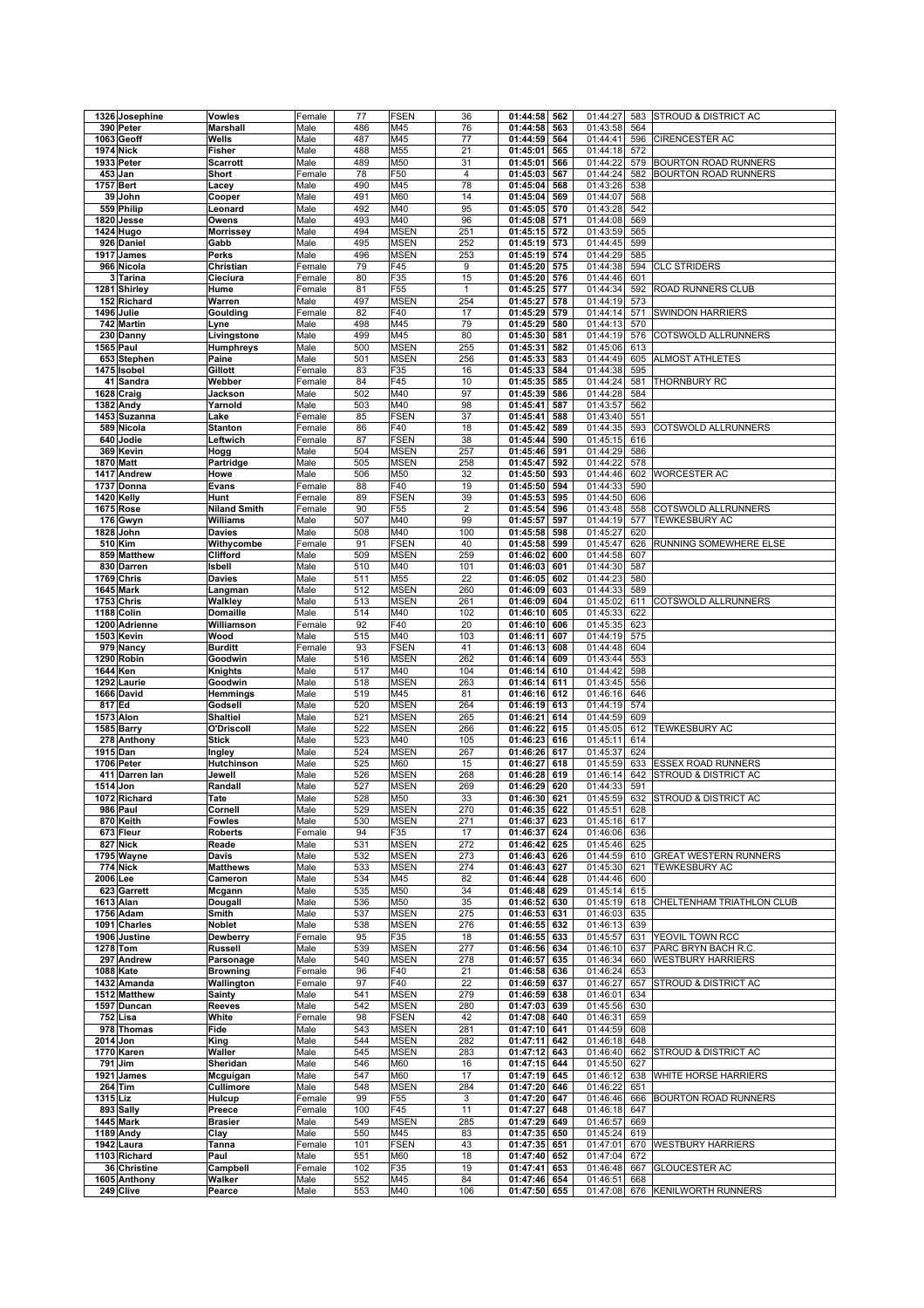| | | | | | | | | | | | | |
|---|---|---|---|---|---|---|---|---|---|---|---|---|
| 1326 | Josephine | Vowles | Female | 77 | FSEN | 36 | 01:44:58 | 562 | 01:44:27 | 583 | STROUD & DISTRICT AC |
| 390 | Peter | Marshall | Male | 486 | M45 | 76 | 01:44:58 | 563 | 01:43:58 | 564 | |
| 1063 | Geoff | Wells | Male | 487 | M45 | 77 | 01:44:59 | 564 | 01:44:41 | 596 | CIRENCESTER AC |
| 1974 | Nick | Fisher | Male | 488 | M55 | 21 | 01:45:01 | 565 | 01:44:18 | 572 | |
| 1933 | Peter | Scarrott | Male | 489 | M50 | 31 | 01:45:01 | 566 | 01:44:22 | 579 | BOURTON ROAD RUNNERS |
| 453 | Jan | Short | Female | 78 | F50 | 4 | 01:45:03 | 567 | 01:44:24 | 582 | BOURTON ROAD RUNNERS |
| 1757 | Bert | Lacey | Male | 490 | M45 | 78 | 01:45:04 | 568 | 01:43:26 | 538 | |
| 39 | John | Cooper | Male | 491 | M60 | 14 | 01:45:04 | 569 | 01:44:07 | 568 | |
| 559 | Philip | Leonard | Male | 492 | M40 | 95 | 01:45:05 | 570 | 01:43:28 | 542 | |
| 1820 | Jesse | Owens | Male | 493 | M40 | 96 | 01:45:08 | 571 | 01:44:08 | 569 | |
| 1424 | Hugo | Morrissey | Male | 494 | MSEN | 251 | 01:45:15 | 572 | 01:43:59 | 565 | |
| 926 | Daniel | Gabb | Male | 495 | MSEN | 252 | 01:45:19 | 573 | 01:44:45 | 599 | |
| 1917 | James | Perks | Male | 496 | MSEN | 253 | 01:45:19 | 574 | 01:44:29 | 585 | |
| 966 | Nicola | Christian | Female | 79 | F45 | 9 | 01:45:20 | 575 | 01:44:38 | 594 | CLC STRIDERS |
| 3 | Tarina | Cieciura | Female | 80 | F35 | 15 | 01:45:20 | 576 | 01:44:46 | 601 | |
| 1281 | Shirley | Hume | Female | 81 | F55 | 1 | 01:45:25 | 577 | 01:44:34 | 592 | ROAD RUNNERS CLUB |
| 152 | Richard | Warren | Male | 497 | MSEN | 254 | 01:45:27 | 578 | 01:44:19 | 573 | |
| 1496 | Julie | Goulding | Female | 82 | F40 | 17 | 01:45:29 | 579 | 01:44:14 | 571 | SWINDON HARRIERS |
| 742 | Martin | Lyne | Male | 498 | M45 | 79 | 01:45:29 | 580 | 01:44:13 | 570 | |
| 230 | Danny | Livingstone | Male | 499 | M45 | 80 | 01:45:30 | 581 | 01:44:19 | 576 | COTSWOLD ALLRUNNERS |
| 1565 | Paul | Humphreys | Male | 500 | MSEN | 255 | 01:45:31 | 582 | 01:45:06 | 613 | |
| 653 | Stephen | Paine | Male | 501 | MSEN | 256 | 01:45:33 | 583 | 01:44:49 | 605 | ALMOST ATHLETES |
| 1475 | Isobel | Gillott | Female | 83 | F35 | 16 | 01:45:33 | 584 | 01:44:38 | 595 | |
| 41 | Sandra | Webber | Female | 84 | F45 | 10 | 01:45:35 | 585 | 01:44:24 | 581 | THORNBURY RC |
| 1628 | Craig | Jackson | Male | 502 | M40 | 97 | 01:45:39 | 586 | 01:44:28 | 584 | |
| 1382 | Andy | Yarnold | Male | 503 | M40 | 98 | 01:45:41 | 587 | 01:43:57 | 562 | |
| 1453 | Suzanna | Lake | Female | 85 | FSEN | 37 | 01:45:41 | 588 | 01:43:40 | 551 | |
| 589 | Nicola | Stanton | Female | 86 | F40 | 18 | 01:45:42 | 589 | 01:44:35 | 593 | COTSWOLD ALLRUNNERS |
| 640 | Jodie | Leftwich | Female | 87 | FSEN | 38 | 01:45:44 | 590 | 01:45:15 | 616 | |
| 369 | Kevin | Hogg | Male | 504 | MSEN | 257 | 01:45:46 | 591 | 01:44:29 | 586 | |
| 1870 | Matt | Partridge | Male | 505 | MSEN | 258 | 01:45:47 | 592 | 01:44:22 | 578 | |
| 1417 | Andrew | Howe | Male | 506 | M50 | 32 | 01:45:50 | 593 | 01:44:46 | 602 | WORCESTER AC |
| 1737 | Donna | Evans | Female | 88 | F40 | 19 | 01:45:50 | 594 | 01:44:33 | 590 | |
| 1420 | Kelly | Hunt | Female | 89 | FSEN | 39 | 01:45:53 | 595 | 01:44:50 | 606 | |
| 1675 | Rose | Niland Smith | Female | 90 | F55 | 2 | 01:45:54 | 596 | 01:43:48 | 558 | COTSWOLD ALLRUNNERS |
| 176 | Gwyn | Williams | Male | 507 | M40 | 99 | 01:45:57 | 597 | 01:44:19 | 577 | TEWKESBURY AC |
| 1828 | John | Davies | Male | 508 | M40 | 100 | 01:45:58 | 598 | 01:45:27 | 620 | |
| 510 | Kim | Withycombe | Female | 91 | FSEN | 40 | 01:45:58 | 599 | 01:45:47 | 626 | RUNNING SOMEWHERE ELSE |
| 859 | Matthew | Clifford | Male | 509 | MSEN | 259 | 01:46:02 | 600 | 01:44:58 | 607 | |
| 830 | Darren | Isbell | Male | 510 | M40 | 101 | 01:46:03 | 601 | 01:44:30 | 587 | |
| 1769 | Chris | Davies | Male | 511 | M55 | 22 | 01:46:05 | 602 | 01:44:23 | 580 | |
| 1645 | Mark | Langman | Male | 512 | MSEN | 260 | 01:46:09 | 603 | 01:44:33 | 589 | |
| 1753 | Chris | Walkley | Male | 513 | MSEN | 261 | 01:46:09 | 604 | 01:45:02 | 611 | COTSWOLD ALLRUNNERS |
| 1188 | Colin | Domaille | Male | 514 | M40 | 102 | 01:46:10 | 605 | 01:45:33 | 622 | |
| 1200 | Adrienne | Williamson | Female | 92 | F40 | 20 | 01:46:10 | 606 | 01:45:35 | 623 | |
| 1503 | Kevin | Wood | Male | 515 | M40 | 103 | 01:46:11 | 607 | 01:44:19 | 575 | |
| 979 | Nancy | Burditt | Female | 93 | FSEN | 41 | 01:46:13 | 608 | 01:44:48 | 604 | |
| 1290 | Robin | Goodwin | Male | 516 | MSEN | 262 | 01:46:14 | 609 | 01:43:44 | 553 | |
| 1644 | Ken | Knights | Male | 517 | M40 | 104 | 01:46:14 | 610 | 01:44:42 | 598 | |
| 1292 | Laurie | Goodwin | Male | 518 | MSEN | 263 | 01:46:14 | 611 | 01:43:45 | 556 | |
| 1666 | David | Hemmings | Male | 519 | M45 | 81 | 01:46:16 | 612 | 01:46:16 | 646 | |
| 817 | Ed | Godsell | Male | 520 | MSEN | 264 | 01:46:19 | 613 | 01:44:19 | 574 | |
| 1573 | Alon | Shaltiel | Male | 521 | MSEN | 265 | 01:46:21 | 614 | 01:44:59 | 609 | |
| 1585 | Barry | O'Driscoll | Male | 522 | MSEN | 266 | 01:46:22 | 615 | 01:45:05 | 612 | TEWKESBURY AC |
| 278 | Anthony | Stick | Male | 523 | M40 | 105 | 01:46:23 | 616 | 01:45:11 | 614 | |
| 1915 | Dan | Ingley | Male | 524 | MSEN | 267 | 01:46:26 | 617 | 01:45:37 | 624 | |
| 1706 | Peter | Hutchinson | Male | 525 | M60 | 15 | 01:46:27 | 618 | 01:45:59 | 633 | ESSEX ROAD RUNNERS |
| 411 | Darren Ian | Jewell | Male | 526 | MSEN | 268 | 01:46:28 | 619 | 01:46:14 | 642 | STROUD & DISTRICT AC |
| 1514 | Jon | Randall | Male | 527 | MSEN | 269 | 01:46:29 | 620 | 01:44:33 | 591 | |
| 1072 | Richard | Tate | Male | 528 | M50 | 33 | 01:46:30 | 621 | 01:45:59 | 632 | STROUD & DISTRICT AC |
| 986 | Paul | Cornell | Male | 529 | MSEN | 270 | 01:46:35 | 622 | 01:45:51 | 628 | |
| 870 | Keith | Fowles | Male | 530 | MSEN | 271 | 01:46:37 | 623 | 01:45:16 | 617 | |
| 673 | Fleur | Roberts | Female | 94 | F35 | 17 | 01:46:37 | 624 | 01:46:06 | 636 | |
| 827 | Nick | Reade | Male | 531 | MSEN | 272 | 01:46:42 | 625 | 01:45:46 | 625 | |
| 1795 | Wayne | Davis | Male | 532 | MSEN | 273 | 01:46:43 | 626 | 01:44:59 | 610 | GREAT WESTERN RUNNERS |
| 774 | Nick | Matthews | Male | 533 | MSEN | 274 | 01:46:43 | 627 | 01:45:30 | 621 | TEWKESBURY AC |
| 2006 | Lee | Cameron | Male | 534 | M45 | 82 | 01:46:44 | 628 | 01:44:46 | 600 | |
| 623 | Garrett | Mcgann | Male | 535 | M50 | 34 | 01:46:48 | 629 | 01:45:14 | 615 | |
| 1613 | Alan | Dougall | Male | 536 | M50 | 35 | 01:46:52 | 630 | 01:45:19 | 618 | CHELTENHAM TRIATHLON CLUB |
| 1756 | Adam | Smith | Male | 537 | MSEN | 275 | 01:46:53 | 631 | 01:46:03 | 635 | |
| 1091 | Charles | Noblet | Male | 538 | MSEN | 276 | 01:46:55 | 632 | 01:46:13 | 639 | |
| 1906 | Justine | Dewberry | Female | 95 | F35 | 18 | 01:46:55 | 633 | 01:45:57 | 631 | YEOVIL TOWN RCC |
| 1278 | Tom | Russell | Male | 539 | MSEN | 277 | 01:46:56 | 634 | 01:46:10 | 637 | PARC BRYN BACH R.C. |
| 297 | Andrew | Parsonage | Male | 540 | MSEN | 278 | 01:46:57 | 635 | 01:46:34 | 660 | WESTBURY HARRIERS |
| 1088 | Kate | Browning | Female | 96 | F40 | 21 | 01:46:58 | 636 | 01:46:24 | 653 | |
| 1432 | Amanda | Wallington | Female | 97 | F40 | 22 | 01:46:59 | 637 | 01:46:27 | 657 | STROUD & DISTRICT AC |
| 1512 | Matthew | Sainty | Male | 541 | MSEN | 279 | 01:46:59 | 638 | 01:46:01 | 634 | |
| 1597 | Duncan | Reeves | Male | 542 | MSEN | 280 | 01:47:03 | 639 | 01:45:56 | 630 | |
| 752 | Lisa | White | Female | 98 | FSEN | 42 | 01:47:08 | 640 | 01:46:31 | 659 | |
| 978 | Thomas | Fide | Male | 543 | MSEN | 281 | 01:47:10 | 641 | 01:44:59 | 608 | |
| 2014 | Jon | King | Male | 544 | MSEN | 282 | 01:47:11 | 642 | 01:46:18 | 648 | |
| 1770 | Karen | Waller | Male | 545 | MSEN | 283 | 01:47:12 | 643 | 01:46:40 | 662 | STROUD & DISTRICT AC |
| 791 | Jim | Sheridan | Male | 546 | M60 | 16 | 01:47:15 | 644 | 01:45:50 | 627 | |
| 1921 | James | Mcguigan | Male | 547 | M60 | 17 | 01:47:19 | 645 | 01:46:12 | 638 | WHITE HORSE HARRIERS |
| 264 | Tim | Cullimore | Male | 548 | MSEN | 284 | 01:47:20 | 646 | 01:46:22 | 651 | |
| 1315 | Liz | Hulcup | Female | 99 | F55 | 3 | 01:47:20 | 647 | 01:46:46 | 666 | BOURTON ROAD RUNNERS |
| 893 | Sally | Preece | Female | 100 | F45 | 11 | 01:47:27 | 648 | 01:46:18 | 647 | |
| 1445 | Mark | Brasier | Male | 549 | MSEN | 285 | 01:47:29 | 649 | 01:46:57 | 669 | |
| 1189 | Andy | Clay | Male | 550 | M45 | 83 | 01:47:35 | 650 | 01:45:24 | 619 | |
| 1942 | Laura | Tanna | Female | 101 | FSEN | 43 | 01:47:35 | 651 | 01:47:01 | 670 | WESTBURY HARRIERS |
| 1103 | Richard | Paul | Male | 551 | M60 | 18 | 01:47:40 | 652 | 01:47:04 | 672 | |
| 36 | Christine | Campbell | Female | 102 | F35 | 19 | 01:47:41 | 653 | 01:46:48 | 667 | GLOUCESTER AC |
| 1605 | Anthony | Walker | Male | 552 | M45 | 84 | 01:47:46 | 654 | 01:46:51 | 668 | |
| 249 | Clive | Pearce | Male | 553 | M40 | 106 | 01:47:50 | 655 | 01:47:08 | 676 | KENILWORTH RUNNERS |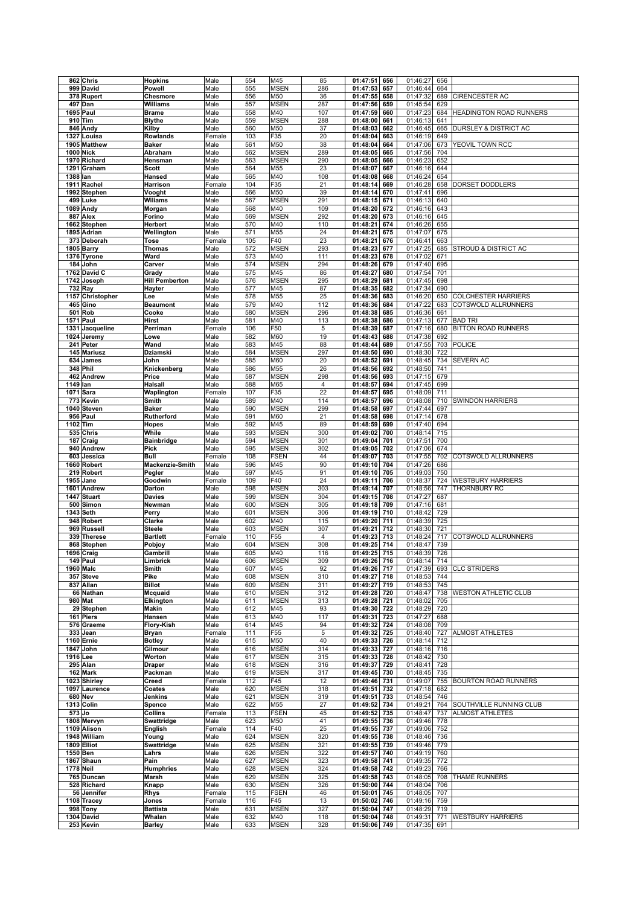| | | | | | | | | | | | | |
|---|---|---|---|---|---|---|---|---|---|---|---|---|
| 862 | Chris | Hopkins | Male | 554 | M45 | 85 | 01:47:51 | 656 | 01:46:27 | 656 | |
| 999 | David | Powell | Male | 555 | MSEN | 286 | 01:47:53 | 657 | 01:46:44 | 664 | |
| 378 | Rupert | Chesmore | Male | 556 | M50 | 36 | 01:47:55 | 658 | 01:47:32 | 689 | CIRENCESTER AC |
| 497 | Dan | Williams | Male | 557 | MSEN | 287 | 01:47:56 | 659 | 01:45:54 | 629 | |
| 1695 | Paul | Brame | Male | 558 | M40 | 107 | 01:47:59 | 660 | 01:47:23 | 684 | HEADINGTON ROAD RUNNERS |
| 910 | Tim | Blythe | Male | 559 | MSEN | 288 | 01:48:00 | 661 | 01:46:13 | 641 | |
| 846 | Andy | Kilby | Male | 560 | M50 | 37 | 01:48:03 | 662 | 01:46:45 | 665 | DURSLEY & DISTRICT AC |
| 1327 | Louisa | Rowlands | Female | 103 | F35 | 20 | 01:48:04 | 663 | 01:46:19 | 649 | |
| 1905 | Matthew | Baker | Male | 561 | M50 | 38 | 01:48:04 | 664 | 01:47:06 | 673 | YEOVIL TOWN RCC |
| 1000 | Nick | Abraham | Male | 562 | MSEN | 289 | 01:48:05 | 665 | 01:47:56 | 704 | |
| 1970 | Richard | Hensman | Male | 563 | MSEN | 290 | 01:48:05 | 666 | 01:46:23 | 652 | |
| 1291 | Graham | Scott | Male | 564 | M55 | 23 | 01:48:07 | 667 | 01:46:16 | 644 | |
| 1388 | Ian | Hansed | Male | 565 | M40 | 108 | 01:48:08 | 668 | 01:46:24 | 654 | |
| 1911 | Rachel | Harrison | Female | 104 | F35 | 21 | 01:48:14 | 669 | 01:46:28 | 658 | DORSET DODDLERS |
| 1992 | Stephen | Vooght | Male | 566 | M50 | 39 | 01:48:14 | 670 | 01:47:41 | 696 | |
| 499 | Luke | Wiliams | Male | 567 | MSEN | 291 | 01:48:15 | 671 | 01:46:13 | 640 | |
| 1089 | Andy | Morgan | Male | 568 | M40 | 109 | 01:48:20 | 672 | 01:46:16 | 643 | |
| 887 | Alex | Forino | Male | 569 | MSEN | 292 | 01:48:20 | 673 | 01:46:16 | 645 | |
| 1662 | Stephen | Herbert | Male | 570 | M40 | 110 | 01:48:21 | 674 | 01:46:26 | 655 | |
| 1895 | Adrian | Wellington | Male | 571 | M55 | 24 | 01:48:21 | 675 | 01:47:07 | 675 | |
| 373 | Deborah | Tose | Female | 105 | F40 | 23 | 01:48:21 | 676 | 01:46:41 | 663 | |
| 1805 | Barry | Thomas | Male | 572 | MSEN | 293 | 01:48:23 | 677 | 01:47:25 | 685 | STROUD & DISTRICT AC |
| 1376 | Tyrone | Ward | Male | 573 | M40 | 111 | 01:48:23 | 678 | 01:47:02 | 671 | |
| 184 | John | Carver | Male | 574 | MSEN | 294 | 01:48:26 | 679 | 01:47:40 | 695 | |
| 1762 | David C | Grady | Male | 575 | M45 | 86 | 01:48:27 | 680 | 01:47:54 | 701 | |
| 1742 | Joseph | Hill Pemberton | Male | 576 | MSEN | 295 | 01:48:29 | 681 | 01:47:45 | 698 | |
| 732 | Ray | Hayter | Male | 577 | M45 | 87 | 01:48:35 | 682 | 01:47:34 | 690 | |
| 1157 | Christopher | Lee | Male | 578 | M55 | 25 | 01:48:36 | 683 | 01:46:20 | 650 | COLCHESTER HARRIERS |
| 465 | Gino | Beaumont | Male | 579 | M40 | 112 | 01:48:36 | 684 | 01:47:22 | 683 | COTSWOLD ALLRUNNERS |
| 501 | Rob | Cooke | Male | 580 | MSEN | 296 | 01:48:38 | 685 | 01:46:36 | 661 | |
| 1571 | Paul | Hirst | Male | 581 | M40 | 113 | 01:48:38 | 686 | 01:47:13 | 677 | BAD TRI |
| 1331 | Jacqueline | Perriman | Female | 106 | F50 | 5 | 01:48:39 | 687 | 01:47:16 | 680 | BITTON ROAD RUNNERS |
| 1024 | Jeremy | Lowe | Male | 582 | M60 | 19 | 01:48:43 | 688 | 01:47:38 | 692 | |
| 241 | Peter | Wand | Male | 583 | M45 | 88 | 01:48:44 | 689 | 01:47:55 | 703 | POLICE |
| 145 | Mariusz | Dziamski | Male | 584 | MSEN | 297 | 01:48:50 | 690 | 01:48:30 | 722 | |
| 634 | James | John | Male | 585 | M60 | 20 | 01:48:52 | 691 | 01:48:45 | 734 | SEVERN AC |
| 348 | Phil | Knickenberg | Male | 586 | M55 | 26 | 01:48:56 | 692 | 01:48:50 | 741 | |
| 462 | Andrew | Price | Male | 587 | MSEN | 298 | 01:48:56 | 693 | 01:47:15 | 679 | |
| 1149 | Ian | Halsall | Male | 588 | M65 | 4 | 01:48:57 | 694 | 01:47:45 | 699 | |
| 1071 | Sara | Waplington | Female | 107 | F35 | 22 | 01:48:57 | 695 | 01:48:09 | 711 | |
| 773 | Kevin | Smith | Male | 589 | M40 | 114 | 01:48:57 | 696 | 01:48:08 | 710 | SWINDON HARRIERS |
| 1040 | Steven | Baker | Male | 590 | MSEN | 299 | 01:48:58 | 697 | 01:47:44 | 697 | |
| 956 | Paul | Rutherford | Male | 591 | M60 | 21 | 01:48:58 | 698 | 01:47:14 | 678 | |
| 1102 | Tim | Hopes | Male | 592 | M45 | 89 | 01:48:59 | 699 | 01:47:40 | 694 | |
| 535 | Chris | While | Male | 593 | MSEN | 300 | 01:49:02 | 700 | 01:48:14 | 715 | |
| 187 | Craig | Bainbridge | Male | 594 | MSEN | 301 | 01:49:04 | 701 | 01:47:51 | 700 | |
| 940 | Andrew | Pick | Male | 595 | MSEN | 302 | 01:49:05 | 702 | 01:47:06 | 674 | |
| 603 | Jessica | Bull | Female | 108 | FSEN | 44 | 01:49:07 | 703 | 01:47:55 | 702 | COTSWOLD ALLRUNNERS |
| 1660 | Robert | Mackenzie-Smith | Male | 596 | M45 | 90 | 01:49:10 | 704 | 01:47:26 | 686 | |
| 219 | Robert | Pegler | Male | 597 | M45 | 91 | 01:49:10 | 705 | 01:49:03 | 750 | |
| 1955 | Jane | Goodwin | Female | 109 | F40 | 24 | 01:49:11 | 706 | 01:48:37 | 724 | WESTBURY HARRIERS |
| 1601 | Andrew | Darton | Male | 598 | MSEN | 303 | 01:49:14 | 707 | 01:48:56 | 747 | THORNBURY RC |
| 1447 | Stuart | Davies | Male | 599 | MSEN | 304 | 01:49:15 | 708 | 01:47:27 | 687 | |
| 500 | Simon | Newman | Male | 600 | MSEN | 305 | 01:49:18 | 709 | 01:47:16 | 681 | |
| 1343 | Seth | Perry | Male | 601 | MSEN | 306 | 01:49:19 | 710 | 01:48:42 | 729 | |
| 948 | Robert | Clarke | Male | 602 | M40 | 115 | 01:49:20 | 711 | 01:48:39 | 725 | |
| 969 | Russell | Steele | Male | 603 | MSEN | 307 | 01:49:21 | 712 | 01:48:30 | 721 | |
| 339 | Therese | Bartlett | Female | 110 | F55 | 4 | 01:49:23 | 713 | 01:48:24 | 717 | COTSWOLD ALLRUNNERS |
| 868 | Stephen | Pobjoy | Male | 604 | MSEN | 308 | 01:49:25 | 714 | 01:48:47 | 739 | |
| 1696 | Craig | Gambrill | Male | 605 | M40 | 116 | 01:49:25 | 715 | 01:48:39 | 726 | |
| 149 | Paul | Limbrick | Male | 606 | MSEN | 309 | 01:49:26 | 716 | 01:48:14 | 714 | |
| 1960 | Malc | Smith | Male | 607 | M45 | 92 | 01:49:26 | 717 | 01:47:39 | 693 | CLC STRIDERS |
| 357 | Steve | Pike | Male | 608 | MSEN | 310 | 01:49:27 | 718 | 01:48:53 | 744 | |
| 837 | Allan | Billot | Male | 609 | MSEN | 311 | 01:49:27 | 719 | 01:48:53 | 745 | |
| 66 | Nathan | Mcquaid | Male | 610 | MSEN | 312 | 01:49:28 | 720 | 01:48:47 | 738 | WESTON ATHLETIC CLUB |
| 980 | Mat | Elkington | Male | 611 | MSEN | 313 | 01:49:28 | 721 | 01:48:02 | 705 | |
| 29 | Stephen | Makin | Male | 612 | M45 | 93 | 01:49:30 | 722 | 01:48:29 | 720 | |
| 161 | Piers | Hansen | Male | 613 | M40 | 117 | 01:49:31 | 723 | 01:47:27 | 688 | |
| 576 | Graeme | Flory-Kish | Male | 614 | M45 | 94 | 01:49:32 | 724 | 01:48:08 | 709 | |
| 333 | Jean | Bryan | Female | 111 | F55 | 5 | 01:49:32 | 725 | 01:48:40 | 727 | ALMOST ATHLETES |
| 1160 | Ernie | Botley | Male | 615 | M50 | 40 | 01:49:33 | 726 | 01:48:14 | 712 | |
| 1847 | John | Gilmour | Male | 616 | MSEN | 314 | 01:49:33 | 727 | 01:48:16 | 716 | |
| 1916 | Lee | Worton | Male | 617 | MSEN | 315 | 01:49:33 | 728 | 01:48:42 | 730 | |
| 295 | Alan | Draper | Male | 618 | MSEN | 316 | 01:49:37 | 729 | 01:48:41 | 728 | |
| 162 | Mark | Packman | Male | 619 | MSEN | 317 | 01:49:45 | 730 | 01:48:45 | 735 | |
| 1023 | Shirley | Creed | Female | 112 | F45 | 12 | 01:49:46 | 731 | 01:49:07 | 755 | BOURTON ROAD RUNNERS |
| 1097 | Laurence | Coates | Male | 620 | MSEN | 318 | 01:49:51 | 732 | 01:47:18 | 682 | |
| 680 | Nev | Jenkins | Male | 621 | MSEN | 319 | 01:49:51 | 733 | 01:48:54 | 746 | |
| 1313 | Colin | Spence | Male | 622 | M55 | 27 | 01:49:52 | 734 | 01:49:21 | 764 | SOUTHVILLE RUNNING CLUB |
| 573 | Jo | Collins | Female | 113 | FSEN | 45 | 01:49:52 | 735 | 01:48:47 | 737 | ALMOST ATHLETES |
| 1808 | Mervyn | Swattridge | Male | 623 | M50 | 41 | 01:49:55 | 736 | 01:49:46 | 778 | |
| 1109 | Alison | English | Female | 114 | F40 | 25 | 01:49:55 | 737 | 01:49:06 | 752 | |
| 1948 | William | Young | Male | 624 | MSEN | 320 | 01:49:55 | 738 | 01:48:46 | 736 | |
| 1809 | Elliot | Swattridge | Male | 625 | MSEN | 321 | 01:49:55 | 739 | 01:49:46 | 779 | |
| 1550 | Ben | Lahrs | Male | 626 | MSEN | 322 | 01:49:57 | 740 | 01:49:19 | 760 | |
| 1867 | Shaun | Pain | Male | 627 | MSEN | 323 | 01:49:58 | 741 | 01:49:35 | 772 | |
| 1778 | Neil | Humphries | Male | 628 | MSEN | 324 | 01:49:58 | 742 | 01:49:23 | 766 | |
| 765 | Duncan | Marsh | Male | 629 | MSEN | 325 | 01:49:58 | 743 | 01:48:05 | 708 | THAME RUNNERS |
| 528 | Richard | Knapp | Male | 630 | MSEN | 326 | 01:50:00 | 744 | 01:48:04 | 706 | |
| 56 | Jennifer | Rhys | Female | 115 | FSEN | 46 | 01:50:01 | 745 | 01:48:05 | 707 | |
| 1108 | Tracey | Jones | Female | 116 | F45 | 13 | 01:50:02 | 746 | 01:49:16 | 759 | |
| 998 | Tony | Battista | Male | 631 | MSEN | 327 | 01:50:04 | 747 | 01:48:29 | 719 | |
| 1304 | David | Whalan | Male | 632 | M40 | 118 | 01:50:04 | 748 | 01:49:31 | 771 | WESTBURY HARRIERS |
| 253 | Kevin | Barley | Male | 633 | MSEN | 328 | 01:50:06 | 749 | 01:47:35 | 691 | |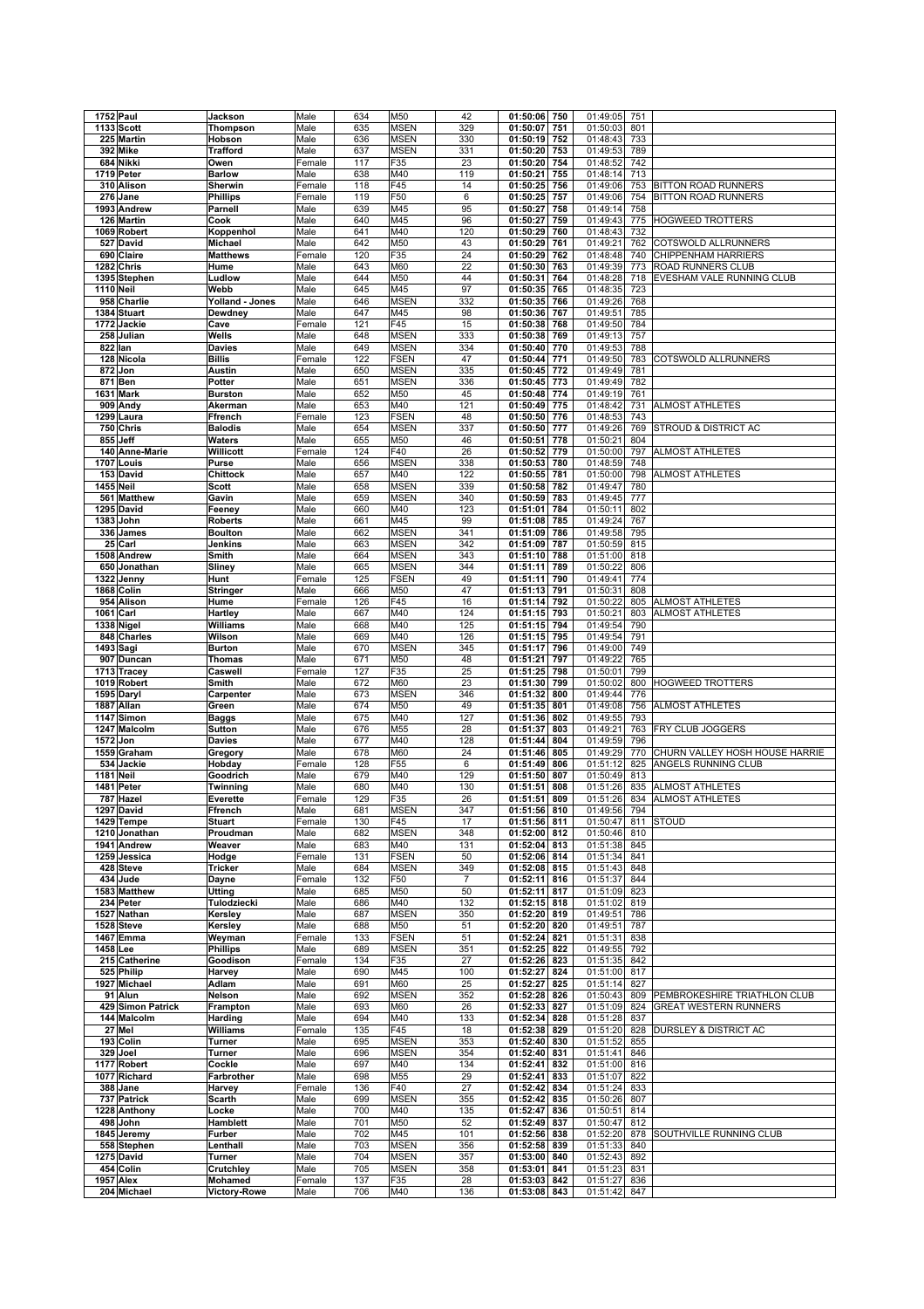| | | | | | | | | | | | |
|---|---|---|---|---|---|---|---|---|---|---|---|
| 1752 | Paul | Jackson | Male | 634 | M50 | 42 | 01:50:06 | 750 | 01:49:05 | 751 | |
| 1133 | Scott | Thompson | Male | 635 | MSEN | 329 | 01:50:07 | 751 | 01:50:03 | 801 | |
| 225 | Martin | Hobson | Male | 636 | MSEN | 330 | 01:50:19 | 752 | 01:48:43 | 733 | |
| 392 | Mike | Trafford | Male | 637 | MSEN | 331 | 01:50:20 | 753 | 01:49:53 | 789 | |
| 684 | Nikki | Owen | Female | 117 | F35 | 23 | 01:50:20 | 754 | 01:48:52 | 742 | |
| 1719 | Peter | Barlow | Male | 638 | M40 | 119 | 01:50:21 | 755 | 01:48:14 | 713 | |
| 310 | Alison | Sherwin | Female | 118 | F45 | 14 | 01:50:25 | 756 | 01:49:06 | 753 | BITTON ROAD RUNNERS |
| 276 | Jane | Phillips | Female | 119 | F50 | 6 | 01:50:25 | 757 | 01:49:06 | 754 | BITTON ROAD RUNNERS |
| 1993 | Andrew | Parnell | Male | 639 | M45 | 95 | 01:50:27 | 758 | 01:49:14 | 758 | |
| 126 | Martin | Cook | Male | 640 | M45 | 96 | 01:50:27 | 759 | 01:49:43 | 775 | HOGWEED TROTTERS |
| 1069 | Robert | Koppenhol | Male | 641 | M40 | 120 | 01:50:29 | 760 | 01:48:43 | 732 | |
| 527 | David | Michael | Male | 642 | M50 | 43 | 01:50:29 | 761 | 01:49:21 | 762 | COTSWOLD ALLRUNNERS |
| 690 | Claire | Matthews | Female | 120 | F35 | 24 | 01:50:29 | 762 | 01:48:48 | 740 | CHIPPENHAM HARRIERS |
| 1282 | Chris | Hume | Male | 643 | M60 | 22 | 01:50:30 | 763 | 01:49:39 | 773 | ROAD RUNNERS CLUB |
| 1395 | Stephen | Ludlow | Male | 644 | M50 | 44 | 01:50:31 | 764 | 01:48:28 | 718 | EVESHAM VALE RUNNING CLUB |
| 1110 | Neil | Webb | Male | 645 | M45 | 97 | 01:50:35 | 765 | 01:48:35 | 723 | |
| 958 | Charlie | Yolland - Jones | Male | 646 | MSEN | 332 | 01:50:35 | 766 | 01:49:26 | 768 | |
| 1384 | Stuart | Dewdney | Male | 647 | M45 | 98 | 01:50:36 | 767 | 01:49:51 | 785 | |
| 1772 | Jackie | Cave | Female | 121 | F45 | 15 | 01:50:38 | 768 | 01:49:50 | 784 | |
| 258 | Julian | Wells | Male | 648 | MSEN | 333 | 01:50:38 | 769 | 01:49:13 | 757 | |
| 822 | Ian | Davies | Male | 649 | MSEN | 334 | 01:50:40 | 770 | 01:49:53 | 788 | |
| 128 | Nicola | Billis | Female | 122 | FSEN | 47 | 01:50:44 | 771 | 01:49:50 | 783 | COTSWOLD ALLRUNNERS |
| 872 | Jon | Austin | Male | 650 | MSEN | 335 | 01:50:45 | 772 | 01:49:49 | 781 | |
| 871 | Ben | Potter | Male | 651 | MSEN | 336 | 01:50:45 | 773 | 01:49:49 | 782 | |
| 1631 | Mark | Burston | Male | 652 | M50 | 45 | 01:50:48 | 774 | 01:49:19 | 761 | |
| 909 | Andy | Akerman | Male | 653 | M40 | 121 | 01:50:49 | 775 | 01:48:42 | 731 | ALMOST ATHLETES |
| 1299 | Laura | Ffrench | Female | 123 | FSEN | 48 | 01:50:50 | 776 | 01:48:53 | 743 | |
| 750 | Chris | Balodis | Male | 654 | MSEN | 337 | 01:50:50 | 777 | 01:49:26 | 769 | STROUD & DISTRICT AC |
| 855 | Jeff | Waters | Male | 655 | M50 | 46 | 01:50:51 | 778 | 01:50:21 | 804 | |
| 140 | Anne-Marie | Willicott | Female | 124 | F40 | 26 | 01:50:52 | 779 | 01:50:00 | 797 | ALMOST ATHLETES |
| 1707 | Louis | Purse | Male | 656 | MSEN | 338 | 01:50:53 | 780 | 01:48:59 | 748 | |
| 153 | David | Chittock | Male | 657 | M40 | 122 | 01:50:55 | 781 | 01:50:00 | 798 | ALMOST ATHLETES |
| 1455 | Neil | Scott | Male | 658 | MSEN | 339 | 01:50:58 | 782 | 01:49:47 | 780 | |
| 561 | Matthew | Gavin | Male | 659 | MSEN | 340 | 01:50:59 | 783 | 01:49:45 | 777 | |
| 1295 | David | Feeney | Male | 660 | M40 | 123 | 01:51:01 | 784 | 01:50:11 | 802 | |
| 1383 | John | Roberts | Male | 661 | M45 | 99 | 01:51:08 | 785 | 01:49:24 | 767 | |
| 336 | James | Boulton | Male | 662 | MSEN | 341 | 01:51:09 | 786 | 01:49:58 | 795 | |
| 25 | Carl | Jenkins | Male | 663 | MSEN | 342 | 01:51:09 | 787 | 01:50:59 | 815 | |
| 1508 | Andrew | Smith | Male | 664 | MSEN | 343 | 01:51:10 | 788 | 01:51:00 | 818 | |
| 650 | Jonathan | Sliney | Male | 665 | MSEN | 344 | 01:51:11 | 789 | 01:50:22 | 806 | |
| 1322 | Jenny | Hunt | Female | 125 | FSEN | 49 | 01:51:11 | 790 | 01:49:41 | 774 | |
| 1868 | Colin | Stringer | Male | 666 | M50 | 47 | 01:51:13 | 791 | 01:50:31 | 808 | |
| 954 | Alison | Hume | Female | 126 | F45 | 16 | 01:51:14 | 792 | 01:50:22 | 805 | ALMOST ATHLETES |
| 1061 | Carl | Hartley | Male | 667 | M40 | 124 | 01:51:15 | 793 | 01:50:21 | 803 | ALMOST ATHLETES |
| 1338 | Nigel | Williams | Male | 668 | M40 | 125 | 01:51:15 | 794 | 01:49:54 | 790 | |
| 848 | Charles | Wilson | Male | 669 | M40 | 126 | 01:51:15 | 795 | 01:49:54 | 791 | |
| 1493 | Sagi | Burton | Male | 670 | MSEN | 345 | 01:51:17 | 796 | 01:49:00 | 749 | |
| 907 | Duncan | Thomas | Male | 671 | M50 | 48 | 01:51:21 | 797 | 01:49:22 | 765 | |
| 1713 | Tracey | Caswell | Female | 127 | F35 | 25 | 01:51:25 | 798 | 01:50:01 | 799 | |
| 1019 | Robert | Smith | Male | 672 | M60 | 23 | 01:51:30 | 799 | 01:50:02 | 800 | HOGWEED TROTTERS |
| 1595 | Daryl | Carpenter | Male | 673 | MSEN | 346 | 01:51:32 | 800 | 01:49:44 | 776 | |
| 1887 | Allan | Green | Male | 674 | M50 | 49 | 01:51:35 | 801 | 01:49:08 | 756 | ALMOST ATHLETES |
| 1147 | Simon | Baggs | Male | 675 | M40 | 127 | 01:51:36 | 802 | 01:49:55 | 793 | |
| 1247 | Malcolm | Sutton | Male | 676 | M55 | 28 | 01:51:37 | 803 | 01:49:21 | 763 | FRY CLUB JOGGERS |
| 1572 | Jon | Davies | Male | 677 | M40 | 128 | 01:51:44 | 804 | 01:49:59 | 796 | |
| 1559 | Graham | Gregory | Male | 678 | M60 | 24 | 01:51:46 | 805 | 01:49:29 | 770 | CHURN VALLEY HOSH HOUSE HARRIE |
| 534 | Jackie | Hobday | Female | 128 | F55 | 6 | 01:51:49 | 806 | 01:51:12 | 825 | ANGELS RUNNING CLUB |
| 1181 | Neil | Goodrich | Male | 679 | M40 | 129 | 01:51:50 | 807 | 01:50:49 | 813 | |
| 1481 | Peter | Twinning | Male | 680 | M40 | 130 | 01:51:51 | 808 | 01:51:26 | 835 | ALMOST ATHLETES |
| 787 | Hazel | Everette | Female | 129 | F35 | 26 | 01:51:51 | 809 | 01:51:26 | 834 | ALMOST ATHLETES |
| 1297 | David | Ffrench | Male | 681 | MSEN | 347 | 01:51:56 | 810 | 01:49:56 | 794 | |
| 1429 | Tempe | Stuart | Female | 130 | F45 | 17 | 01:51:56 | 811 | 01:50:47 | 811 | STOUD |
| 1210 | Jonathan | Proudman | Male | 682 | MSEN | 348 | 01:52:00 | 812 | 01:50:46 | 810 | |
| 1941 | Andrew | Weaver | Male | 683 | M40 | 131 | 01:52:04 | 813 | 01:51:38 | 845 | |
| 1259 | Jessica | Hodge | Female | 131 | FSEN | 50 | 01:52:06 | 814 | 01:51:34 | 841 | |
| 428 | Steve | Tricker | Male | 684 | MSEN | 349 | 01:52:08 | 815 | 01:51:43 | 848 | |
| 434 | Jude | Dayne | Female | 132 | F50 | 7 | 01:52:11 | 816 | 01:51:37 | 844 | |
| 1583 | Matthew | Utting | Male | 685 | M50 | 50 | 01:52:11 | 817 | 01:51:09 | 823 | |
| 234 | Peter | Tulodziecki | Male | 686 | M40 | 132 | 01:52:15 | 818 | 01:51:02 | 819 | |
| 1527 | Nathan | Kersley | Male | 687 | MSEN | 350 | 01:52:20 | 819 | 01:49:51 | 786 | |
| 1528 | Steve | Kersley | Male | 688 | M50 | 51 | 01:52:20 | 820 | 01:49:51 | 787 | |
| 1467 | Emma | Weyman | Female | 133 | FSEN | 51 | 01:52:24 | 821 | 01:51:31 | 838 | |
| 1458 | Lee | Phillips | Male | 689 | MSEN | 351 | 01:52:25 | 822 | 01:49:55 | 792 | |
| 215 | Catherine | Goodison | Female | 134 | F35 | 27 | 01:52:26 | 823 | 01:51:35 | 842 | |
| 525 | Philip | Harvey | Male | 690 | M45 | 100 | 01:52:27 | 824 | 01:51:00 | 817 | |
| 1927 | Michael | Adlam | Male | 691 | M60 | 25 | 01:52:27 | 825 | 01:51:14 | 827 | |
| 91 | Alun | Nelson | Male | 692 | MSEN | 352 | 01:52:28 | 826 | 01:50:43 | 809 | PEMBROKESHIRE TRIATHLON CLUB |
| 429 | Simon Patrick | Frampton | Male | 693 | M60 | 26 | 01:52:33 | 827 | 01:51:09 | 824 | GREAT WESTERN RUNNERS |
| 144 | Malcolm | Harding | Male | 694 | M40 | 133 | 01:52:34 | 828 | 01:51:28 | 837 | |
| 27 | Mel | Williams | Female | 135 | F45 | 18 | 01:52:38 | 829 | 01:51:20 | 828 | DURSLEY & DISTRICT AC |
| 193 | Colin | Turner | Male | 695 | MSEN | 353 | 01:52:40 | 830 | 01:51:52 | 855 | |
| 329 | Joel | Turner | Male | 696 | MSEN | 354 | 01:52:40 | 831 | 01:51:41 | 846 | |
| 1177 | Robert | Cockle | Male | 697 | M40 | 134 | 01:52:41 | 832 | 01:51:00 | 816 | |
| 1077 | Richard | Farbrother | Male | 698 | M55 | 29 | 01:52:41 | 833 | 01:51:07 | 822 | |
| 388 | Jane | Harvey | Female | 136 | F40 | 27 | 01:52:42 | 834 | 01:51:24 | 833 | |
| 737 | Patrick | Scarth | Male | 699 | MSEN | 355 | 01:52:42 | 835 | 01:50:26 | 807 | |
| 1228 | Anthony | Locke | Male | 700 | M40 | 135 | 01:52:47 | 836 | 01:50:51 | 814 | |
| 498 | John | Hamblett | Male | 701 | M50 | 52 | 01:52:49 | 837 | 01:50:47 | 812 | |
| 1845 | Jeremy | Furber | Male | 702 | M45 | 101 | 01:52:56 | 838 | 01:52:20 | 878 | SOUTHVILLE RUNNING CLUB |
| 558 | Stephen | Lenthall | Male | 703 | MSEN | 356 | 01:52:58 | 839 | 01:51:33 | 840 | |
| 1275 | David | Turner | Male | 704 | MSEN | 357 | 01:53:00 | 840 | 01:52:43 | 892 | |
| 454 | Colin | Crutchley | Male | 705 | MSEN | 358 | 01:53:01 | 841 | 01:51:23 | 831 | |
| 1957 | Alex | Mohamed | Female | 137 | F35 | 28 | 01:53:03 | 842 | 01:51:27 | 836 | |
| 204 | Michael | Victory-Rowe | Male | 706 | M40 | 136 | 01:53:08 | 843 | 01:51:42 | 847 | |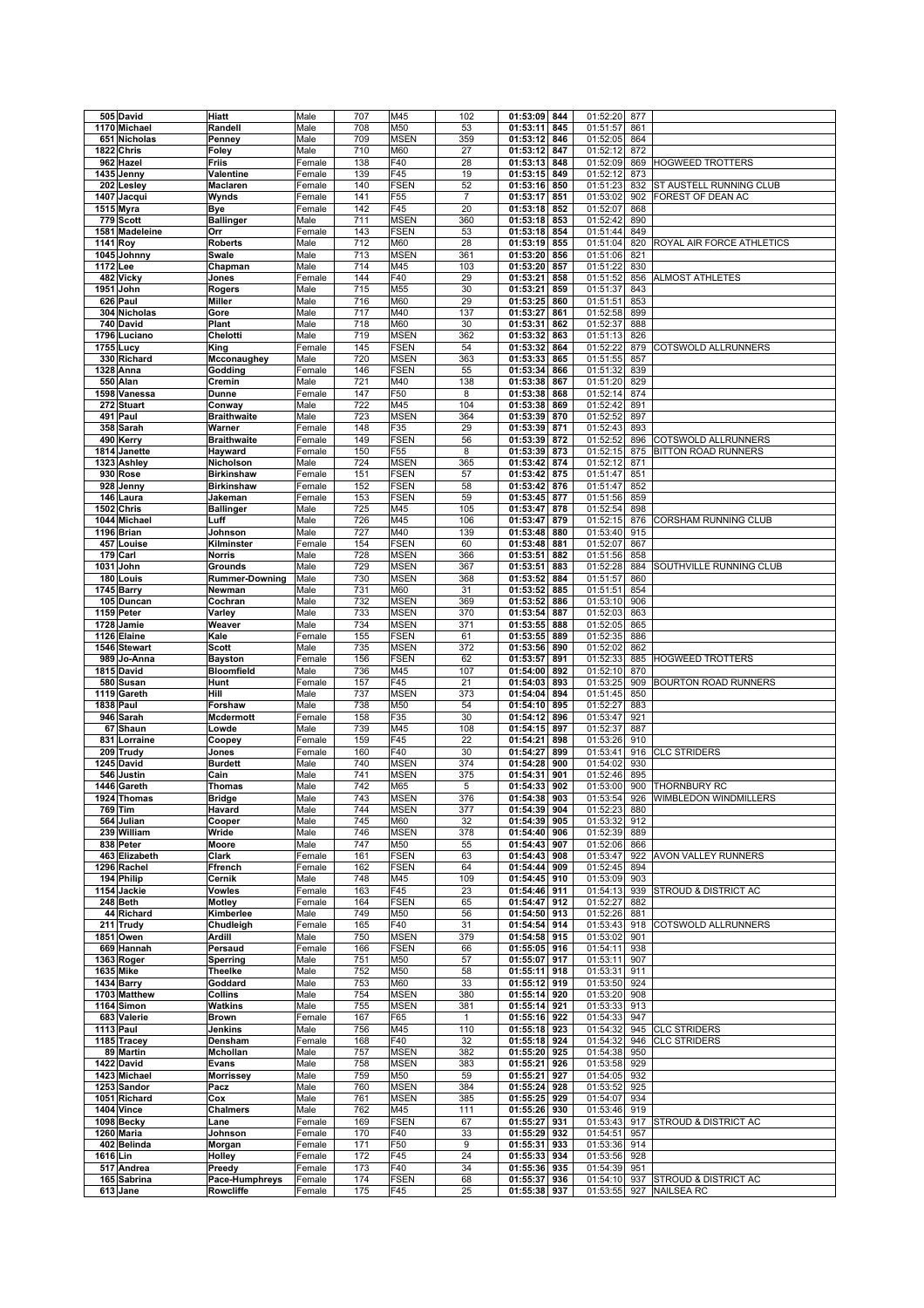| | | | | | | | | | | | |
|---|---|---|---|---|---|---|---|---|---|---|---|
| 505 | David | Hiatt | Male | 707 | M45 | 102 | 01:53:09 | 844 | 01:52:20 | 877 | |
| 1170 | Michael | Randell | Male | 708 | M50 | 53 | 01:53:11 | 845 | 01:51:57 | 861 | |
| 651 | Nicholas | Penney | Male | 709 | MSEN | 359 | 01:53:12 | 846 | 01:52:05 | 864 | |
| 1822 | Chris | Foley | Male | 710 | M60 | 27 | 01:53:12 | 847 | 01:52:12 | 872 | |
| 962 | Hazel | Friis | Female | 138 | F40 | 28 | 01:53:13 | 848 | 01:52:09 | 869 | HOGWEED TROTTERS |
| 1435 | Jenny | Valentine | Female | 139 | F45 | 19 | 01:53:15 | 849 | 01:52:12 | 873 | |
| 202 | Lesley | Maclaren | Female | 140 | FSEN | 52 | 01:53:16 | 850 | 01:51:23 | 832 | ST AUSTELL RUNNING CLUB |
| 1407 | Jacqui | Wynds | Female | 141 | F55 | 7 | 01:53:17 | 851 | 01:53:02 | 902 | FOREST OF DEAN AC |
| 1515 | Myra | Bye | Female | 142 | F45 | 20 | 01:53:18 | 852 | 01:52:07 | 868 | |
| 779 | Scott | Ballinger | Male | 711 | MSEN | 360 | 01:53:18 | 853 | 01:52:42 | 890 | |
| 1581 | Madeleine | Orr | Female | 143 | FSEN | 53 | 01:53:18 | 854 | 01:51:44 | 849 | |
| 1141 | Roy | Roberts | Male | 712 | M60 | 28 | 01:53:19 | 855 | 01:51:04 | 820 | ROYAL AIR FORCE ATHLETICS |
| 1045 | Johnny | Swale | Male | 713 | MSEN | 361 | 01:53:20 | 856 | 01:51:06 | 821 | |
| 1172 | Lee | Chapman | Male | 714 | M45 | 103 | 01:53:20 | 857 | 01:51:22 | 830 | |
| 482 | Vicky | Jones | Female | 144 | F40 | 29 | 01:53:21 | 858 | 01:51:52 | 856 | ALMOST ATHLETES |
| 1951 | John | Rogers | Male | 715 | M55 | 30 | 01:53:21 | 859 | 01:51:37 | 843 | |
| 626 | Paul | Miller | Male | 716 | M60 | 29 | 01:53:25 | 860 | 01:51:51 | 853 | |
| 304 | Nicholas | Gore | Male | 717 | M40 | 137 | 01:53:27 | 861 | 01:52:58 | 899 | |
| 740 | David | Plant | Male | 718 | M60 | 30 | 01:53:31 | 862 | 01:52:37 | 888 | |
| 1796 | Luciano | Chelotti | Male | 719 | MSEN | 362 | 01:53:32 | 863 | 01:51:13 | 826 | |
| 1755 | Lucy | King | Female | 145 | FSEN | 54 | 01:53:32 | 864 | 01:52:22 | 879 | COTSWOLD ALLRUNNERS |
| 330 | Richard | Mcconaughey | Male | 720 | MSEN | 363 | 01:53:33 | 865 | 01:51:55 | 857 | |
| 1328 | Anna | Godding | Female | 146 | FSEN | 55 | 01:53:34 | 866 | 01:51:32 | 839 | |
| 550 | Alan | Cremin | Male | 721 | M40 | 138 | 01:53:38 | 867 | 01:51:20 | 829 | |
| 1598 | Vanessa | Dunne | Female | 147 | F50 | 8 | 01:53:38 | 868 | 01:52:14 | 874 | |
| 272 | Stuart | Conway | Male | 722 | M45 | 104 | 01:53:38 | 869 | 01:52:42 | 891 | |
| 491 | Paul | Braithwaite | Male | 723 | MSEN | 364 | 01:53:39 | 870 | 01:52:52 | 897 | |
| 358 | Sarah | Warner | Female | 148 | F35 | 29 | 01:53:39 | 871 | 01:52:43 | 893 | |
| 490 | Kerry | Braithwaite | Female | 149 | FSEN | 56 | 01:53:39 | 872 | 01:52:52 | 896 | COTSWOLD ALLRUNNERS |
| 1814 | Janette | Hayward | Female | 150 | F55 | 8 | 01:53:39 | 873 | 01:52:15 | 875 | BITTON ROAD RUNNERS |
| 1323 | Ashley | Nicholson | Male | 724 | MSEN | 365 | 01:53:42 | 874 | 01:52:12 | 871 | |
| 930 | Rose | Birkinshaw | Female | 151 | FSEN | 57 | 01:53:42 | 875 | 01:51:47 | 851 | |
| 928 | Jenny | Birkinshaw | Female | 152 | FSEN | 58 | 01:53:42 | 876 | 01:51:47 | 852 | |
| 146 | Laura | Jakeman | Female | 153 | FSEN | 59 | 01:53:45 | 877 | 01:51:56 | 859 | |
| 1502 | Chris | Ballinger | Male | 725 | M45 | 105 | 01:53:47 | 878 | 01:52:54 | 898 | |
| 1044 | Michael | Luff | Male | 726 | M45 | 106 | 01:53:47 | 879 | 01:52:15 | 876 | CORSHAM RUNNING CLUB |
| 1196 | Brian | Johnson | Male | 727 | M40 | 139 | 01:53:48 | 880 | 01:53:40 | 915 | |
| 457 | Louise | Kilminster | Female | 154 | FSEN | 60 | 01:53:48 | 881 | 01:52:07 | 867 | |
| 179 | Carl | Norris | Male | 728 | MSEN | 366 | 01:53:51 | 882 | 01:51:56 | 858 | |
| 1031 | John | Grounds | Male | 729 | MSEN | 367 | 01:53:51 | 883 | 01:52:28 | 884 | SOUTHVILLE RUNNING CLUB |
| 180 | Louis | Rummer-Downing | Male | 730 | MSEN | 368 | 01:53:52 | 884 | 01:51:57 | 860 | |
| 1745 | Barry | Newman | Male | 731 | M60 | 31 | 01:53:52 | 885 | 01:51:51 | 854 | |
| 105 | Duncan | Cochran | Male | 732 | MSEN | 369 | 01:53:52 | 886 | 01:53:10 | 906 | |
| 1159 | Peter | Varley | Male | 733 | MSEN | 370 | 01:53:54 | 887 | 01:52:03 | 863 | |
| 1728 | Jamie | Weaver | Male | 734 | MSEN | 371 | 01:53:55 | 888 | 01:52:05 | 865 | |
| 1126 | Elaine | Kale | Female | 155 | FSEN | 61 | 01:53:55 | 889 | 01:52:35 | 886 | |
| 1546 | Stewart | Scott | Male | 735 | MSEN | 372 | 01:53:56 | 890 | 01:52:02 | 862 | |
| 989 | Jo-Anna | Bayston | Female | 156 | FSEN | 62 | 01:53:57 | 891 | 01:52:33 | 885 | HOGWEED TROTTERS |
| 1815 | David | Bloomfield | Male | 736 | M45 | 107 | 01:54:00 | 892 | 01:52:10 | 870 | |
| 580 | Susan | Hunt | Female | 157 | F45 | 21 | 01:54:03 | 893 | 01:53:25 | 909 | BOURTON ROAD RUNNERS |
| 1119 | Gareth | Hill | Male | 737 | MSEN | 373 | 01:54:04 | 894 | 01:51:45 | 850 | |
| 1838 | Paul | Forshaw | Male | 738 | M50 | 54 | 01:54:10 | 895 | 01:52:27 | 883 | |
| 946 | Sarah | Mcdermott | Female | 158 | F35 | 30 | 01:54:12 | 896 | 01:53:47 | 921 | |
| 67 | Shaun | Lowde | Male | 739 | M45 | 108 | 01:54:15 | 897 | 01:52:37 | 887 | |
| 831 | Lorraine | Coopey | Female | 159 | F45 | 22 | 01:54:21 | 898 | 01:53:26 | 910 | |
| 209 | Trudy | Jones | Female | 160 | F40 | 30 | 01:54:27 | 899 | 01:53:41 | 916 | CLC STRIDERS |
| 1245 | David | Burdett | Male | 740 | MSEN | 374 | 01:54:28 | 900 | 01:54:02 | 930 | |
| 546 | Justin | Cain | Male | 741 | MSEN | 375 | 01:54:31 | 901 | 01:52:46 | 895 | |
| 1446 | Gareth | Thomas | Male | 742 | M65 | 5 | 01:54:33 | 902 | 01:53:00 | 900 | THORNBURY RC |
| 1924 | Thomas | Bridge | Male | 743 | MSEN | 376 | 01:54:38 | 903 | 01:53:54 | 926 | WIMBLEDON WINDMILLERS |
| 769 | Tim | Havard | Male | 744 | MSEN | 377 | 01:54:39 | 904 | 01:52:23 | 880 | |
| 564 | Julian | Cooper | Male | 745 | M60 | 32 | 01:54:39 | 905 | 01:53:32 | 912 | |
| 239 | William | Wride | Male | 746 | MSEN | 378 | 01:54:40 | 906 | 01:52:39 | 889 | |
| 838 | Peter | Moore | Male | 747 | M50 | 55 | 01:54:43 | 907 | 01:52:06 | 866 | |
| 463 | Elizabeth | Clark | Female | 161 | FSEN | 63 | 01:54:43 | 908 | 01:53:47 | 922 | AVON VALLEY RUNNERS |
| 1296 | Rachel | Ffrench | Female | 162 | FSEN | 64 | 01:54:44 | 909 | 01:52:45 | 894 | |
| 194 | Philip | Cernik | Male | 748 | M45 | 109 | 01:54:45 | 910 | 01:53:09 | 903 | |
| 1154 | Jackie | Vowles | Female | 163 | F45 | 23 | 01:54:46 | 911 | 01:54:13 | 939 | STROUD & DISTRICT AC |
| 248 | Beth | Motley | Female | 164 | FSEN | 65 | 01:54:47 | 912 | 01:52:27 | 882 | |
| 44 | Richard | Kimberlee | Male | 749 | M50 | 56 | 01:54:50 | 913 | 01:52:26 | 881 | |
| 211 | Trudy | Chudleigh | Female | 165 | F40 | 31 | 01:54:54 | 914 | 01:53:43 | 918 | COTSWOLD ALLRUNNERS |
| 1851 | Owen | Ardill | Male | 750 | MSEN | 379 | 01:54:58 | 915 | 01:53:02 | 901 | |
| 669 | Hannah | Persaud | Female | 166 | FSEN | 66 | 01:55:05 | 916 | 01:54:11 | 938 | |
| 1363 | Roger | Sperring | Male | 751 | M50 | 57 | 01:55:07 | 917 | 01:53:11 | 907 | |
| 1635 | Mike | Theelke | Male | 752 | M50 | 58 | 01:55:11 | 918 | 01:53:31 | 911 | |
| 1434 | Barry | Goddard | Male | 753 | M60 | 33 | 01:55:12 | 919 | 01:53:50 | 924 | |
| 1703 | Matthew | Collins | Male | 754 | MSEN | 380 | 01:55:14 | 920 | 01:53:20 | 908 | |
| 1164 | Simon | Watkins | Male | 755 | MSEN | 381 | 01:55:14 | 921 | 01:53:33 | 913 | |
| 683 | Valerie | Brown | Female | 167 | F65 | 1 | 01:55:16 | 922 | 01:54:33 | 947 | |
| 1113 | Paul | Jenkins | Male | 756 | M45 | 110 | 01:55:18 | 923 | 01:54:32 | 945 | CLC STRIDERS |
| 1185 | Tracey | Densham | Female | 168 | F40 | 32 | 01:55:18 | 924 | 01:54:32 | 946 | CLC STRIDERS |
| 89 | Martin | Mchollan | Male | 757 | MSEN | 382 | 01:55:20 | 925 | 01:54:38 | 950 | |
| 1422 | David | Evans | Male | 758 | MSEN | 383 | 01:55:21 | 926 | 01:53:58 | 929 | |
| 1423 | Michael | Morrissey | Male | 759 | M50 | 59 | 01:55:21 | 927 | 01:54:05 | 932 | |
| 1253 | Sandor | Pacz | Male | 760 | MSEN | 384 | 01:55:24 | 928 | 01:53:52 | 925 | |
| 1051 | Richard | Cox | Male | 761 | MSEN | 385 | 01:55:25 | 929 | 01:54:07 | 934 | |
| 1404 | Vince | Chalmers | Male | 762 | M45 | 111 | 01:55:26 | 930 | 01:53:46 | 919 | |
| 1098 | Becky | Lane | Female | 169 | FSEN | 67 | 01:55:27 | 931 | 01:53:43 | 917 | STROUD & DISTRICT AC |
| 1260 | Maria | Johnson | Female | 170 | F40 | 33 | 01:55:29 | 932 | 01:54:51 | 957 | |
| 402 | Belinda | Morgan | Female | 171 | F50 | 9 | 01:55:31 | 933 | 01:53:36 | 914 | |
| 1616 | Lin | Holley | Female | 172 | F45 | 24 | 01:55:33 | 934 | 01:53:56 | 928 | |
| 517 | Andrea | Preedy | Female | 173 | F40 | 34 | 01:55:36 | 935 | 01:54:39 | 951 | |
| 165 | Sabrina | Pace-Humphreys | Female | 174 | FSEN | 68 | 01:55:37 | 936 | 01:54:10 | 937 | STROUD & DISTRICT AC |
| 613 | Jane | Rowcliffe | Female | 175 | F45 | 25 | 01:55:38 | 937 | 01:53:55 | 927 | NAILSEA RC |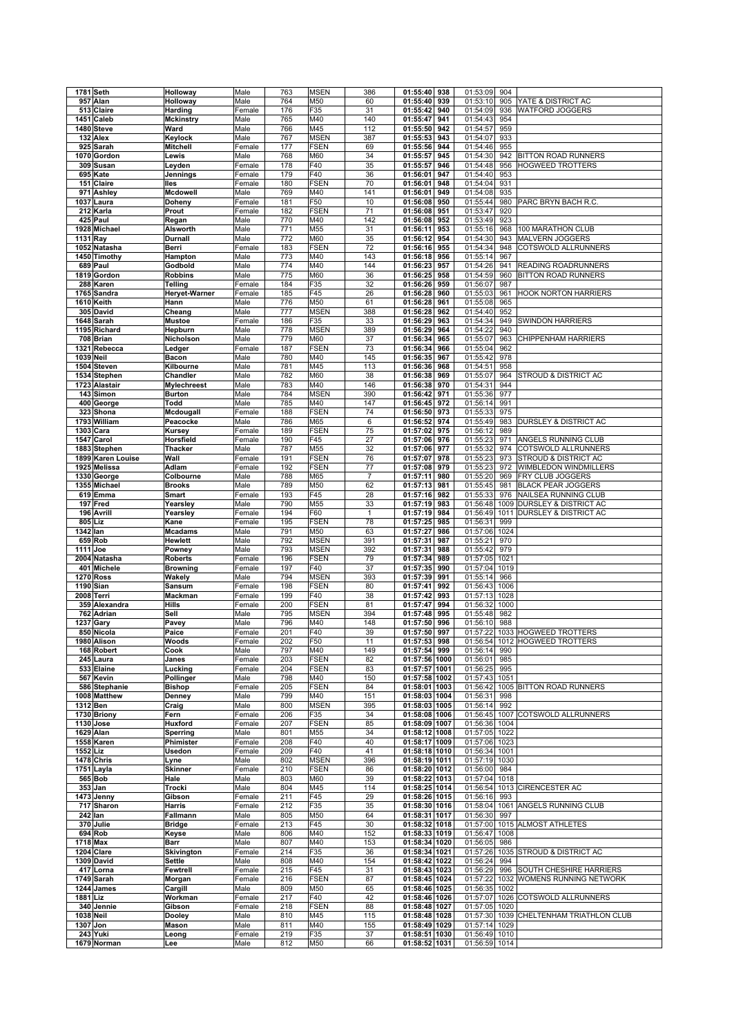| | | | | | | | | | | | |
|---|---|---|---|---|---|---|---|---|---|---|---|
| 1781 | Seth | Holloway | Male | 763 | MSEN | 386 | 01:55:40 | 938 | 01:53:09 | 904 | |
| 957 | Alan | Holloway | Male | 764 | M50 | 60 | 01:55:40 | 939 | 01:53:10 | 905 | YATE & DISTRICT AC |
| 513 | Claire | Harding | Female | 176 | F35 | 31 | 01:55:42 | 940 | 01:54:09 | 936 | WATFORD JOGGERS |
| 1451 | Caleb | Mckinstry | Male | 765 | M40 | 140 | 01:55:47 | 941 | 01:54:43 | 954 | |
| 1480 | Steve | Ward | Male | 766 | M45 | 112 | 01:55:50 | 942 | 01:54:57 | 959 | |
| 132 | Alex | Keylock | Male | 767 | MSEN | 387 | 01:55:53 | 943 | 01:54:07 | 933 | |
| 925 | Sarah | Mitchell | Female | 177 | FSEN | 69 | 01:55:56 | 944 | 01:54:46 | 955 | |
| 1070 | Gordon | Lewis | Male | 768 | M60 | 34 | 01:55:57 | 945 | 01:54:30 | 942 | BITTON ROAD RUNNERS |
| 309 | Susan | Leyden | Female | 178 | F40 | 35 | 01:55:57 | 946 | 01:54:48 | 956 | HOGWEED TROTTERS |
| 695 | Kate | Jennings | Female | 179 | F40 | 36 | 01:56:01 | 947 | 01:54:40 | 953 | |
| 151 | Claire | Iles | Female | 180 | FSEN | 70 | 01:56:01 | 948 | 01:54:04 | 931 | |
| 971 | Ashley | Mcdowell | Male | 769 | M40 | 141 | 01:56:01 | 949 | 01:54:08 | 935 | |
| 1037 | Laura | Doheny | Female | 181 | F50 | 10 | 01:56:08 | 950 | 01:55:44 | 980 | PARC BRYN BACH R.C. |
| 212 | Karla | Prout | Female | 182 | FSEN | 71 | 01:56:08 | 951 | 01:53:47 | 920 | |
| 425 | Paul | Regan | Male | 770 | M40 | 142 | 01:56:08 | 952 | 01:53:49 | 923 | |
| 1928 | Michael | Alsworth | Male | 771 | M55 | 31 | 01:56:11 | 953 | 01:55:16 | 968 | 100 MARATHON CLUB |
| 1131 | Ray | Durnall | Male | 772 | M60 | 35 | 01:56:12 | 954 | 01:54:30 | 943 | MALVERN JOGGERS |
| 1052 | Natasha | Berri | Female | 183 | FSEN | 72 | 01:56:16 | 955 | 01:54:34 | 948 | COTSWOLD ALLRUNNERS |
| 1450 | Timothy | Hampton | Male | 773 | M40 | 143 | 01:56:18 | 956 | 01:55:14 | 967 | |
| 689 | Paul | Godbold | Male | 774 | M40 | 144 | 01:56:23 | 957 | 01:54:26 | 941 | READING ROADRUNNERS |
| 1819 | Gordon | Robbins | Male | 775 | M60 | 36 | 01:56:25 | 958 | 01:54:59 | 960 | BITTON ROAD RUNNERS |
| 288 | Karen | Telling | Female | 184 | F35 | 32 | 01:56:26 | 959 | 01:56:07 | 987 | |
| 1765 | Sandra | Heryet-Warner | Female | 185 | F45 | 26 | 01:56:28 | 960 | 01:55:03 | 961 | HOOK NORTON HARRIERS |
| 1610 | Keith | Hann | Male | 776 | M50 | 61 | 01:56:28 | 961 | 01:55:08 | 965 | |
| 305 | David | Cheang | Male | 777 | MSEN | 388 | 01:56:28 | 962 | 01:54:40 | 952 | |
| 1648 | Sarah | Mustoe | Female | 186 | F35 | 33 | 01:56:29 | 963 | 01:54:34 | 949 | SWINDON HARRIERS |
| 1195 | Richard | Hepburn | Male | 778 | MSEN | 389 | 01:56:29 | 964 | 01:54:22 | 940 | |
| 708 | Brian | Nicholson | Male | 779 | M60 | 37 | 01:56:34 | 965 | 01:55:07 | 963 | CHIPPENHAM HARRIERS |
| 1321 | Rebecca | Ledger | Female | 187 | FSEN | 73 | 01:56:34 | 966 | 01:55:04 | 962 | |
| 1039 | Neil | Bacon | Male | 780 | M40 | 145 | 01:56:35 | 967 | 01:55:42 | 978 | |
| 1504 | Steven | Kilbourne | Male | 781 | M45 | 113 | 01:56:36 | 968 | 01:54:51 | 958 | |
| 1534 | Stephen | Chandler | Male | 782 | M60 | 38 | 01:56:38 | 969 | 01:55:07 | 964 | STROUD & DISTRICT AC |
| 1723 | Alastair | Mylechreest | Male | 783 | M40 | 146 | 01:56:38 | 970 | 01:54:31 | 944 | |
| 143 | Simon | Burton | Male | 784 | MSEN | 390 | 01:56:42 | 971 | 01:55:36 | 977 | |
| 400 | George | Todd | Male | 785 | M40 | 147 | 01:56:45 | 972 | 01:56:14 | 991 | |
| 323 | Shona | Mcdougall | Female | 188 | FSEN | 74 | 01:56:50 | 973 | 01:55:33 | 975 | |
| 1793 | William | Peacocke | Male | 786 | M65 | 6 | 01:56:52 | 974 | 01:55:49 | 983 | DURSLEY & DISTRICT AC |
| 1303 | Cara | Kursey | Female | 189 | FSEN | 75 | 01:57:02 | 975 | 01:56:12 | 989 | |
| 1547 | Carol | Horsfield | Female | 190 | F45 | 27 | 01:57:06 | 976 | 01:55:23 | 971 | ANGELS RUNNING CLUB |
| 1883 | Stephen | Thacker | Male | 787 | M55 | 32 | 01:57:06 | 977 | 01:55:32 | 974 | COTSWOLD ALLRUNNERS |
| 1899 | Karen Louise | Wall | Female | 191 | FSEN | 76 | 01:57:07 | 978 | 01:55:23 | 973 | STROUD & DISTRICT AC |
| 1925 | Melissa | Adlam | Female | 192 | FSEN | 77 | 01:57:08 | 979 | 01:55:23 | 972 | WIMBLEDON WINDMILLERS |
| 1330 | George | Colbourne | Male | 788 | M65 | 7 | 01:57:11 | 980 | 01:55:20 | 969 | FRY CLUB JOGGERS |
| 1355 | Michael | Brooks | Male | 789 | M50 | 62 | 01:57:13 | 981 | 01:55:45 | 981 | BLACK PEAR JOGGERS |
| 619 | Emma | Smart | Female | 193 | F45 | 28 | 01:57:16 | 982 | 01:55:33 | 976 | NAILSEA RUNNING CLUB |
| 197 | Fred | Yearsley | Male | 790 | M55 | 33 | 01:57:19 | 983 | 01:56:48 | 1009 | DURSLEY & DISTRICT AC |
| 196 | Avrill | Yearsley | Female | 194 | F60 | 1 | 01:57:19 | 984 | 01:56:49 | 1011 | DURSLEY & DISTRICT AC |
| 805 | Liz | Kane | Female | 195 | FSEN | 78 | 01:57:25 | 985 | 01:56:31 | 999 | |
| 1342 | Ian | Mcadams | Male | 791 | M50 | 63 | 01:57:27 | 986 | 01:57:06 | 1024 | |
| 659 | Rob | Hewlett | Male | 792 | MSEN | 391 | 01:57:31 | 987 | 01:55:21 | 970 | |
| 1111 | Joe | Powney | Male | 793 | MSEN | 392 | 01:57:31 | 988 | 01:55:42 | 979 | |
| 2004 | Natasha | Roberts | Female | 196 | FSEN | 79 | 01:57:34 | 989 | 01:57:05 | 1021 | |
| 401 | Michele | Browning | Female | 197 | F40 | 37 | 01:57:35 | 990 | 01:57:04 | 1019 | |
| 1270 | Ross | Wakely | Male | 794 | MSEN | 393 | 01:57:39 | 991 | 01:55:14 | 966 | |
| 1190 | Sian | Sansum | Female | 198 | FSEN | 80 | 01:57:41 | 992 | 01:56:43 | 1006 | |
| 2008 | Terri | Mackman | Female | 199 | F40 | 38 | 01:57:42 | 993 | 01:57:13 | 1028 | |
| 359 | Alexandra | Hills | Female | 200 | FSEN | 81 | 01:57:47 | 994 | 01:56:32 | 1000 | |
| 762 | Adrian | Sell | Male | 795 | MSEN | 394 | 01:57:48 | 995 | 01:55:48 | 982 | |
| 1237 | Gary | Pavey | Male | 796 | M40 | 148 | 01:57:50 | 996 | 01:56:10 | 988 | |
| 850 | Nicola | Paice | Female | 201 | F40 | 39 | 01:57:50 | 997 | 01:57:22 | 1033 | HOGWEED TROTTERS |
| 1980 | Alison | Woods | Female | 202 | F50 | 11 | 01:57:53 | 998 | 01:56:54 | 1012 | HOGWEED TROTTERS |
| 168 | Robert | Cook | Male | 797 | M40 | 149 | 01:57:54 | 999 | 01:56:14 | 990 | |
| 245 | Laura | Janes | Female | 203 | FSEN | 82 | 01:57:56 | 1000 | 01:56:01 | 985 | |
| 533 | Elaine | Lucking | Female | 204 | FSEN | 83 | 01:57:57 | 1001 | 01:56:25 | 995 | |
| 567 | Kevin | Pollinger | Male | 798 | M40 | 150 | 01:57:58 | 1002 | 01:57:43 | 1051 | |
| 586 | Stephanie | Bishop | Female | 205 | FSEN | 84 | 01:58:01 | 1003 | 01:56:42 | 1005 | BITTON ROAD RUNNERS |
| 1008 | Matthew | Denney | Male | 799 | M40 | 151 | 01:58:03 | 1004 | 01:56:31 | 998 | |
| 1312 | Ben | Craig | Male | 800 | MSEN | 395 | 01:58:03 | 1005 | 01:56:14 | 992 | |
| 1730 | Briony | Fern | Female | 206 | F35 | 34 | 01:58:08 | 1006 | 01:56:45 | 1007 | COTSWOLD ALLRUNNERS |
| 1130 | Jose | Huxford | Female | 207 | FSEN | 85 | 01:58:09 | 1007 | 01:56:36 | 1004 | |
| 1629 | Alan | Sperring | Male | 801 | M55 | 34 | 01:58:12 | 1008 | 01:57:05 | 1022 | |
| 1558 | Karen | Phimister | Female | 208 | F40 | 40 | 01:58:17 | 1009 | 01:57:06 | 1023 | |
| 1552 | Liz | Usedon | Female | 209 | F40 | 41 | 01:58:18 | 1010 | 01:56:34 | 1001 | |
| 1478 | Chris | Lyne | Male | 802 | MSEN | 396 | 01:58:19 | 1011 | 01:57:19 | 1030 | |
| 1751 | Layla | Skinner | Female | 210 | FSEN | 86 | 01:58:20 | 1012 | 01:56:00 | 984 | |
| 565 | Bob | Hale | Male | 803 | M60 | 39 | 01:58:22 | 1013 | 01:57:04 | 1018 | |
| 353 | Jan | Trocki | Male | 804 | M45 | 114 | 01:58:25 | 1014 | 01:56:54 | 1013 | CIRENCESTER AC |
| 1473 | Jenny | Gibson | Female | 211 | F45 | 29 | 01:58:26 | 1015 | 01:56:16 | 993 | |
| 717 | Sharon | Harris | Female | 212 | F35 | 35 | 01:58:30 | 1016 | 01:58:04 | 1061 | ANGELS RUNNING CLUB |
| 242 | Ian | Fallmann | Male | 805 | M50 | 64 | 01:58:31 | 1017 | 01:56:30 | 997 | |
| 370 | Julie | Bridge | Female | 213 | F45 | 30 | 01:58:32 | 1018 | 01:57:00 | 1015 | ALMOST ATHLETES |
| 694 | Rob | Keyse | Male | 806 | M40 | 152 | 01:58:33 | 1019 | 01:56:47 | 1008 | |
| 1718 | Max | Barr | Male | 807 | M40 | 153 | 01:58:34 | 1020 | 01:56:05 | 986 | |
| 1204 | Clare | Skivington | Female | 214 | F35 | 36 | 01:58:34 | 1021 | 01:57:26 | 1035 | STROUD & DISTRICT AC |
| 1309 | David | Settle | Male | 808 | M40 | 154 | 01:58:42 | 1022 | 01:56:24 | 994 | |
| 417 | Lorna | Fewtrell | Female | 215 | F45 | 31 | 01:58:43 | 1023 | 01:56:29 | 996 | SOUTH CHESHIRE HARRIERS |
| 1749 | Sarah | Morgan | Female | 216 | FSEN | 87 | 01:58:45 | 1024 | 01:57:22 | 1032 | WOMENS RUNNING NETWORK |
| 1244 | James | Cargill | Male | 809 | M50 | 65 | 01:58:46 | 1025 | 01:56:35 | 1002 | |
| 1881 | Liz | Workman | Female | 217 | F40 | 42 | 01:58:46 | 1026 | 01:57:07 | 1026 | COTSWOLD ALLRUNNERS |
| 340 | Jennie | Gibson | Female | 218 | FSEN | 88 | 01:58:48 | 1027 | 01:57:05 | 1020 | |
| 1038 | Neil | Dooley | Male | 810 | M45 | 115 | 01:58:48 | 1028 | 01:57:30 | 1039 | CHELTENHAM TRIATHLON CLUB |
| 1307 | Jon | Mason | Male | 811 | M40 | 155 | 01:58:49 | 1029 | 01:57:14 | 1029 | |
| 243 | Yuki | Leong | Female | 219 | F35 | 37 | 01:58:51 | 1030 | 01:56:49 | 1010 | |
| 1679 | Norman | Lee | Male | 812 | M50 | 66 | 01:58:52 | 1031 | 01:56:59 | 1014 | |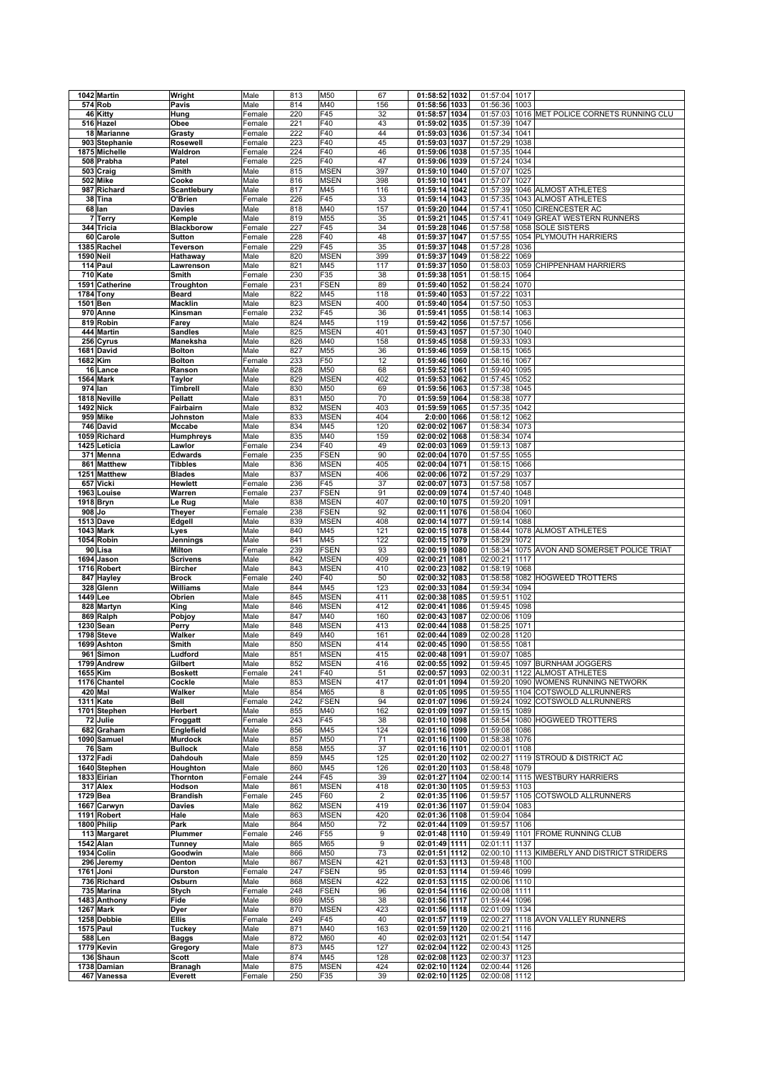| | | | | | | | | | | | |
|---|---|---|---|---|---|---|---|---|---|---|---|
| 1042 | Martin | Wright | Male | 813 | M50 | 67 | 01:58:52 | 1032 | 01:57:04 | 1017 | |
| 574 | Rob | Pavis | Male | 814 | M40 | 156 | 01:58:56 | 1033 | 01:56:36 | 1003 | |
| 46 | Kitty | Hung | Female | 220 | F45 | 32 | 01:58:57 | 1034 | 01:57:03 | 1016 | MET POLICE CORNETS RUNNING CLU |
| 516 | Hazel | Obee | Female | 221 | F40 | 43 | 01:59:02 | 1035 | 01:57:39 | 1047 | |
| 18 | Marianne | Grasty | Female | 222 | F40 | 44 | 01:59:03 | 1036 | 01:57:34 | 1041 | |
| 903 | Stephanie | Rosewell | Female | 223 | F40 | 45 | 01:59:03 | 1037 | 01:57:29 | 1038 | |
| 1875 | Michelle | Waldron | Female | 224 | F40 | 46 | 01:59:06 | 1038 | 01:57:35 | 1044 | |
| 508 | Prabha | Patel | Female | 225 | F40 | 47 | 01:59:06 | 1039 | 01:57:24 | 1034 | |
| 503 | Craig | Smith | Male | 815 | MSEN | 397 | 01:59:10 | 1040 | 01:57:07 | 1025 | |
| 502 | Mike | Cooke | Male | 816 | MSEN | 398 | 01:59:10 | 1041 | 01:57:07 | 1027 | |
| 987 | Richard | Scantlebury | Male | 817 | M45 | 116 | 01:59:14 | 1042 | 01:57:39 | 1046 | ALMOST ATHLETES |
| 38 | Tina | O'Brien | Female | 226 | F45 | 33 | 01:59:14 | 1043 | 01:57:35 | 1043 | ALMOST ATHLETES |
| 68 | Ian | Davies | Male | 818 | M40 | 157 | 01:59:20 | 1044 | 01:57:41 | 1050 | CIRENCESTER AC |
| 7 | Terry | Kemple | Male | 819 | M55 | 35 | 01:59:21 | 1045 | 01:57:41 | 1049 | GREAT WESTERN RUNNERS |
| 344 | Tricia | Blackborow | Female | 227 | F45 | 34 | 01:59:28 | 1046 | 01:57:58 | 1058 | SOLE SISTERS |
| 60 | Carole | Sutton | Female | 228 | F40 | 48 | 01:59:37 | 1047 | 01:57:55 | 1054 | PLYMOUTH HARRIERS |
| 1385 | Rachel | Teverson | Female | 229 | F45 | 35 | 01:59:37 | 1048 | 01:57:28 | 1036 | |
| 1590 | Neil | Hathaway | Male | 820 | MSEN | 399 | 01:59:37 | 1049 | 01:58:22 | 1069 | |
| 114 | Paul | Lawrenson | Male | 821 | M45 | 117 | 01:59:37 | 1050 | 01:58:03 | 1059 | CHIPPENHAM HARRIERS |
| 710 | Kate | Smith | Female | 230 | F35 | 38 | 01:59:38 | 1051 | 01:58:15 | 1064 | |
| 1591 | Catherine | Troughton | Female | 231 | FSEN | 89 | 01:59:40 | 1052 | 01:58:24 | 1070 | |
| 1784 | Tony | Beard | Male | 822 | M45 | 118 | 01:59:40 | 1053 | 01:57:22 | 1031 | |
| 1501 | Ben | Macklin | Male | 823 | MSEN | 400 | 01:59:40 | 1054 | 01:57:50 | 1053 | |
| 970 | Anne | Kinsman | Female | 232 | F45 | 36 | 01:59:41 | 1055 | 01:58:14 | 1063 | |
| 819 | Robin | Farey | Male | 824 | M45 | 119 | 01:59:42 | 1056 | 01:57:57 | 1056 | |
| 444 | Martin | Sandles | Male | 825 | MSEN | 401 | 01:59:43 | 1057 | 01:57:30 | 1040 | |
| 256 | Cyrus | Maneksha | Male | 826 | M40 | 158 | 01:59:45 | 1058 | 01:59:33 | 1093 | |
| 1681 | David | Bolton | Male | 827 | M55 | 36 | 01:59:46 | 1059 | 01:58:15 | 1065 | |
| 1682 | Kim | Bolton | Female | 233 | F50 | 12 | 01:59:46 | 1060 | 01:58:16 | 1067 | |
| 16 | Lance | Ranson | Male | 828 | M50 | 68 | 01:59:52 | 1061 | 01:59:40 | 1095 | |
| 1564 | Mark | Taylor | Male | 829 | MSEN | 402 | 01:59:53 | 1062 | 01:57:45 | 1052 | |
| 974 | Ian | Timbrell | Male | 830 | M50 | 69 | 01:59:56 | 1063 | 01:57:38 | 1045 | |
| 1818 | Neville | Pellatt | Male | 831 | M50 | 70 | 01:59:59 | 1064 | 01:58:38 | 1077 | |
| 1492 | Nick | Fairbairn | Male | 832 | MSEN | 403 | 01:59:59 | 1065 | 01:57:35 | 1042 | |
| 959 | Mike | Johnston | Male | 833 | MSEN | 404 | 2:0:00 | 1066 | 01:58:12 | 1062 | |
| 746 | David | Mccabe | Male | 834 | M45 | 120 | 02:00:02 | 1067 | 01:58:34 | 1073 | |
| 1059 | Richard | Humphreys | Male | 835 | M40 | 159 | 02:00:02 | 1068 | 01:58:34 | 1074 | |
| 1425 | Leticia | Lawlor | Female | 234 | F40 | 49 | 02:00:03 | 1069 | 01:59:13 | 1087 | |
| 371 | Menna | Edwards | Female | 235 | FSEN | 90 | 02:00:04 | 1070 | 01:57:55 | 1055 | |
| 861 | Matthew | Tibbles | Male | 836 | MSEN | 405 | 02:00:04 | 1071 | 01:58:15 | 1066 | |
| 1251 | Matthew | Blades | Male | 837 | MSEN | 406 | 02:00:06 | 1072 | 01:57:29 | 1037 | |
| 657 | Vicki | Hewlett | Female | 236 | F45 | 37 | 02:00:07 | 1073 | 01:57:58 | 1057 | |
| 1963 | Louise | Warren | Female | 237 | FSEN | 91 | 02:00:09 | 1074 | 01:57:40 | 1048 | |
| 1918 | Bryn | Le Rug | Male | 838 | MSEN | 407 | 02:00:10 | 1075 | 01:59:20 | 1091 | |
| 908 | Jo | Theyer | Female | 238 | FSEN | 92 | 02:00:11 | 1076 | 01:58:04 | 1060 | |
| 1513 | Dave | Edgell | Male | 839 | MSEN | 408 | 02:00:14 | 1077 | 01:59:14 | 1088 | |
| 1043 | Mark | Lyes | Male | 840 | M45 | 121 | 02:00:15 | 1078 | 01:58:44 | 1078 | ALMOST ATHLETES |
| 1054 | Robin | Jennings | Male | 841 | M45 | 122 | 02:00:15 | 1079 | 01:58:29 | 1072 | |
| 90 | Lisa | Milton | Female | 239 | FSEN | 93 | 02:00:19 | 1080 | 01:58:34 | 1075 | AVON AND SOMERSET POLICE TRIAT |
| 1694 | Jason | Scrivens | Male | 842 | MSEN | 409 | 02:00:21 | 1081 | 02:00:21 | 1117 | |
| 1716 | Robert | Bircher | Male | 843 | MSEN | 410 | 02:00:23 | 1082 | 01:58:19 | 1068 | |
| 847 | Hayley | Brock | Female | 240 | F40 | 50 | 02:00:32 | 1083 | 01:58:58 | 1082 | HOGWEED TROTTERS |
| 328 | Glenn | Williams | Male | 844 | M45 | 123 | 02:00:33 | 1084 | 01:59:34 | 1094 | |
| 1449 | Lee | Obrien | Male | 845 | MSEN | 411 | 02:00:38 | 1085 | 01:59:51 | 1102 | |
| 828 | Martyn | King | Male | 846 | MSEN | 412 | 02:00:41 | 1086 | 01:59:45 | 1098 | |
| 869 | Ralph | Pobjoy | Male | 847 | M40 | 160 | 02:00:43 | 1087 | 02:00:06 | 1109 | |
| 1230 | Sean | Perry | Male | 848 | MSEN | 413 | 02:00:44 | 1088 | 01:58:25 | 1071 | |
| 1798 | Steve | Walker | Male | 849 | M40 | 161 | 02:00:44 | 1089 | 02:00:28 | 1120 | |
| 1699 | Ashton | Smith | Male | 850 | MSEN | 414 | 02:00:45 | 1090 | 01:58:55 | 1081 | |
| 961 | Simon | Ludford | Male | 851 | MSEN | 415 | 02:00:48 | 1091 | 01:59:07 | 1085 | |
| 1799 | Andrew | Gilbert | Male | 852 | MSEN | 416 | 02:00:55 | 1092 | 01:59:45 | 1097 | BURNHAM JOGGERS |
| 1655 | Kim | Boskett | Female | 241 | F40 | 51 | 02:00:57 | 1093 | 02:00:31 | 1122 | ALMOST ATHLETES |
| 1176 | Chantel | Cockle | Male | 853 | MSEN | 417 | 02:01:01 | 1094 | 01:59:20 | 1090 | WOMENS RUNNING NETWORK |
| 420 | Mal | Walker | Male | 854 | M65 | 8 | 02:01:05 | 1095 | 01:59:55 | 1104 | COTSWOLD ALLRUNNERS |
| 1311 | Kate | Bell | Female | 242 | FSEN | 94 | 02:01:07 | 1096 | 01:59:24 | 1092 | COTSWOLD ALLRUNNERS |
| 1701 | Stephen | Herbert | Male | 855 | M40 | 162 | 02:01:09 | 1097 | 01:59:15 | 1089 | |
| 72 | Julie | Froggatt | Female | 243 | F45 | 38 | 02:01:10 | 1098 | 01:58:54 | 1080 | HOGWEED TROTTERS |
| 682 | Graham | Englefield | Male | 856 | M45 | 124 | 02:01:16 | 1099 | 01:59:08 | 1086 | |
| 1090 | Samuel | Murdock | Male | 857 | M50 | 71 | 02:01:16 | 1100 | 01:58:38 | 1076 | |
| 76 | Sam | Bullock | Male | 858 | M55 | 37 | 02:01:16 | 1101 | 02:00:01 | 1108 | |
| 1372 | Fadi | Dahdouh | Male | 859 | M45 | 125 | 02:01:20 | 1102 | 02:00:27 | 1119 | STROUD & DISTRICT AC |
| 1640 | Stephen | Houghton | Male | 860 | M45 | 126 | 02:01:20 | 1103 | 01:58:48 | 1079 | |
| 1833 | Eirian | Thornton | Female | 244 | F45 | 39 | 02:01:27 | 1104 | 02:00:14 | 1115 | WESTBURY HARRIERS |
| 317 | Alex | Hodson | Male | 861 | MSEN | 418 | 02:01:30 | 1105 | 01:59:53 | 1103 | |
| 1729 | Bea | Brandish | Female | 245 | F60 | 2 | 02:01:35 | 1106 | 01:59:57 | 1105 | COTSWOLD ALLRUNNERS |
| 1667 | Carwyn | Davies | Male | 862 | MSEN | 419 | 02:01:36 | 1107 | 01:59:04 | 1083 | |
| 1191 | Robert | Hale | Male | 863 | MSEN | 420 | 02:01:36 | 1108 | 01:59:04 | 1084 | |
| 1800 | Philip | Park | Male | 864 | M50 | 72 | 02:01:44 | 1109 | 01:59:57 | 1106 | |
| 113 | Margaret | Plummer | Female | 246 | F55 | 9 | 02:01:48 | 1110 | 01:59:49 | 1101 | FROME RUNNING CLUB |
| 1542 | Alan | Tunney | Male | 865 | M65 | 9 | 02:01:49 | 1111 | 02:01:11 | 1137 | |
| 1934 | Colin | Goodwin | Male | 866 | M50 | 73 | 02:01:51 | 1112 | 02:00:10 | 1113 | KIMBERLY AND DISTRICT STRIDERS |
| 296 | Jeremy | Denton | Male | 867 | MSEN | 421 | 02:01:53 | 1113 | 01:59:48 | 1100 | |
| 1761 | Joni | Durston | Female | 247 | FSEN | 95 | 02:01:53 | 1114 | 01:59:46 | 1099 | |
| 736 | Richard | Osburn | Male | 868 | MSEN | 422 | 02:01:53 | 1115 | 02:00:06 | 1110 | |
| 735 | Marina | Stych | Female | 248 | FSEN | 96 | 02:01:54 | 1116 | 02:00:08 | 1111 | |
| 1483 | Anthony | Fide | Male | 869 | M55 | 38 | 02:01:56 | 1117 | 01:59:44 | 1096 | |
| 1267 | Mark | Dyer | Male | 870 | MSEN | 423 | 02:01:56 | 1118 | 02:01:09 | 1134 | |
| 1258 | Debbie | Ellis | Female | 249 | F45 | 40 | 02:01:57 | 1119 | 02:00:27 | 1118 | AVON VALLEY RUNNERS |
| 1575 | Paul | Tuckey | Male | 871 | M40 | 163 | 02:01:59 | 1120 | 02:00:21 | 1116 | |
| 588 | Len | Baggs | Male | 872 | M60 | 40 | 02:02:03 | 1121 | 02:01:54 | 1147 | |
| 1779 | Kevin | Gregory | Male | 873 | M45 | 127 | 02:02:04 | 1122 | 02:00:43 | 1125 | |
| 136 | Shaun | Scott | Male | 874 | M45 | 128 | 02:02:08 | 1123 | 02:00:37 | 1123 | |
| 1738 | Damian | Branagh | Male | 875 | MSEN | 424 | 02:02:10 | 1124 | 02:00:44 | 1126 | |
| 467 | Vanessa | Everett | Female | 250 | F35 | 39 | 02:02:10 | 1125 | 02:00:08 | 1112 | |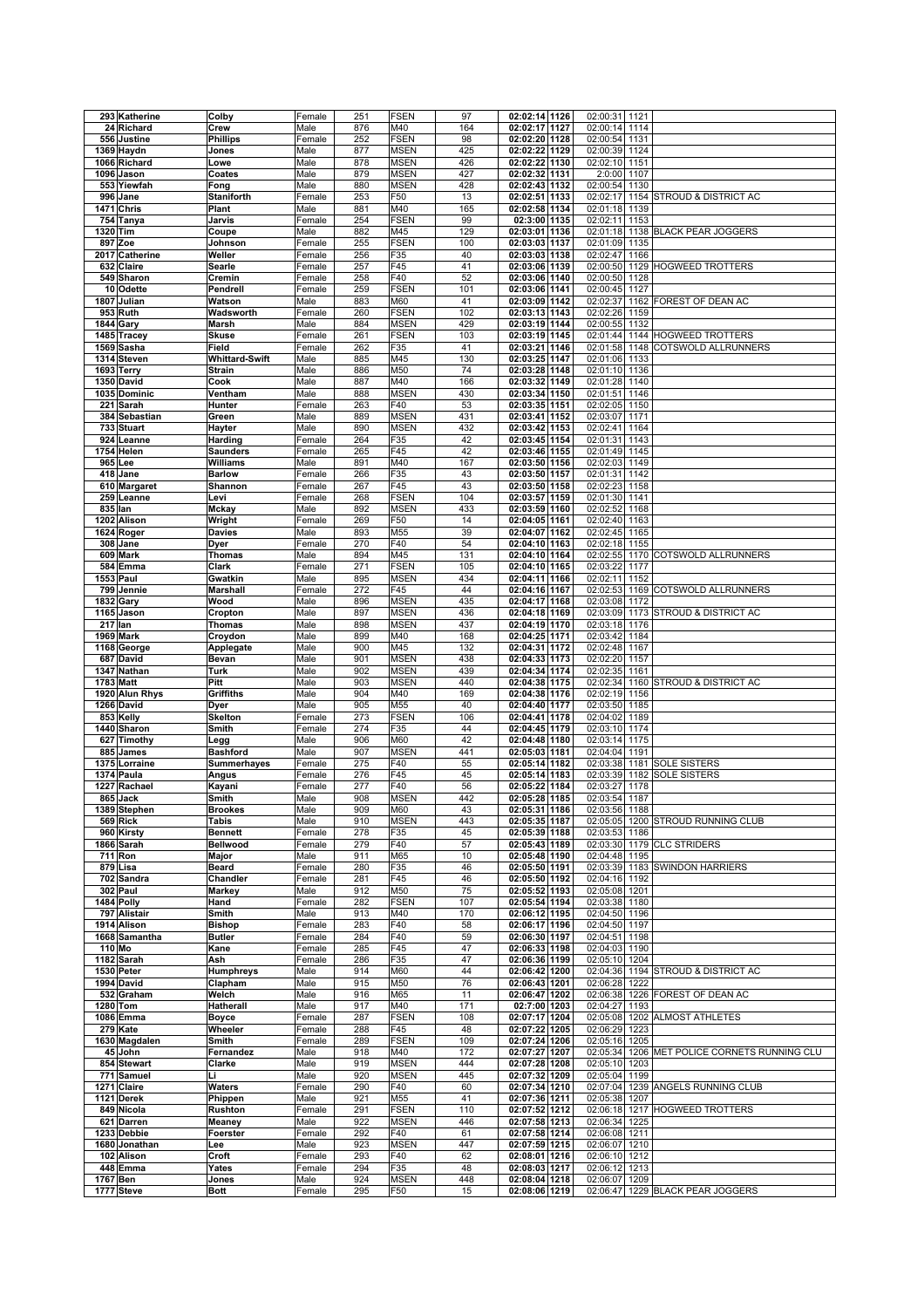| | | | | | | | | | | | |
|---|---|---|---|---|---|---|---|---|---|---|---|
| 293 | Katherine | Colby | Female | 251 | FSEN | 97 | 02:02:14 | 1126 | 02:00:31 | 1121 | |
| 24 | Richard | Crew | Male | 876 | M40 | 164 | 02:02:17 | 1127 | 02:00:14 | 1114 | |
| 556 | Justine | Phillips | Female | 252 | FSEN | 98 | 02:02:20 | 1128 | 02:00:54 | 1131 | |
| 1369 | Haydn | Jones | Male | 877 | MSEN | 425 | 02:02:22 | 1129 | 02:00:39 | 1124 | |
| 1066 | Richard | Lowe | Male | 878 | MSEN | 426 | 02:02:22 | 1130 | 02:02:10 | 1151 | |
| 1096 | Jason | Coates | Male | 879 | MSEN | 427 | 02:02:32 | 1131 | 2:0:00 | 1107 | |
| 553 | Yiewfah | Fong | Male | 880 | MSEN | 428 | 02:02:43 | 1132 | 02:00:54 | 1130 | |
| 996 | Jane | Staniforth | Female | 253 | F50 | 13 | 02:02:51 | 1133 | 02:02:17 | 1154 | STROUD & DISTRICT AC |
| 1471 | Chris | Plant | Male | 881 | M40 | 165 | 02:02:58 | 1134 | 02:01:18 | 1139 | |
| 754 | Tanya | Jarvis | Female | 254 | FSEN | 99 | 02:3:00 | 1135 | 02:02:11 | 1153 | |
| 1320 | Tim | Coupe | Male | 882 | M45 | 129 | 02:03:01 | 1136 | 02:01:18 | 1138 | BLACK PEAR JOGGERS |
| 897 | Zoe | Johnson | Female | 255 | FSEN | 100 | 02:03:03 | 1137 | 02:01:09 | 1135 | |
| 2017 | Catherine | Weller | Female | 256 | F35 | 40 | 02:03:03 | 1138 | 02:02:47 | 1166 | |
| 632 | Claire | Searle | Female | 257 | F45 | 41 | 02:03:06 | 1139 | 02:00:50 | 1129 | HOGWEED TROTTERS |
| 549 | Sharon | Cremin | Female | 258 | F40 | 52 | 02:03:06 | 1140 | 02:00:50 | 1128 | |
| 10 | Odette | Pendrell | Female | 259 | FSEN | 101 | 02:03:06 | 1141 | 02:00:45 | 1127 | |
| 1807 | Julian | Watson | Male | 883 | M60 | 41 | 02:03:09 | 1142 | 02:02:37 | 1162 | FOREST OF DEAN AC |
| 953 | Ruth | Wadsworth | Female | 260 | FSEN | 102 | 02:03:13 | 1143 | 02:02:26 | 1159 | |
| 1844 | Gary | Marsh | Male | 884 | MSEN | 429 | 02:03:19 | 1144 | 02:00:55 | 1132 | |
| 1485 | Tracey | Skuse | Female | 261 | FSEN | 103 | 02:03:19 | 1145 | 02:01:44 | 1144 | HOGWEED TROTTERS |
| 1569 | Sasha | Field | Female | 262 | F35 | 41 | 02:03:21 | 1146 | 02:01:58 | 1148 | COTSWOLD ALLRUNNERS |
| 1314 | Steven | Whittard-Swift | Male | 885 | M45 | 130 | 02:03:25 | 1147 | 02:01:06 | 1133 | |
| 1693 | Terry | Strain | Male | 886 | M50 | 74 | 02:03:28 | 1148 | 02:01:10 | 1136 | |
| 1350 | David | Cook | Male | 887 | M40 | 166 | 02:03:32 | 1149 | 02:01:28 | 1140 | |
| 1035 | Dominic | Ventham | Male | 888 | MSEN | 430 | 02:03:34 | 1150 | 02:01:51 | 1146 | |
| 221 | Sarah | Hunter | Female | 263 | F40 | 53 | 02:03:35 | 1151 | 02:02:05 | 1150 | |
| 384 | Sebastian | Green | Male | 889 | MSEN | 431 | 02:03:41 | 1152 | 02:03:07 | 1171 | |
| 733 | Stuart | Hayter | Male | 890 | MSEN | 432 | 02:03:42 | 1153 | 02:02:41 | 1164 | |
| 924 | Leanne | Harding | Female | 264 | F35 | 42 | 02:03:45 | 1154 | 02:01:31 | 1143 | |
| 1754 | Helen | Saunders | Female | 265 | F45 | 42 | 02:03:46 | 1155 | 02:01:49 | 1145 | |
| 965 | Lee | Williams | Male | 891 | M40 | 167 | 02:03:50 | 1156 | 02:02:03 | 1149 | |
| 418 | Jane | Barlow | Female | 266 | F35 | 43 | 02:03:50 | 1157 | 02:01:31 | 1142 | |
| 610 | Margaret | Shannon | Female | 267 | F45 | 43 | 02:03:50 | 1158 | 02:02:23 | 1158 | |
| 259 | Leanne | Levi | Female | 268 | FSEN | 104 | 02:03:57 | 1159 | 02:01:30 | 1141 | |
| 835 | Ian | Mckay | Male | 892 | MSEN | 433 | 02:03:59 | 1160 | 02:02:52 | 1168 | |
| 1202 | Alison | Wright | Female | 269 | F50 | 14 | 02:04:05 | 1161 | 02:02:40 | 1163 | |
| 1624 | Roger | Davies | Male | 893 | M55 | 39 | 02:04:07 | 1162 | 02:02:45 | 1165 | |
| 308 | Jane | Dyer | Female | 270 | F40 | 54 | 02:04:10 | 1163 | 02:02:18 | 1155 | |
| 609 | Mark | Thomas | Male | 894 | M45 | 131 | 02:04:10 | 1164 | 02:02:55 | 1170 | COTSWOLD ALLRUNNERS |
| 584 | Emma | Clark | Female | 271 | FSEN | 105 | 02:04:10 | 1165 | 02:03:22 | 1177 | |
| 1553 | Paul | Gwatkin | Male | 895 | MSEN | 434 | 02:04:11 | 1166 | 02:02:11 | 1152 | |
| 799 | Jennie | Marshall | Female | 272 | F45 | 44 | 02:04:16 | 1167 | 02:02:53 | 1169 | COTSWOLD ALLRUNNERS |
| 1832 | Gary | Wood | Male | 896 | MSEN | 435 | 02:04:17 | 1168 | 02:03:08 | 1172 | |
| 1165 | Jason | Cropton | Male | 897 | MSEN | 436 | 02:04:18 | 1169 | 02:03:09 | 1173 | STROUD & DISTRICT AC |
| 217 | Ian | Thomas | Male | 898 | MSEN | 437 | 02:04:19 | 1170 | 02:03:18 | 1176 | |
| 1969 | Mark | Croydon | Male | 899 | M40 | 168 | 02:04:25 | 1171 | 02:03:42 | 1184 | |
| 1168 | George | Applegate | Male | 900 | M45 | 132 | 02:04:31 | 1172 | 02:02:48 | 1167 | |
| 687 | David | Bevan | Male | 901 | MSEN | 438 | 02:04:33 | 1173 | 02:02:20 | 1157 | |
| 1347 | Nathan | Turk | Male | 902 | MSEN | 439 | 02:04:34 | 1174 | 02:02:35 | 1161 | |
| 1783 | Matt | Pitt | Male | 903 | MSEN | 440 | 02:04:38 | 1175 | 02:02:34 | 1160 | STROUD & DISTRICT AC |
| 1920 | Alun Rhys | Griffiths | Male | 904 | M40 | 169 | 02:04:38 | 1176 | 02:02:19 | 1156 | |
| 1266 | David | Dyer | Male | 905 | M55 | 40 | 02:04:40 | 1177 | 02:03:50 | 1185 | |
| 853 | Kelly | Skelton | Female | 273 | FSEN | 106 | 02:04:41 | 1178 | 02:04:02 | 1189 | |
| 1440 | Sharon | Smith | Female | 274 | F35 | 44 | 02:04:45 | 1179 | 02:03:10 | 1174 | |
| 627 | Timothy | Legg | Male | 906 | M60 | 42 | 02:04:48 | 1180 | 02:03:14 | 1175 | |
| 885 | James | Bashford | Male | 907 | MSEN | 441 | 02:05:03 | 1181 | 02:04:04 | 1191 | |
| 1375 | Lorraine | Summerhayes | Female | 275 | F40 | 55 | 02:05:14 | 1182 | 02:03:38 | 1181 | SOLE SISTERS |
| 1374 | Paula | Angus | Female | 276 | F45 | 45 | 02:05:14 | 1183 | 02:03:39 | 1182 | SOLE SISTERS |
| 1227 | Rachael | Kayani | Female | 277 | F40 | 56 | 02:05:22 | 1184 | 02:03:27 | 1178 | |
| 865 | Jack | Smith | Male | 908 | MSEN | 442 | 02:05:28 | 1185 | 02:03:54 | 1187 | |
| 1389 | Stephen | Brookes | Male | 909 | M60 | 43 | 02:05:31 | 1186 | 02:03:56 | 1188 | |
| 569 | Rick | Tabis | Male | 910 | MSEN | 443 | 02:05:35 | 1187 | 02:05:05 | 1200 | STROUD RUNNING CLUB |
| 960 | Kirsty | Bennett | Female | 278 | F35 | 45 | 02:05:39 | 1188 | 02:03:53 | 1186 | |
| 1866 | Sarah | Bellwood | Female | 279 | F40 | 57 | 02:05:43 | 1189 | 02:03:30 | 1179 | CLC STRIDERS |
| 711 | Ron | Major | Male | 911 | M65 | 10 | 02:05:48 | 1190 | 02:04:48 | 1195 | |
| 879 | Lisa | Beard | Female | 280 | F35 | 46 | 02:05:50 | 1191 | 02:03:39 | 1183 | SWINDON HARRIERS |
| 702 | Sandra | Chandler | Female | 281 | F45 | 46 | 02:05:50 | 1192 | 02:04:16 | 1192 | |
| 302 | Paul | Markey | Male | 912 | M50 | 75 | 02:05:52 | 1193 | 02:05:08 | 1201 | |
| 1484 | Polly | Hand | Female | 282 | FSEN | 107 | 02:05:54 | 1194 | 02:03:38 | 1180 | |
| 797 | Alistair | Smith | Male | 913 | M40 | 170 | 02:06:12 | 1195 | 02:04:50 | 1196 | |
| 1914 | Alison | Bishop | Female | 283 | F40 | 58 | 02:06:17 | 1196 | 02:04:50 | 1197 | |
| 1668 | Samantha | Butler | Female | 284 | F40 | 59 | 02:06:30 | 1197 | 02:04:51 | 1198 | |
| 110 | Mo | Kane | Female | 285 | F45 | 47 | 02:06:33 | 1198 | 02:04:03 | 1190 | |
| 1182 | Sarah | Ash | Female | 286 | F35 | 47 | 02:06:36 | 1199 | 02:05:10 | 1204 | |
| 1530 | Peter | Humphreys | Male | 914 | M60 | 44 | 02:06:42 | 1200 | 02:04:36 | 1194 | STROUD & DISTRICT AC |
| 1994 | David | Clapham | Male | 915 | M50 | 76 | 02:06:43 | 1201 | 02:06:28 | 1222 | |
| 532 | Graham | Welch | Male | 916 | M65 | 11 | 02:06:47 | 1202 | 02:06:38 | 1226 | FOREST OF DEAN AC |
| 1280 | Tom | Hatherall | Male | 917 | M40 | 171 | 02:7:00 | 1203 | 02:04:27 | 1193 | |
| 1086 | Emma | Boyce | Female | 287 | FSEN | 108 | 02:07:17 | 1204 | 02:05:08 | 1202 | ALMOST ATHLETES |
| 279 | Kate | Wheeler | Female | 288 | F45 | 48 | 02:07:22 | 1205 | 02:06:29 | 1223 | |
| 1630 | Magdalen | Smith | Female | 289 | FSEN | 109 | 02:07:24 | 1206 | 02:05:16 | 1205 | |
| 45 | John | Fernandez | Male | 918 | M40 | 172 | 02:07:27 | 1207 | 02:05:34 | 1206 | MET POLICE CORNETS RUNNING CLU |
| 854 | Stewart | Clarke | Male | 919 | MSEN | 444 | 02:07:28 | 1208 | 02:05:10 | 1203 | |
| 771 | Samuel | Li | Male | 920 | MSEN | 445 | 02:07:32 | 1209 | 02:05:04 | 1199 | |
| 1271 | Claire | Waters | Female | 290 | F40 | 60 | 02:07:34 | 1210 | 02:07:04 | 1239 | ANGELS RUNNING CLUB |
| 1121 | Derek | Phippen | Male | 921 | M55 | 41 | 02:07:36 | 1211 | 02:05:38 | 1207 | |
| 849 | Nicola | Rushton | Female | 291 | FSEN | 110 | 02:07:52 | 1212 | 02:06:18 | 1217 | HOGWEED TROTTERS |
| 621 | Darren | Meaney | Male | 922 | MSEN | 446 | 02:07:58 | 1213 | 02:06:34 | 1225 | |
| 1233 | Debbie | Foerster | Female | 292 | F40 | 61 | 02:07:58 | 1214 | 02:06:08 | 1211 | |
| 1680 | Jonathan | Lee | Male | 923 | MSEN | 447 | 02:07:59 | 1215 | 02:06:07 | 1210 | |
| 102 | Alison | Croft | Female | 293 | F40 | 62 | 02:08:01 | 1216 | 02:06:10 | 1212 | |
| 448 | Emma | Yates | Female | 294 | F35 | 48 | 02:08:03 | 1217 | 02:06:12 | 1213 | |
| 1767 | Ben | Jones | Male | 924 | MSEN | 448 | 02:08:04 | 1218 | 02:06:07 | 1209 | |
| 1777 | Steve | Bott | Female | 295 | F50 | 15 | 02:08:06 | 1219 | 02:06:47 | 1229 | BLACK PEAR JOGGERS |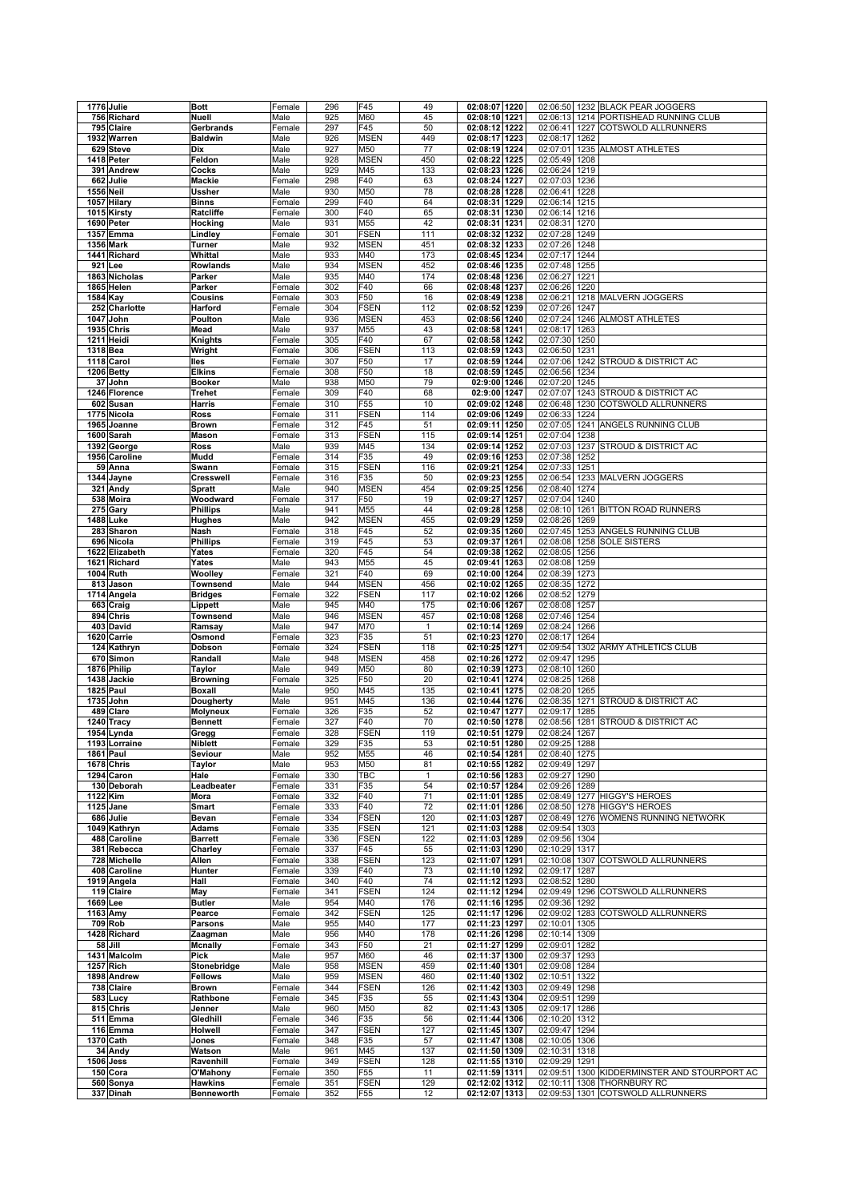| | | | | | | | | | | | |
|---|---|---|---|---|---|---|---|---|---|---|---|
| 1776 | Julie | Bott | Female | 296 | F45 | 49 | 02:08:07 | 1220 | 02:06:50 | 1232 | BLACK PEAR JOGGERS |
| 756 | Richard | Nuell | Male | 925 | M60 | 45 | 02:08:10 | 1221 | 02:06:13 | 1214 | PORTISHEAD RUNNING CLUB |
| 795 | Claire | Gerbrands | Female | 297 | F45 | 50 | 02:08:12 | 1222 | 02:06:41 | 1227 | COTSWOLD ALLRUNNERS |
| 1932 | Warren | Baldwin | Male | 926 | MSEN | 449 | 02:08:17 | 1223 | 02:08:17 | 1262 | |
| 629 | Steve | Dix | Male | 927 | M50 | 77 | 02:08:19 | 1224 | 02:07:01 | 1235 | ALMOST ATHLETES |
| 1418 | Peter | Feldon | Male | 928 | MSEN | 450 | 02:08:22 | 1225 | 02:05:49 | 1208 | |
| 391 | Andrew | Cocks | Male | 929 | M45 | 133 | 02:08:23 | 1226 | 02:06:24 | 1219 | |
| 662 | Julie | Mackie | Female | 298 | F40 | 63 | 02:08:24 | 1227 | 02:07:03 | 1236 | |
| 1556 | Neil | Ussher | Male | 930 | M50 | 78 | 02:08:28 | 1228 | 02:06:41 | 1228 | |
| 1057 | Hilary | Binns | Female | 299 | F40 | 64 | 02:08:31 | 1229 | 02:06:14 | 1215 | |
| 1015 | Kirsty | Ratcliffe | Female | 300 | F40 | 65 | 02:08:31 | 1230 | 02:06:14 | 1216 | |
| 1690 | Peter | Hocking | Male | 931 | M55 | 42 | 02:08:31 | 1231 | 02:08:31 | 1270 | |
| 1357 | Emma | Lindley | Female | 301 | FSEN | 111 | 02:08:32 | 1232 | 02:07:28 | 1249 | |
| 1356 | Mark | Turner | Male | 932 | MSEN | 451 | 02:08:32 | 1233 | 02:07:26 | 1248 | |
| 1441 | Richard | Whittal | Male | 933 | M40 | 173 | 02:08:45 | 1234 | 02:07:17 | 1244 | |
| 921 | Lee | Rowlands | Male | 934 | MSEN | 452 | 02:08:46 | 1235 | 02:07:48 | 1255 | |
| 1863 | Nicholas | Parker | Male | 935 | M40 | 174 | 02:08:48 | 1236 | 02:06:27 | 1221 | |
| 1865 | Helen | Parker | Female | 302 | F40 | 66 | 02:08:48 | 1237 | 02:06:26 | 1220 | |
| 1584 | Kay | Cousins | Female | 303 | F50 | 16 | 02:08:49 | 1238 | 02:06:21 | 1218 | MALVERN JOGGERS |
| 252 | Charlotte | Harford | Female | 304 | FSEN | 112 | 02:08:52 | 1239 | 02:07:26 | 1247 | |
| 1047 | John | Poulton | Male | 936 | MSEN | 453 | 02:08:56 | 1240 | 02:07:24 | 1246 | ALMOST ATHLETES |
| 1935 | Chris | Mead | Male | 937 | M55 | 43 | 02:08:58 | 1241 | 02:08:17 | 1263 | |
| 1211 | Heidi | Knights | Female | 305 | F40 | 67 | 02:08:58 | 1242 | 02:07:30 | 1250 | |
| 1318 | Bea | Wright | Female | 306 | FSEN | 113 | 02:08:59 | 1243 | 02:06:50 | 1231 | |
| 1118 | Carol | Iles | Female | 307 | F50 | 17 | 02:08:59 | 1244 | 02:07:06 | 1242 | STROUD & DISTRICT AC |
| 1206 | Betty | Elkins | Female | 308 | F50 | 18 | 02:08:59 | 1245 | 02:06:56 | 1234 | |
| 37 | John | Booker | Male | 938 | M50 | 79 | 02:9:00 | 1246 | 02:07:20 | 1245 | |
| 1246 | Florence | Trehet | Female | 309 | F40 | 68 | 02:9:00 | 1247 | 02:07:07 | 1243 | STROUD & DISTRICT AC |
| 602 | Susan | Harris | Female | 310 | F55 | 10 | 02:09:02 | 1248 | 02:06:48 | 1230 | COTSWOLD ALLRUNNERS |
| 1775 | Nicola | Ross | Female | 311 | FSEN | 114 | 02:09:06 | 1249 | 02:06:33 | 1224 | |
| 1965 | Joanne | Brown | Female | 312 | F45 | 51 | 02:09:11 | 1250 | 02:07:05 | 1241 | ANGELS RUNNING CLUB |
| 1600 | Sarah | Mason | Female | 313 | FSEN | 115 | 02:09:14 | 1251 | 02:07:04 | 1238 | |
| 1392 | George | Ross | Male | 939 | M45 | 134 | 02:09:14 | 1252 | 02:07:03 | 1237 | STROUD & DISTRICT AC |
| 1956 | Caroline | Mudd | Female | 314 | F35 | 49 | 02:09:16 | 1253 | 02:07:38 | 1252 | |
| 59 | Anna | Swann | Female | 315 | FSEN | 116 | 02:09:21 | 1254 | 02:07:33 | 1251 | |
| 1344 | Jayne | Cresswell | Female | 316 | F35 | 50 | 02:09:23 | 1255 | 02:06:54 | 1233 | MALVERN JOGGERS |
| 321 | Andy | Spratt | Male | 940 | MSEN | 454 | 02:09:25 | 1256 | 02:08:40 | 1274 | |
| 538 | Moira | Woodward | Female | 317 | F50 | 19 | 02:09:27 | 1257 | 02:07:04 | 1240 | |
| 275 | Gary | Phillips | Male | 941 | M55 | 44 | 02:09:28 | 1258 | 02:08:10 | 1261 | BITTON ROAD RUNNERS |
| 1488 | Luke | Hughes | Male | 942 | MSEN | 455 | 02:09:29 | 1259 | 02:08:26 | 1269 | |
| 283 | Sharon | Nash | Female | 318 | F45 | 52 | 02:09:35 | 1260 | 02:07:45 | 1253 | ANGELS RUNNING CLUB |
| 696 | Nicola | Phillips | Female | 319 | F45 | 53 | 02:09:37 | 1261 | 02:08:08 | 1258 | SOLE SISTERS |
| 1622 | Elizabeth | Yates | Female | 320 | F45 | 54 | 02:09:38 | 1262 | 02:08:05 | 1256 | |
| 1621 | Richard | Yates | Male | 943 | M55 | 45 | 02:09:41 | 1263 | 02:08:08 | 1259 | |
| 1004 | Ruth | Woolley | Female | 321 | F40 | 69 | 02:10:00 | 1264 | 02:08:39 | 1273 | |
| 813 | Jason | Townsend | Male | 944 | MSEN | 456 | 02:10:02 | 1265 | 02:08:35 | 1272 | |
| 1714 | Angela | Bridges | Female | 322 | FSEN | 117 | 02:10:02 | 1266 | 02:08:52 | 1279 | |
| 663 | Craig | Lippett | Male | 945 | M40 | 175 | 02:10:06 | 1267 | 02:08:08 | 1257 | |
| 894 | Chris | Townsend | Male | 946 | MSEN | 457 | 02:10:08 | 1268 | 02:07:46 | 1254 | |
| 403 | David | Ramsay | Male | 947 | M70 | 1 | 02:10:14 | 1269 | 02:08:24 | 1266 | |
| 1620 | Carrie | Osmond | Female | 323 | F35 | 51 | 02:10:23 | 1270 | 02:08:17 | 1264 | |
| 124 | Kathryn | Dobson | Female | 324 | FSEN | 118 | 02:10:25 | 1271 | 02:09:54 | 1302 | ARMY ATHLETICS CLUB |
| 670 | Simon | Randall | Male | 948 | MSEN | 458 | 02:10:26 | 1272 | 02:09:47 | 1295 | |
| 1876 | Philip | Taylor | Male | 949 | M50 | 80 | 02:10:39 | 1273 | 02:08:10 | 1260 | |
| 1438 | Jackie | Browning | Female | 325 | F50 | 20 | 02:10:41 | 1274 | 02:08:25 | 1268 | |
| 1825 | Paul | Boxall | Male | 950 | M45 | 135 | 02:10:41 | 1275 | 02:08:20 | 1265 | |
| 1735 | John | Dougherty | Male | 951 | M45 | 136 | 02:10:44 | 1276 | 02:08:35 | 1271 | STROUD & DISTRICT AC |
| 489 | Clare | Molyneux | Female | 326 | F35 | 52 | 02:10:47 | 1277 | 02:09:17 | 1285 | |
| 1240 | Tracy | Bennett | Female | 327 | F40 | 70 | 02:10:50 | 1278 | 02:08:56 | 1281 | STROUD & DISTRICT AC |
| 1954 | Lynda | Gregg | Female | 328 | FSEN | 119 | 02:10:51 | 1279 | 02:08:24 | 1267 | |
| 1193 | Lorraine | Niblett | Female | 329 | F35 | 53 | 02:10:51 | 1280 | 02:09:25 | 1288 | |
| 1861 | Paul | Seviour | Male | 952 | M55 | 46 | 02:10:54 | 1281 | 02:08:40 | 1275 | |
| 1678 | Chris | Taylor | Male | 953 | M50 | 81 | 02:10:55 | 1282 | 02:09:49 | 1297 | |
| 1294 | Caron | Hale | Female | 330 | TBC | 1 | 02:10:56 | 1283 | 02:09:27 | 1290 | |
| 130 | Deborah | Leadbeater | Female | 331 | F35 | 54 | 02:10:57 | 1284 | 02:09:26 | 1289 | |
| 1122 | Kim | Mora | Female | 332 | F40 | 71 | 02:11:01 | 1285 | 02:08:49 | 1277 | HIGGY'S HEROES |
| 1125 | Jane | Smart | Female | 333 | F40 | 72 | 02:11:01 | 1286 | 02:08:50 | 1278 | HIGGY'S HEROES |
| 686 | Julie | Bevan | Female | 334 | FSEN | 120 | 02:11:03 | 1287 | 02:08:49 | 1276 | WOMENS RUNNING NETWORK |
| 1049 | Kathryn | Adams | Female | 335 | FSEN | 121 | 02:11:03 | 1288 | 02:09:54 | 1303 | |
| 488 | Caroline | Barrett | Female | 336 | FSEN | 122 | 02:11:03 | 1289 | 02:09:56 | 1304 | |
| 381 | Rebecca | Charley | Female | 337 | F45 | 55 | 02:11:03 | 1290 | 02:10:29 | 1317 | |
| 728 | Michelle | Allen | Female | 338 | FSEN | 123 | 02:11:07 | 1291 | 02:10:08 | 1307 | COTSWOLD ALLRUNNERS |
| 408 | Caroline | Hunter | Female | 339 | F40 | 73 | 02:11:10 | 1292 | 02:09:17 | 1287 | |
| 1919 | Angela | Hall | Female | 340 | F40 | 74 | 02:11:12 | 1293 | 02:08:52 | 1280 | |
| 119 | Claire | May | Female | 341 | FSEN | 124 | 02:11:12 | 1294 | 02:09:49 | 1296 | COTSWOLD ALLRUNNERS |
| 1669 | Lee | Butler | Male | 954 | M40 | 176 | 02:11:16 | 1295 | 02:09:36 | 1292 | |
| 1163 | Amy | Pearce | Female | 342 | FSEN | 125 | 02:11:17 | 1296 | 02:09:02 | 1283 | COTSWOLD ALLRUNNERS |
| 709 | Rob | Parsons | Male | 955 | M40 | 177 | 02:11:23 | 1297 | 02:10:01 | 1305 | |
| 1428 | Richard | Zaagman | Male | 956 | M40 | 178 | 02:11:26 | 1298 | 02:10:14 | 1309 | |
| 58 | Jill | Mcnally | Female | 343 | F50 | 21 | 02:11:27 | 1299 | 02:09:01 | 1282 | |
| 1431 | Malcolm | Pick | Male | 957 | M60 | 46 | 02:11:37 | 1300 | 02:09:37 | 1293 | |
| 1257 | Rich | Stonebridge | Male | 958 | MSEN | 459 | 02:11:40 | 1301 | 02:09:08 | 1284 | |
| 1898 | Andrew | Fellows | Male | 959 | MSEN | 460 | 02:11:40 | 1302 | 02:10:51 | 1322 | |
| 738 | Claire | Brown | Female | 344 | FSEN | 126 | 02:11:42 | 1303 | 02:09:49 | 1298 | |
| 583 | Lucy | Rathbone | Female | 345 | F35 | 55 | 02:11:43 | 1304 | 02:09:51 | 1299 | |
| 815 | Chris | Jenner | Male | 960 | M50 | 82 | 02:11:43 | 1305 | 02:09:17 | 1286 | |
| 511 | Emma | Gledhill | Female | 346 | F35 | 56 | 02:11:44 | 1306 | 02:10:20 | 1312 | |
| 116 | Emma | Holwell | Female | 347 | FSEN | 127 | 02:11:45 | 1307 | 02:09:47 | 1294 | |
| 1370 | Cath | Jones | Female | 348 | F35 | 57 | 02:11:47 | 1308 | 02:10:05 | 1306 | |
| 34 | Andy | Watson | Male | 961 | M45 | 137 | 02:11:50 | 1309 | 02:10:31 | 1318 | |
| 1506 | Jess | Ravenhill | Female | 349 | FSEN | 128 | 02:11:55 | 1310 | 02:09:29 | 1291 | |
| 150 | Cora | O'Mahony | Female | 350 | F55 | 11 | 02:11:59 | 1311 | 02:09:51 | 1300 | KIDDERMINSTER AND STOURPORT AC |
| 560 | Sonya | Hawkins | Female | 351 | FSEN | 129 | 02:12:02 | 1312 | 02:10:11 | 1308 | THORNBURY RC |
| 337 | Dinah | Benneworth | Female | 352 | F55 | 12 | 02:12:07 | 1313 | 02:09:53 | 1301 | COTSWOLD ALLRUNNERS |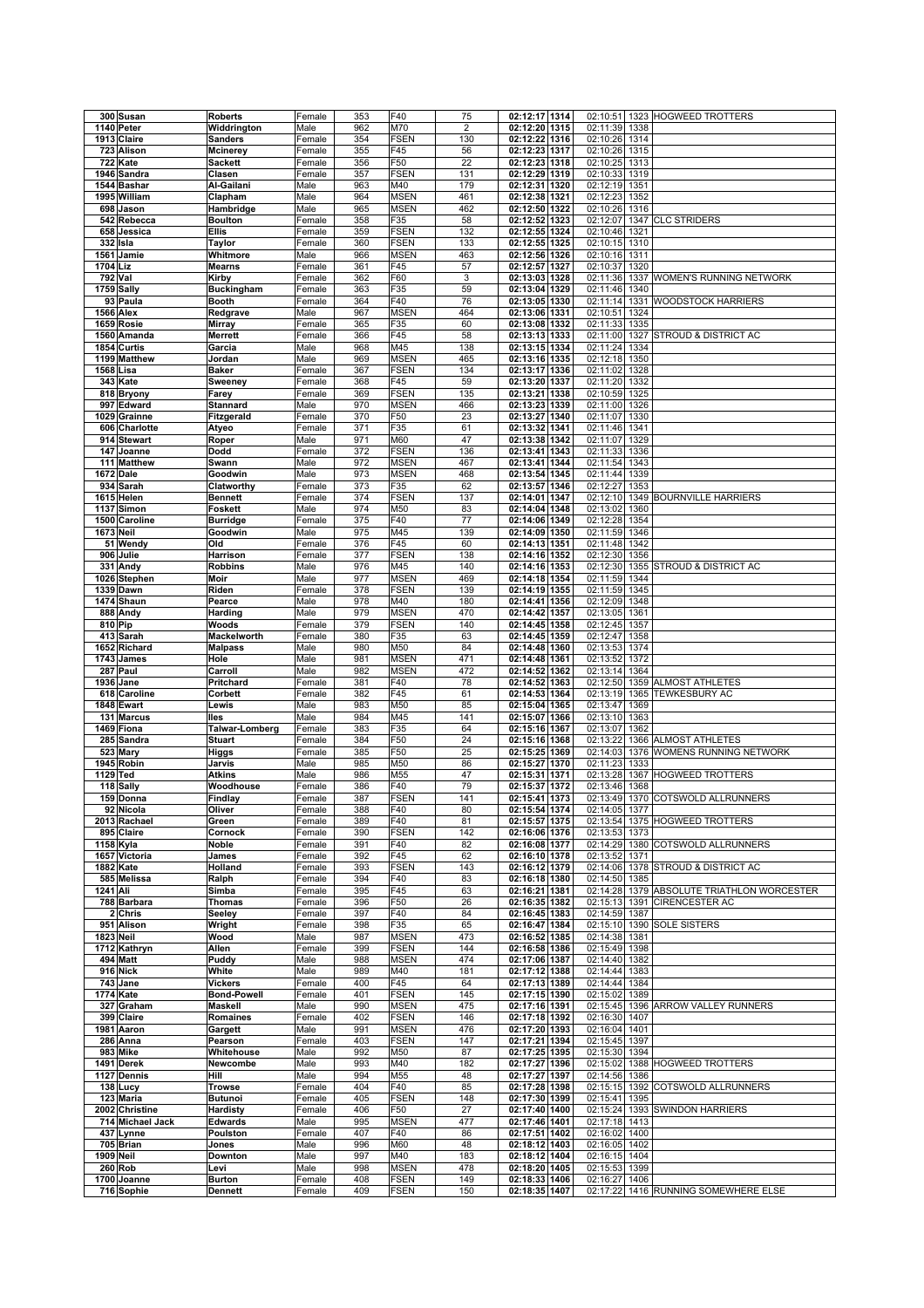| | | | | | | | | | | | | |
|---|---|---|---|---|---|---|---|---|---|---|---|---|
| 300 | Susan | Roberts | Female | 353 | F40 | 75 | 02:12:17 | 1314 | 02:10:51 | 1323 | HOGWEED TROTTERS |
| 1140 | Peter | Widdrington | Male | 962 | M70 | 2 | 02:12:20 | 1315 | 02:11:39 | 1338 | |
| 1913 | Claire | Sanders | Female | 354 | FSEN | 130 | 02:12:22 | 1316 | 02:10:26 | 1314 | |
| 723 | Alison | Mcinerey | Female | 355 | F45 | 56 | 02:12:23 | 1317 | 02:10:26 | 1315 | |
| 722 | Kate | Sackett | Female | 356 | F50 | 22 | 02:12:23 | 1318 | 02:10:25 | 1313 | |
| 1946 | Sandra | Clasen | Female | 357 | FSEN | 131 | 02:12:29 | 1319 | 02:10:33 | 1319 | |
| 1544 | Bashar | Al-Gailani | Male | 963 | M40 | 179 | 02:12:31 | 1320 | 02:12:19 | 1351 | |
| 1995 | William | Clapham | Male | 964 | MSEN | 461 | 02:12:38 | 1321 | 02:12:23 | 1352 | |
| 698 | Jason | Hambridge | Male | 965 | MSEN | 462 | 02:12:50 | 1322 | 02:10:26 | 1316 | |
| 542 | Rebecca | Boulton | Female | 358 | F35 | 58 | 02:12:52 | 1323 | 02:12:07 | 1347 | CLC STRIDERS |
| 658 | Jessica | Ellis | Female | 359 | FSEN | 132 | 02:12:55 | 1324 | 02:10:46 | 1321 | |
| 332 | Isla | Taylor | Female | 360 | FSEN | 133 | 02:12:55 | 1325 | 02:10:15 | 1310 | |
| 1561 | Jamie | Whitmore | Male | 966 | MSEN | 463 | 02:12:56 | 1326 | 02:10:16 | 1311 | |
| 1704 | Liz | Mearns | Female | 361 | F45 | 57 | 02:12:57 | 1327 | 02:10:37 | 1320 | |
| 792 | Val | Kirby | Female | 362 | F60 | 3 | 02:13:03 | 1328 | 02:11:36 | 1337 | WOMEN'S RUNNING NETWORK |
| 1759 | Sally | Buckingham | Female | 363 | F35 | 59 | 02:13:04 | 1329 | 02:11:46 | 1340 | |
| 93 | Paula | Booth | Female | 364 | F40 | 76 | 02:13:05 | 1330 | 02:11:14 | 1331 | WOODSTOCK HARRIERS |
| 1566 | Alex | Redgrave | Male | 967 | MSEN | 464 | 02:13:06 | 1331 | 02:10:51 | 1324 | |
| 1659 | Rosie | Mirray | Female | 365 | F35 | 60 | 02:13:08 | 1332 | 02:11:33 | 1335 | |
| 1560 | Amanda | Merrett | Female | 366 | F45 | 58 | 02:13:13 | 1333 | 02:11:00 | 1327 | STROUD & DISTRICT AC |
| 1854 | Curtis | Garcia | Male | 968 | M45 | 138 | 02:13:15 | 1334 | 02:11:24 | 1334 | |
| 1199 | Matthew | Jordan | Male | 969 | MSEN | 465 | 02:13:16 | 1335 | 02:12:18 | 1350 | |
| 1568 | Lisa | Baker | Female | 367 | FSEN | 134 | 02:13:17 | 1336 | 02:11:02 | 1328 | |
| 343 | Kate | Sweeney | Female | 368 | F45 | 59 | 02:13:20 | 1337 | 02:11:20 | 1332 | |
| 818 | Bryony | Farey | Female | 369 | FSEN | 135 | 02:13:21 | 1338 | 02:10:59 | 1325 | |
| 997 | Edward | Stannard | Male | 970 | MSEN | 466 | 02:13:23 | 1339 | 02:11:00 | 1326 | |
| 1029 | Grainne | Fitzgerald | Female | 370 | F50 | 23 | 02:13:27 | 1340 | 02:11:07 | 1330 | |
| 606 | Charlotte | Atyeo | Female | 371 | F35 | 61 | 02:13:32 | 1341 | 02:11:46 | 1341 | |
| 914 | Stewart | Roper | Male | 971 | M60 | 47 | 02:13:38 | 1342 | 02:11:07 | 1329 | |
| 147 | Joanne | Dodd | Female | 372 | FSEN | 136 | 02:13:41 | 1343 | 02:11:33 | 1336 | |
| 111 | Matthew | Swann | Male | 972 | MSEN | 467 | 02:13:41 | 1344 | 02:11:54 | 1343 | |
| 1672 | Dale | Goodwin | Male | 973 | MSEN | 468 | 02:13:54 | 1345 | 02:11:44 | 1339 | |
| 934 | Sarah | Clatworthy | Female | 373 | F35 | 62 | 02:13:57 | 1346 | 02:12:27 | 1353 | |
| 1615 | Helen | Bennett | Female | 374 | FSEN | 137 | 02:14:01 | 1347 | 02:12:10 | 1349 | BOURNVILLE HARRIERS |
| 1137 | Simon | Foskett | Male | 974 | M50 | 83 | 02:14:04 | 1348 | 02:13:02 | 1360 | |
| 1500 | Caroline | Burridge | Female | 375 | F40 | 77 | 02:14:06 | 1349 | 02:12:28 | 1354 | |
| 1673 | Neil | Goodwin | Male | 975 | M45 | 139 | 02:14:09 | 1350 | 02:11:59 | 1346 | |
| 51 | Wendy | Old | Female | 376 | F45 | 60 | 02:14:13 | 1351 | 02:11:48 | 1342 | |
| 906 | Julie | Harrison | Female | 377 | FSEN | 138 | 02:14:16 | 1352 | 02:12:30 | 1356 | |
| 331 | Andy | Robbins | Male | 976 | M45 | 140 | 02:14:16 | 1353 | 02:12:30 | 1355 | STROUD & DISTRICT AC |
| 1026 | Stephen | Moir | Male | 977 | MSEN | 469 | 02:14:18 | 1354 | 02:11:59 | 1344 | |
| 1339 | Dawn | Riden | Female | 378 | FSEN | 139 | 02:14:19 | 1355 | 02:11:59 | 1345 | |
| 1474 | Shaun | Pearce | Male | 978 | M40 | 180 | 02:14:41 | 1356 | 02:12:09 | 1348 | |
| 888 | Andy | Harding | Male | 979 | MSEN | 470 | 02:14:42 | 1357 | 02:13:05 | 1361 | |
| 810 | Pip | Woods | Female | 379 | FSEN | 140 | 02:14:45 | 1358 | 02:12:45 | 1357 | |
| 413 | Sarah | Mackelworth | Female | 380 | F35 | 63 | 02:14:45 | 1359 | 02:12:47 | 1358 | |
| 1652 | Richard | Malpass | Male | 980 | M50 | 84 | 02:14:48 | 1360 | 02:13:53 | 1374 | |
| 1743 | James | Hole | Male | 981 | MSEN | 471 | 02:14:48 | 1361 | 02:13:52 | 1372 | |
| 287 | Paul | Carroll | Male | 982 | MSEN | 472 | 02:14:52 | 1362 | 02:13:14 | 1364 | |
| 1936 | Jane | Pritchard | Female | 381 | F40 | 78 | 02:14:52 | 1363 | 02:12:50 | 1359 | ALMOST ATHLETES |
| 618 | Caroline | Corbett | Female | 382 | F45 | 61 | 02:14:53 | 1364 | 02:13:19 | 1365 | TEWKESBURY AC |
| 1848 | Ewart | Lewis | Male | 983 | M50 | 85 | 02:15:04 | 1365 | 02:13:47 | 1369 | |
| 131 | Marcus | Iles | Male | 984 | M45 | 141 | 02:15:07 | 1366 | 02:13:10 | 1363 | |
| 1469 | Fiona | Talwar-Lomberg | Female | 383 | F35 | 64 | 02:15:16 | 1367 | 02:13:07 | 1362 | |
| 285 | Sandra | Stuart | Female | 384 | F50 | 24 | 02:15:16 | 1368 | 02:13:22 | 1366 | ALMOST ATHLETES |
| 523 | Mary | Higgs | Female | 385 | F50 | 25 | 02:15:25 | 1369 | 02:14:03 | 1376 | WOMENS RUNNING NETWORK |
| 1945 | Robin | Jarvis | Male | 985 | M50 | 86 | 02:15:27 | 1370 | 02:11:23 | 1333 | |
| 1129 | Ted | Atkins | Male | 986 | M55 | 47 | 02:15:31 | 1371 | 02:13:28 | 1367 | HOGWEED TROTTERS |
| 118 | Sally | Woodhouse | Female | 386 | F40 | 79 | 02:15:37 | 1372 | 02:13:46 | 1368 | |
| 159 | Donna | Findlay | Female | 387 | FSEN | 141 | 02:15:41 | 1373 | 02:13:49 | 1370 | COTSWOLD ALLRUNNERS |
| 92 | Nicola | Oliver | Female | 388 | F40 | 80 | 02:15:54 | 1374 | 02:14:05 | 1377 | |
| 2013 | Rachael | Green | Female | 389 | F40 | 81 | 02:15:57 | 1375 | 02:13:54 | 1375 | HOGWEED TROTTERS |
| 895 | Claire | Cornock | Female | 390 | FSEN | 142 | 02:16:06 | 1376 | 02:13:53 | 1373 | |
| 1158 | Kyla | Noble | Female | 391 | F40 | 82 | 02:16:08 | 1377 | 02:14:29 | 1380 | COTSWOLD ALLRUNNERS |
| 1657 | Victoria | James | Female | 392 | F45 | 62 | 02:16:10 | 1378 | 02:13:52 | 1371 | |
| 1882 | Kate | Holland | Female | 393 | FSEN | 143 | 02:16:12 | 1379 | 02:14:06 | 1378 | STROUD & DISTRICT AC |
| 585 | Melissa | Ralph | Female | 394 | F40 | 83 | 02:16:18 | 1380 | 02:14:50 | 1385 | |
| 1241 | Ali | Simba | Female | 395 | F45 | 63 | 02:16:21 | 1381 | 02:14:28 | 1379 | ABSOLUTE TRIATHLON WORCESTER |
| 788 | Barbara | Thomas | Female | 396 | F50 | 26 | 02:16:35 | 1382 | 02:15:13 | 1391 | CIRENCESTER AC |
| 2 | Chris | Seeley | Female | 397 | F40 | 84 | 02:16:45 | 1383 | 02:14:59 | 1387 | |
| 951 | Alison | Wright | Female | 398 | F35 | 65 | 02:16:47 | 1384 | 02:15:10 | 1390 | SOLE SISTERS |
| 1823 | Neil | Wood | Male | 987 | MSEN | 473 | 02:16:52 | 1385 | 02:14:38 | 1381 | |
| 1712 | Kathryn | Allen | Female | 399 | FSEN | 144 | 02:16:58 | 1386 | 02:15:49 | 1398 | |
| 494 | Matt | Puddy | Male | 988 | MSEN | 474 | 02:17:06 | 1387 | 02:14:40 | 1382 | |
| 916 | Nick | White | Male | 989 | M40 | 181 | 02:17:12 | 1388 | 02:14:44 | 1383 | |
| 743 | Jane | Vickers | Female | 400 | F45 | 64 | 02:17:13 | 1389 | 02:14:44 | 1384 | |
| 1774 | Kate | Bond-Powell | Female | 401 | FSEN | 145 | 02:17:15 | 1390 | 02:15:02 | 1389 | |
| 327 | Graham | Maskell | Male | 990 | MSEN | 475 | 02:17:16 | 1391 | 02:15:45 | 1396 | ARROW VALLEY RUNNERS |
| 399 | Claire | Romaines | Female | 402 | FSEN | 146 | 02:17:18 | 1392 | 02:16:30 | 1407 | |
| 1981 | Aaron | Gargett | Male | 991 | MSEN | 476 | 02:17:20 | 1393 | 02:16:04 | 1401 | |
| 286 | Anna | Pearson | Female | 403 | FSEN | 147 | 02:17:21 | 1394 | 02:15:45 | 1397 | |
| 983 | Mike | Whitehouse | Male | 992 | M50 | 87 | 02:17:25 | 1395 | 02:15:30 | 1394 | |
| 1491 | Derek | Newcombe | Male | 993 | M40 | 182 | 02:17:27 | 1396 | 02:15:02 | 1388 | HOGWEED TROTTERS |
| 1127 | Dennis | Hill | Male | 994 | M55 | 48 | 02:17:27 | 1397 | 02:14:56 | 1386 | |
| 138 | Lucy | Trowse | Female | 404 | F40 | 85 | 02:17:28 | 1398 | 02:15:15 | 1392 | COTSWOLD ALLRUNNERS |
| 123 | Maria | Butunoi | Female | 405 | FSEN | 148 | 02:17:30 | 1399 | 02:15:41 | 1395 | |
| 2002 | Christine | Hardisty | Female | 406 | F50 | 27 | 02:17:40 | 1400 | 02:15:24 | 1393 | SWINDON HARRIERS |
| 714 | Michael Jack | Edwards | Male | 995 | MSEN | 477 | 02:17:46 | 1401 | 02:17:18 | 1413 | |
| 437 | Lynne | Poulston | Female | 407 | F40 | 86 | 02:17:51 | 1402 | 02:16:02 | 1400 | |
| 705 | Brian | Jones | Male | 996 | M60 | 48 | 02:18:12 | 1403 | 02:16:05 | 1402 | |
| 1909 | Neil | Downton | Male | 997 | M40 | 183 | 02:18:12 | 1404 | 02:16:15 | 1404 | |
| 260 | Rob | Levi | Male | 998 | MSEN | 478 | 02:18:20 | 1405 | 02:15:53 | 1399 | |
| 1700 | Joanne | Burton | Female | 408 | FSEN | 149 | 02:18:33 | 1406 | 02:16:27 | 1406 | |
| 716 | Sophie | Dennett | Female | 409 | FSEN | 150 | 02:18:35 | 1407 | 02:17:22 | 1416 | RUNNING SOMEWHERE ELSE |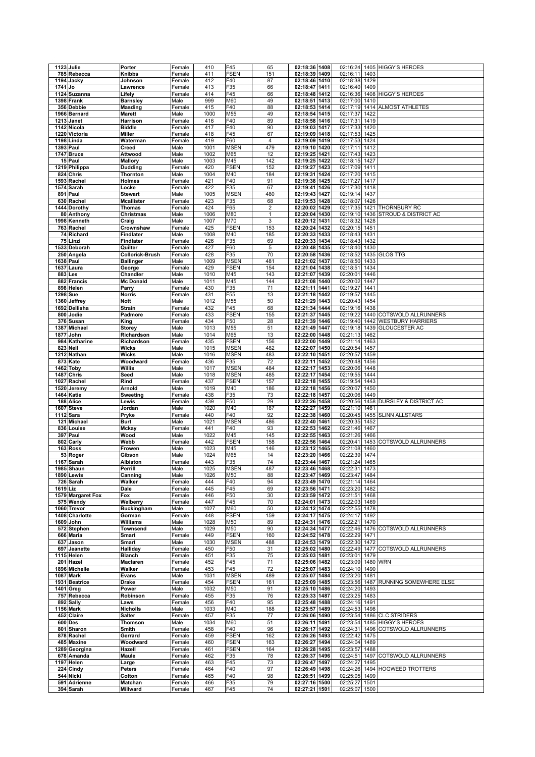| | | | | | | | | | | | |
|---|---|---|---|---|---|---|---|---|---|---|---|
| 1123 | Julie | Porter | Female | 410 | F45 | 65 | 02:18:36 | 1408 | 02:16:24 | 1405 | HIGGY'S HEROES |
| 785 | Rebecca | Knibbs | Female | 411 | FSEN | 151 | 02:18:39 | 1409 | 02:16:11 | 1403 | |
| 1194 | Jacky | Johnson | Female | 412 | F40 | 87 | 02:18:46 | 1410 | 02:18:38 | 1429 | |
| 1741 | Jo | Lawrence | Female | 413 | F35 | 66 | 02:18:47 | 1411 | 02:16:40 | 1409 | |
| 1124 | Suzanna | Lifely | Female | 414 | F45 | 66 | 02:18:48 | 1412 | 02:16:36 | 1408 | HIGGY'S HEROES |
| 1398 | Frank | Barnsley | Male | 999 | M60 | 49 | 02:18:51 | 1413 | 02:17:00 | 1410 | |
| 356 | Debbie | Masding | Female | 415 | F40 | 88 | 02:18:53 | 1414 | 02:17:19 | 1414 | ALMOST ATHLETES |
| 1966 | Bernard | Marett | Male | 1000 | M55 | 49 | 02:18:54 | 1415 | 02:17:37 | 1422 | |
| 1213 | Janet | Harrison | Female | 416 | F40 | 89 | 02:18:58 | 1416 | 02:17:31 | 1419 | |
| 1142 | Nicola | Biddle | Female | 417 | F40 | 90 | 02:19:03 | 1417 | 02:17:33 | 1420 | |
| 1220 | Victoria | Miller | Female | 418 | F45 | 67 | 02:19:09 | 1418 | 02:17:53 | 1425 | |
| 1198 | Linda | Waterman | Female | 419 | F60 | 4 | 02:19:09 | 1419 | 02:17:53 | 1424 | |
| 1393 | Paul | Creed | Male | 1001 | MSEN | 479 | 02:19:10 | 1420 | 02:17:11 | 1412 | |
| 1747 | Bruce | Attwood | Male | 1002 | M65 | 12 | 02:19:25 | 1421 | 02:17:43 | 1423 | |
| 15 | Paul | Mallory | Male | 1003 | M45 | 142 | 02:19:25 | 1422 | 02:18:15 | 1427 | |
| 1219 | Philippa | Dudding | Female | 420 | FSEN | 152 | 02:19:27 | 1423 | 02:17:09 | 1411 | |
| 824 | Chris | Thornton | Male | 1004 | M40 | 184 | 02:19:31 | 1424 | 02:17:20 | 1415 | |
| 1593 | Rachel | Holmes | Female | 421 | F40 | 91 | 02:19:38 | 1425 | 02:17:27 | 1417 | |
| 1574 | Sarah | Locke | Female | 422 | F35 | 67 | 02:19:41 | 1426 | 02:17:30 | 1418 | |
| 891 | Paul | Stewart | Male | 1005 | MSEN | 480 | 02:19:43 | 1427 | 02:19:14 | 1437 | |
| 630 | Rachel | Mcallister | Female | 423 | F35 | 68 | 02:19:53 | 1428 | 02:18:07 | 1426 | |
| 1444 | Dorothy | Thomas | Female | 424 | F65 | 2 | 02:20:02 | 1429 | 02:17:35 | 1421 | THORNBURY RC |
| 80 | Anthony | Christmas | Male | 1006 | M80 | 1 | 02:20:04 | 1430 | 02:19:10 | 1436 | STROUD & DISTRICT AC |
| 1998 | Kenneth | Craig | Male | 1007 | M70 | 3 | 02:20:12 | 1431 | 02:18:32 | 1428 | |
| 763 | Rachel | Crownshaw | Female | 425 | FSEN | 153 | 02:20:24 | 1432 | 02:20:15 | 1451 | |
| 74 | Richard | Findlater | Male | 1008 | M40 | 185 | 02:20:33 | 1433 | 02:18:43 | 1431 | |
| 75 | Linzi | Findlater | Female | 426 | F35 | 69 | 02:20:33 | 1434 | 02:18:43 | 1432 | |
| 1533 | Deborah | Quilter | Female | 427 | F60 | 5 | 02:20:48 | 1435 | 02:18:40 | 1430 | |
| 250 | Angela | Collorick-Brush | Female | 428 | F35 | 70 | 02:20:58 | 1436 | 02:18:52 | 1435 | GLOS TTG |
| 1638 | Paul | Ballinger | Male | 1009 | MSEN | 481 | 02:21:02 | 1437 | 02:18:50 | 1433 | |
| 1637 | Laura | George | Female | 429 | FSEN | 154 | 02:21:04 | 1438 | 02:18:51 | 1434 | |
| 883 | Les | Chandler | Male | 1010 | M45 | 143 | 02:21:07 | 1439 | 02:20:01 | 1446 | |
| 882 | Francis | Mc Donald | Male | 1011 | M45 | 144 | 02:21:08 | 1440 | 02:20:02 | 1447 | |
| 898 | Helen | Parry | Female | 430 | F35 | 71 | 02:21:11 | 1441 | 02:19:27 | 1441 | |
| 1298 | Sue | Norris | Female | 431 | F55 | 13 | 02:21:18 | 1442 | 02:19:57 | 1445 | |
| 1360 | Jeffrey | Nott | Male | 1012 | M55 | 50 | 02:21:29 | 1443 | 02:20:43 | 1454 | |
| 1692 | Dellisha | Strain | Female | 432 | F45 | 68 | 02:21:34 | 1444 | 02:19:16 | 1438 | |
| 800 | Jodie | Padmore | Female | 433 | FSEN | 155 | 02:21:37 | 1445 | 02:19:22 | 1440 | COTSWOLD ALLRUNNERS |
| 376 | Susan | King | Female | 434 | F50 | 28 | 02:21:39 | 1446 | 02:19:40 | 1442 | WESTBURY HARRIERS |
| 1387 | Michael | Storey | Male | 1013 | M55 | 51 | 02:21:49 | 1447 | 02:19:18 | 1439 | GLOUCESTER AC |
| 1877 | John | Richardson | Male | 1014 | M65 | 13 | 02:22:00 | 1448 | 02:21:13 | 1462 | |
| 984 | Katharine | Richardson | Female | 435 | FSEN | 156 | 02:22:00 | 1449 | 02:21:14 | 1463 | |
| 823 | Neil | Wicks | Male | 1015 | MSEN | 482 | 02:22:07 | 1450 | 02:20:54 | 1457 | |
| 1212 | Nathan | Wicks | Male | 1016 | MSEN | 483 | 02:22:10 | 1451 | 02:20:57 | 1459 | |
| 873 | Kate | Woodward | Female | 436 | F35 | 72 | 02:22:11 | 1452 | 02:20:48 | 1456 | |
| 1462 | Toby | Willis | Male | 1017 | MSEN | 484 | 02:22:17 | 1453 | 02:20:06 | 1448 | |
| 1487 | Chris | Seed | Male | 1018 | MSEN | 485 | 02:22:17 | 1454 | 02:19:55 | 1444 | |
| 1027 | Rachel | Rind | Female | 437 | FSEN | 157 | 02:22:18 | 1455 | 02:19:54 | 1443 | |
| 1520 | Jeremy | Arnold | Male | 1019 | M40 | 186 | 02:22:18 | 1456 | 02:20:07 | 1450 | |
| 1464 | Katie | Sweeting | Female | 438 | F35 | 73 | 02:22:18 | 1457 | 02:20:06 | 1449 | |
| 188 | Alice | Lewis | Female | 439 | F50 | 29 | 02:22:26 | 1458 | 02:20:56 | 1458 | DURSLEY & DISTRICT AC |
| 1607 | Steve | Jordan | Male | 1020 | M40 | 187 | 02:22:27 | 1459 | 02:21:10 | 1461 | |
| 1112 | Sara | Pryke | Female | 440 | F40 | 92 | 02:22:38 | 1460 | 02:20:45 | 1455 | SLINN ALLSTARS |
| 121 | Michael | Burt | Male | 1021 | MSEN | 486 | 02:22:40 | 1461 | 02:20:35 | 1452 | |
| 836 | Louise | Mckay | Female | 441 | F40 | 93 | 02:22:53 | 1462 | 02:21:46 | 1467 | |
| 397 | Paul | Wood | Male | 1022 | M45 | 145 | 02:22:55 | 1463 | 02:21:26 | 1466 | |
| 802 | Carly | Webb | Female | 442 | FSEN | 158 | 02:22:56 | 1464 | 02:20:41 | 1453 | COTSWOLD ALLRUNNERS |
| 163 | Ross | Frowen | Male | 1023 | M45 | 146 | 02:23:12 | 1465 | 02:21:08 | 1460 | |
| 53 | Roger | Gibson | Male | 1024 | M65 | 14 | 02:23:20 | 1466 | 02:22:39 | 1474 | |
| 1167 | Sarah | Albiston | Female | 443 | F35 | 74 | 02:23:44 | 1467 | 02:21:24 | 1465 | |
| 1985 | Shaun | Perrill | Male | 1025 | MSEN | 487 | 02:23:46 | 1468 | 02:22:31 | 1473 | |
| 1890 | Lewis | Canning | Male | 1026 | M50 | 88 | 02:23:47 | 1469 | 02:23:47 | 1484 | |
| 726 | Sarah | Walker | Female | 444 | F40 | 94 | 02:23:49 | 1470 | 02:21:14 | 1464 | |
| 1619 | Liz | Dale | Female | 445 | F45 | 69 | 02:23:56 | 1471 | 02:23:20 | 1482 | |
| 1579 | Margaret Fox | Fox | Female | 446 | F50 | 30 | 02:23:59 | 1472 | 02:21:51 | 1468 | |
| 575 | Wendy | Welberry | Female | 447 | F45 | 70 | 02:24:01 | 1473 | 02:22:03 | 1469 | |
| 1060 | Trevor | Buckingham | Male | 1027 | M60 | 50 | 02:24:12 | 1474 | 02:22:55 | 1478 | |
| 1408 | Charlotte | Gorman | Female | 448 | FSEN | 159 | 02:24:17 | 1475 | 02:24:17 | 1492 | |
| 1609 | John | Williams | Male | 1028 | M50 | 89 | 02:24:31 | 1476 | 02:22:21 | 1470 | |
| 572 | Stephen | Townsend | Male | 1029 | M50 | 90 | 02:24:34 | 1477 | 02:22:46 | 1476 | COTSWOLD ALLRUNNERS |
| 666 | Maria | Smart | Female | 449 | FSEN | 160 | 02:24:52 | 1478 | 02:22:29 | 1471 | |
| 637 | Jason | Smart | Male | 1030 | MSEN | 488 | 02:24:53 | 1479 | 02:22:30 | 1472 | |
| 697 | Jeanette | Halliday | Female | 450 | F50 | 31 | 02:25:02 | 1480 | 02:22:49 | 1477 | COTSWOLD ALLRUNNERS |
| 1115 | Helen | Blanch | Female | 451 | F35 | 75 | 02:25:03 | 1481 | 02:23:01 | 1479 | |
| 201 | Hazel | Maclaren | Female | 452 | F45 | 71 | 02:25:06 | 1482 | 02:23:09 | 1480 | WRN |
| 1896 | Michelle | Walker | Female | 453 | F45 | 72 | 02:25:07 | 1483 | 02:24:10 | 1490 | |
| 1087 | Mark | Evans | Male | 1031 | MSEN | 489 | 02:25:07 | 1484 | 02:23:20 | 1481 | |
| 1931 | Beatrice | Drake | Female | 454 | FSEN | 161 | 02:25:09 | 1485 | 02:23:56 | 1487 | RUNNING SOMEWHERE ELSE |
| 1401 | Greg | Power | Male | 1032 | M50 | 91 | 02:25:10 | 1486 | 02:24:20 | 1493 | |
| 757 | Rebecca | Robinson | Female | 455 | F35 | 76 | 02:25:33 | 1487 | 02:23:25 | 1483 | |
| 892 | Sally | Laws | Female | 456 | F40 | 95 | 02:25:48 | 1488 | 02:24:16 | 1491 | |
| 1156 | Mark | Nicholls | Male | 1033 | M40 | 188 | 02:25:57 | 1489 | 02:24:53 | 1498 | |
| 452 | Claire | Salter | Female | 457 | F35 | 77 | 02:26:06 | 1490 | 02:23:54 | 1486 | CLC STRIDERS |
| 600 | Des | Thomson | Male | 1034 | M60 | 51 | 02:26:11 | 1491 | 02:23:54 | 1485 | HIGGY'S HEROES |
| 801 | Sharon | Smith | Female | 458 | F40 | 96 | 02:26:17 | 1492 | 02:24:31 | 1496 | COTSWOLD ALLRUNNERS |
| 878 | Rachel | Gerrard | Female | 459 | FSEN | 162 | 02:26:26 | 1493 | 02:22:42 | 1475 | |
| 485 | Maxine | Woodward | Female | 460 | FSEN | 163 | 02:26:27 | 1494 | 02:24:04 | 1489 | |
| 1289 | Georgina | Hazell | Female | 461 | FSEN | 164 | 02:26:28 | 1495 | 02:23:57 | 1488 | |
| 678 | Amanda | Maule | Female | 462 | F35 | 78 | 02:26:37 | 1496 | 02:24:51 | 1497 | COTSWOLD ALLRUNNERS |
| 1197 | Helen | Large | Female | 463 | F45 | 73 | 02:26:47 | 1497 | 02:24:27 | 1495 | |
| 224 | Cindy | Peters | Female | 464 | F40 | 97 | 02:26:49 | 1498 | 02:24:26 | 1494 | HOGWEED TROTTERS |
| 544 | Nicki | Cotton | Female | 465 | F40 | 98 | 02:26:51 | 1499 | 02:25:05 | 1499 | |
| 591 | Adrienne | Matchan | Female | 466 | F35 | 79 | 02:27:16 | 1500 | 02:25:27 | 1501 | |
| 394 | Sarah | Millward | Female | 467 | F45 | 74 | 02:27:21 | 1501 | 02:25:07 | 1500 | |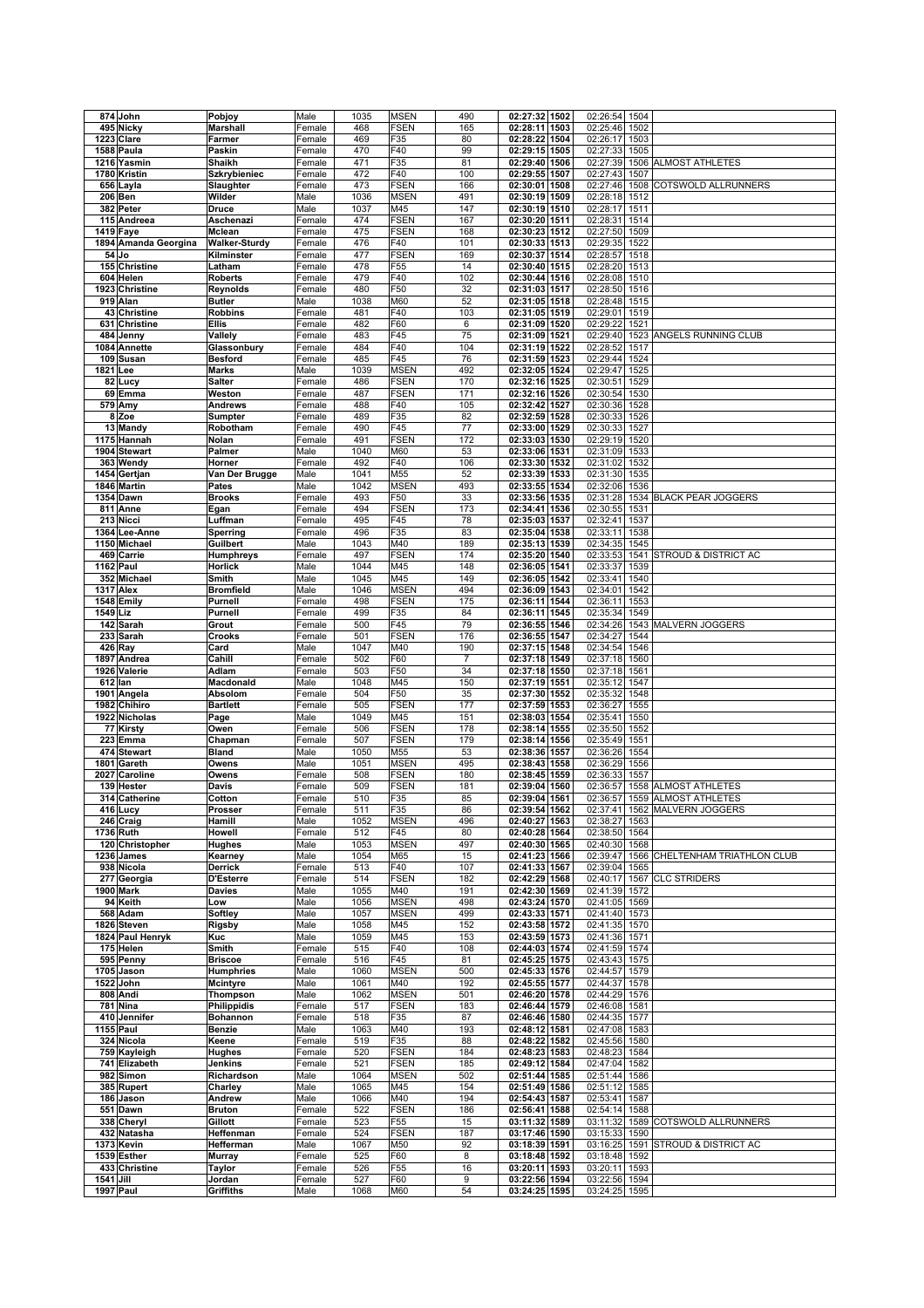| | | | | | | | | | | | |
|---|---|---|---|---|---|---|---|---|---|---|---|
| 874 | John | Pobjoy | Male | 1035 | MSEN | 490 | 02:27:32 | 1502 | 02:26:54 | 1504 | |
| 495 | Nicky | Marshall | Female | 468 | FSEN | 165 | 02:28:11 | 1503 | 02:25:46 | 1502 | |
| 1223 | Clare | Farmer | Female | 469 | F35 | 80 | 02:28:22 | 1504 | 02:26:17 | 1503 | |
| 1588 | Paula | Paskin | Female | 470 | F40 | 99 | 02:29:15 | 1505 | 02:27:33 | 1505 | |
| 1216 | Yasmin | Shaikh | Female | 471 | F35 | 81 | 02:29:40 | 1506 | 02:27:39 | 1506 | ALMOST ATHLETES |
| 1780 | Kristin | Szkrybieniec | Female | 472 | F40 | 100 | 02:29:55 | 1507 | 02:27:43 | 1507 | |
| 656 | Layla | Slaughter | Female | 473 | FSEN | 166 | 02:30:01 | 1508 | 02:27:46 | 1508 | COTSWOLD ALLRUNNERS |
| 206 | Ben | Wilder | Male | 1036 | MSEN | 491 | 02:30:19 | 1509 | 02:28:18 | 1512 | |
| 382 | Peter | Druce | Male | 1037 | M45 | 147 | 02:30:19 | 1510 | 02:28:17 | 1511 | |
| 115 | Andreea | Aschenazi | Female | 474 | FSEN | 167 | 02:30:20 | 1511 | 02:28:31 | 1514 | |
| 1419 | Faye | Mclean | Female | 475 | FSEN | 168 | 02:30:23 | 1512 | 02:27:50 | 1509 | |
| 1894 | Amanda Georgina | Walker-Sturdy | Female | 476 | F40 | 101 | 02:30:33 | 1513 | 02:29:35 | 1522 | |
| 54 | Jo | Kilminster | Female | 477 | FSEN | 169 | 02:30:37 | 1514 | 02:28:57 | 1518 | |
| 155 | Christine | Latham | Female | 478 | F55 | 14 | 02:30:40 | 1515 | 02:28:20 | 1513 | |
| 604 | Helen | Roberts | Female | 479 | F40 | 102 | 02:30:44 | 1516 | 02:28:08 | 1510 | |
| 1923 | Christine | Reynolds | Female | 480 | F50 | 32 | 02:31:03 | 1517 | 02:28:50 | 1516 | |
| 919 | Alan | Butler | Male | 1038 | M60 | 52 | 02:31:05 | 1518 | 02:28:48 | 1515 | |
| 43 | Christine | Robbins | Female | 481 | F40 | 103 | 02:31:05 | 1519 | 02:29:01 | 1519 | |
| 631 | Christine | Ellis | Female | 482 | F60 | 6 | 02:31:09 | 1520 | 02:29:22 | 1521 | |
| 484 | Jenny | Vallely | Female | 483 | F45 | 75 | 02:31:09 | 1521 | 02:29:40 | 1523 | ANGELS RUNNING CLUB |
| 1084 | Annette | Glassonbury | Female | 484 | F40 | 104 | 02:31:19 | 1522 | 02:28:52 | 1517 | |
| 109 | Susan | Besford | Female | 485 | F45 | 76 | 02:31:59 | 1523 | 02:29:44 | 1524 | |
| 1821 | Lee | Marks | Male | 1039 | MSEN | 492 | 02:32:05 | 1524 | 02:29:47 | 1525 | |
| 82 | Lucy | Salter | Female | 486 | FSEN | 170 | 02:32:16 | 1525 | 02:30:51 | 1529 | |
| 69 | Emma | Weston | Female | 487 | FSEN | 171 | 02:32:16 | 1526 | 02:30:54 | 1530 | |
| 579 | Amy | Andrews | Female | 488 | F40 | 105 | 02:32:42 | 1527 | 02:30:36 | 1528 | |
| 8 | Zoe | Sumpter | Female | 489 | F35 | 82 | 02:32:59 | 1528 | 02:30:33 | 1526 | |
| 13 | Mandy | Robotham | Female | 490 | F45 | 77 | 02:33:00 | 1529 | 02:30:33 | 1527 | |
| 1175 | Hannah | Nolan | Female | 491 | FSEN | 172 | 02:33:03 | 1530 | 02:29:19 | 1520 | |
| 1904 | Stewart | Palmer | Male | 1040 | M60 | 53 | 02:33:06 | 1531 | 02:31:09 | 1533 | |
| 363 | Wendy | Horner | Female | 492 | F40 | 106 | 02:33:30 | 1532 | 02:31:02 | 1532 | |
| 1454 | Gertjan | Van Der Brugge | Male | 1041 | M55 | 52 | 02:33:39 | 1533 | 02:31:30 | 1535 | |
| 1846 | Martin | Pates | Male | 1042 | MSEN | 493 | 02:33:55 | 1534 | 02:32:06 | 1536 | |
| 1354 | Dawn | Brooks | Female | 493 | F50 | 33 | 02:33:56 | 1535 | 02:31:28 | 1534 | BLACK PEAR JOGGERS |
| 811 | Anne | Egan | Female | 494 | FSEN | 173 | 02:34:41 | 1536 | 02:30:55 | 1531 | |
| 213 | Nicci | Luffman | Female | 495 | F45 | 78 | 02:35:03 | 1537 | 02:32:41 | 1537 | |
| 1364 | Lee-Anne | Sperring | Female | 496 | F35 | 83 | 02:35:04 | 1538 | 02:33:11 | 1538 | |
| 1150 | Michael | Guilbert | Male | 1043 | M40 | 189 | 02:35:13 | 1539 | 02:34:35 | 1545 | |
| 469 | Carrie | Humphreys | Female | 497 | FSEN | 174 | 02:35:20 | 1540 | 02:33:53 | 1541 | STROUD & DISTRICT AC |
| 1162 | Paul | Horlick | Male | 1044 | M45 | 148 | 02:36:05 | 1541 | 02:33:37 | 1539 | |
| 352 | Michael | Smith | Male | 1045 | M45 | 149 | 02:36:05 | 1542 | 02:33:41 | 1540 | |
| 1317 | Alex | Bromfield | Male | 1046 | MSEN | 494 | 02:36:09 | 1543 | 02:34:01 | 1542 | |
| 1548 | Emily | Purnell | Female | 498 | FSEN | 175 | 02:36:11 | 1544 | 02:36:11 | 1553 | |
| 1549 | Liz | Purnell | Female | 499 | F35 | 84 | 02:36:11 | 1545 | 02:35:34 | 1549 | |
| 142 | Sarah | Grout | Female | 500 | F45 | 79 | 02:36:55 | 1546 | 02:34:26 | 1543 | MALVERN JOGGERS |
| 233 | Sarah | Crooks | Female | 501 | FSEN | 176 | 02:36:55 | 1547 | 02:34:27 | 1544 | |
| 426 | Ray | Card | Male | 1047 | M40 | 190 | 02:37:15 | 1548 | 02:34:54 | 1546 | |
| 1897 | Andrea | Cahill | Female | 502 | F60 | 7 | 02:37:18 | 1549 | 02:37:18 | 1560 | |
| 1926 | Valerie | Adlam | Female | 503 | F50 | 34 | 02:37:18 | 1550 | 02:37:18 | 1561 | |
| 612 | Ian | Macdonald | Male | 1048 | M45 | 150 | 02:37:19 | 1551 | 02:35:12 | 1547 | |
| 1901 | Angela | Absolom | Female | 504 | F50 | 35 | 02:37:30 | 1552 | 02:35:32 | 1548 | |
| 1982 | Chihiro | Bartlett | Female | 505 | FSEN | 177 | 02:37:59 | 1553 | 02:36:27 | 1555 | |
| 1922 | Nicholas | Page | Male | 1049 | M45 | 151 | 02:38:03 | 1554 | 02:35:41 | 1550 | |
| 77 | Kirsty | Owen | Female | 506 | FSEN | 178 | 02:38:14 | 1555 | 02:35:50 | 1552 | |
| 223 | Emma | Chapman | Female | 507 | FSEN | 179 | 02:38:14 | 1556 | 02:35:49 | 1551 | |
| 474 | Stewart | Bland | Male | 1050 | M55 | 53 | 02:38:36 | 1557 | 02:36:26 | 1554 | |
| 1801 | Gareth | Owens | Male | 1051 | MSEN | 495 | 02:38:43 | 1558 | 02:36:29 | 1556 | |
| 2027 | Caroline | Owens | Female | 508 | FSEN | 180 | 02:38:45 | 1559 | 02:36:33 | 1557 | |
| 139 | Hester | Davis | Female | 509 | FSEN | 181 | 02:39:04 | 1560 | 02:36:57 | 1558 | ALMOST ATHLETES |
| 314 | Catherine | Cotton | Female | 510 | F35 | 85 | 02:39:04 | 1561 | 02:36:57 | 1559 | ALMOST ATHLETES |
| 416 | Lucy | Prosser | Female | 511 | F35 | 86 | 02:39:54 | 1562 | 02:37:41 | 1562 | MALVERN JOGGERS |
| 246 | Craig | Hamill | Male | 1052 | MSEN | 496 | 02:40:27 | 1563 | 02:38:27 | 1563 | |
| 1736 | Ruth | Howell | Female | 512 | F45 | 80 | 02:40:28 | 1564 | 02:38:50 | 1564 | |
| 120 | Christopher | Hughes | Male | 1053 | MSEN | 497 | 02:40:30 | 1565 | 02:40:30 | 1568 | |
| 1236 | James | Kearney | Male | 1054 | M65 | 15 | 02:41:23 | 1566 | 02:39:47 | 1566 | CHELTENHAM TRIATHLON CLUB |
| 938 | Nicola | Derrick | Female | 513 | F40 | 107 | 02:41:33 | 1567 | 02:39:04 | 1565 | |
| 277 | Georgia | D'Esterre | Female | 514 | FSEN | 182 | 02:42:29 | 1568 | 02:40:17 | 1567 | CLC STRIDERS |
| 1900 | Mark | Davies | Male | 1055 | M40 | 191 | 02:42:30 | 1569 | 02:41:39 | 1572 | |
| 94 | Keith | Low | Male | 1056 | MSEN | 498 | 02:43:24 | 1570 | 02:41:05 | 1569 | |
| 568 | Adam | Softley | Male | 1057 | MSEN | 499 | 02:43:33 | 1571 | 02:41:40 | 1573 | |
| 1826 | Steven | Rigsby | Male | 1058 | M45 | 152 | 02:43:58 | 1572 | 02:41:35 | 1570 | |
| 1824 | Paul Henryk | Kuc | Male | 1059 | M45 | 153 | 02:43:59 | 1573 | 02:41:36 | 1571 | |
| 175 | Helen | Smith | Female | 515 | F40 | 108 | 02:44:03 | 1574 | 02:41:59 | 1574 | |
| 595 | Penny | Briscoe | Female | 516 | F45 | 81 | 02:45:25 | 1575 | 02:43:43 | 1575 | |
| 1705 | Jason | Humphries | Male | 1060 | MSEN | 500 | 02:45:33 | 1576 | 02:44:57 | 1579 | |
| 1522 | John | Mcintyre | Male | 1061 | M40 | 192 | 02:45:55 | 1577 | 02:44:37 | 1578 | |
| 808 | Andi | Thompson | Male | 1062 | MSEN | 501 | 02:46:20 | 1578 | 02:44:29 | 1576 | |
| 781 | Nina | Philippidis | Female | 517 | FSEN | 183 | 02:46:44 | 1579 | 02:46:08 | 1581 | |
| 410 | Jennifer | Bohannon | Female | 518 | F35 | 87 | 02:46:46 | 1580 | 02:44:35 | 1577 | |
| 1155 | Paul | Benzie | Male | 1063 | M40 | 193 | 02:48:12 | 1581 | 02:47:08 | 1583 | |
| 324 | Nicola | Keene | Female | 519 | F35 | 88 | 02:48:22 | 1582 | 02:45:56 | 1580 | |
| 759 | Kayleigh | Hughes | Female | 520 | FSEN | 184 | 02:48:23 | 1583 | 02:48:23 | 1584 | |
| 741 | Elizabeth | Jenkins | Female | 521 | FSEN | 185 | 02:49:12 | 1584 | 02:47:04 | 1582 | |
| 982 | Simon | Richardson | Male | 1064 | MSEN | 502 | 02:51:44 | 1585 | 02:51:44 | 1586 | |
| 385 | Rupert | Charley | Male | 1065 | M45 | 154 | 02:51:49 | 1586 | 02:51:12 | 1585 | |
| 186 | Jason | Andrew | Male | 1066 | M40 | 194 | 02:54:43 | 1587 | 02:53:41 | 1587 | |
| 551 | Dawn | Bruton | Female | 522 | FSEN | 186 | 02:56:41 | 1588 | 02:54:14 | 1588 | |
| 338 | Cheryl | Gillott | Female | 523 | F55 | 15 | 03:11:32 | 1589 | 03:11:32 | 1589 | COTSWOLD ALLRUNNERS |
| 432 | Natasha | Heffenman | Female | 524 | FSEN | 187 | 03:17:46 | 1590 | 03:15:33 | 1590 | |
| 1373 | Kevin | Hefferman | Male | 1067 | M50 | 92 | 03:18:39 | 1591 | 03:16:25 | 1591 | STROUD & DISTRICT AC |
| 1539 | Esther | Murray | Female | 525 | F60 | 8 | 03:18:48 | 1592 | 03:18:48 | 1592 | |
| 433 | Christine | Taylor | Female | 526 | F55 | 16 | 03:20:11 | 1593 | 03:20:11 | 1593 | |
| 1541 | Jill | Jordan | Female | 527 | F60 | 9 | 03:22:56 | 1594 | 03:22:56 | 1594 | |
| 1997 | Paul | Griffiths | Male | 1068 | M60 | 54 | 03:24:25 | 1595 | 03:24:25 | 1595 | |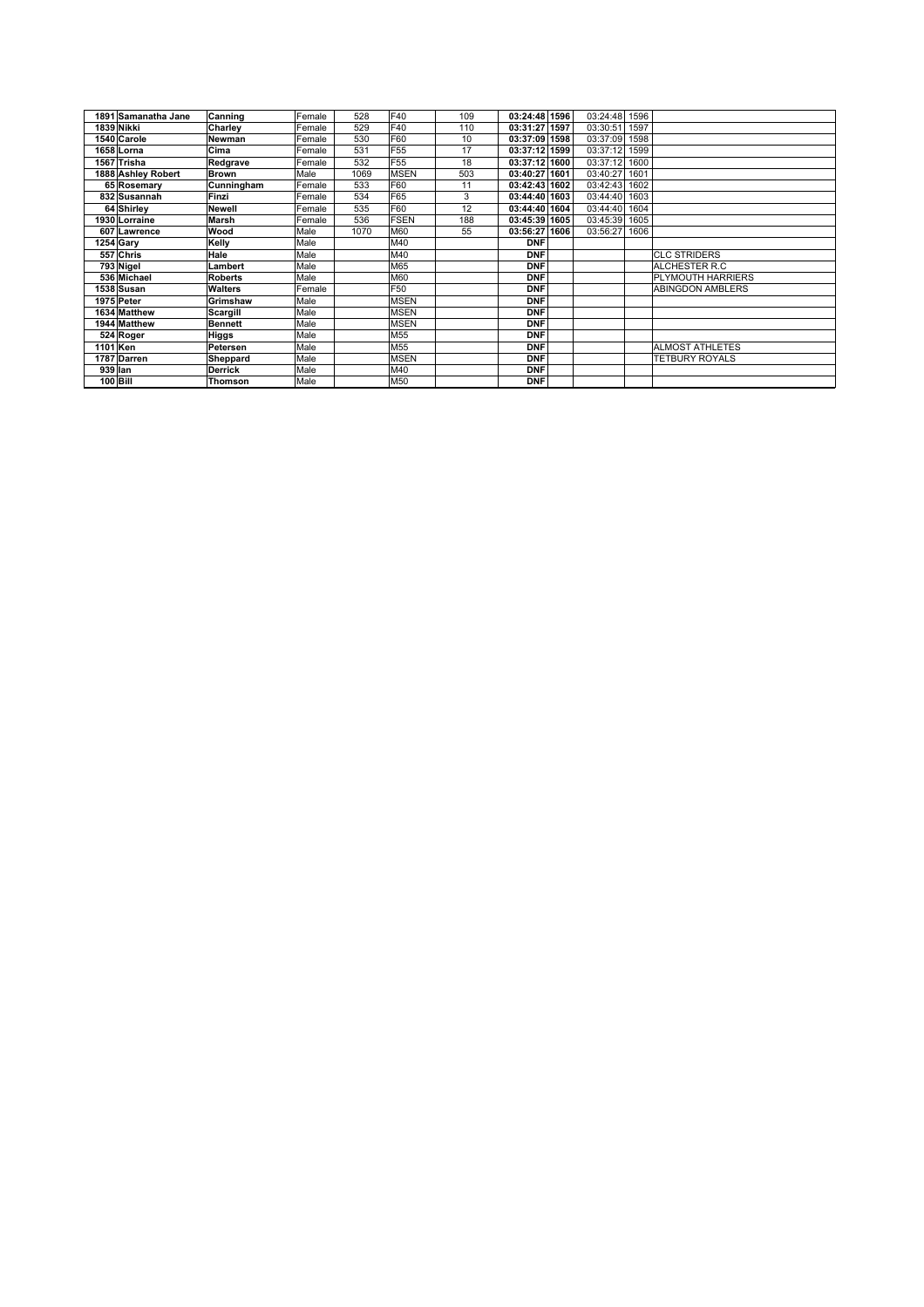| | | | | | | | | | | | |
|---|---|---|---|---|---|---|---|---|---|---|---|
| 1891 | **Samanatha Jane** | **Canning** | Female | 528 | F40 | 109 | **03:24:48** | **1596** | 03:24:48 | 1596 | |
| 1839 | **Nikki** | **Charley** | Female | 529 | F40 | 110 | **03:31:27** | **1597** | 03:30:51 | 1597 | |
| 1540 | **Carole** | **Newman** | Female | 530 | F60 | 10 | **03:37:09** | **1598** | 03:37:09 | 1598 | |
| 1658 | **Lorna** | **Cima** | Female | 531 | F55 | 17 | **03:37:12** | **1599** | 03:37:12 | 1599 | |
| 1567 | **Trisha** | **Redgrave** | Female | 532 | F55 | 18 | **03:37:12** | **1600** | 03:37:12 | 1600 | |
| 1888 | **Ashley Robert** | **Brown** | Male | 1069 | MSEN | 503 | **03:40:27** | **1601** | 03:40:27 | 1601 | |
| 65 | **Rosemary** | **Cunningham** | Female | 533 | F60 | 11 | **03:42:43** | **1602** | 03:42:43 | 1602 | |
| 832 | **Susannah** | **Finzi** | Female | 534 | F65 | 3 | **03:44:40** | **1603** | 03:44:40 | 1603 | |
| 64 | **Shirley** | **Newell** | Female | 535 | F60 | 12 | **03:44:40** | **1604** | 03:44:40 | 1604 | |
| 1930 | **Lorraine** | **Marsh** | Female | 536 | FSEN | 188 | **03:45:39** | **1605** | 03:45:39 | 1605 | |
| 607 | **Lawrence** | **Wood** | Male | 1070 | M60 | 55 | **03:56:27** | **1606** | 03:56:27 | 1606 | |
| 1254 | **Gary** | **Kelly** | Male | | M40 | | **DNF** | | | | |
| 557 | **Chris** | **Hale** | Male | | M40 | | **DNF** | | | | CLC STRIDERS |
| 793 | **Nigel** | **Lambert** | Male | | M65 | | **DNF** | | | | ALCHESTER R.C |
| 536 | **Michael** | **Roberts** | Male | | M60 | | **DNF** | | | | PLYMOUTH HARRIERS |
| 1538 | **Susan** | **Walters** | Female | | F50 | | **DNF** | | | | ABINGDON AMBLERS |
| 1975 | **Peter** | **Grimshaw** | Male | | MSEN | | **DNF** | | | | |
| 1634 | **Matthew** | **Scargill** | Male | | MSEN | | **DNF** | | | | |
| 1944 | **Matthew** | **Bennett** | Male | | MSEN | | **DNF** | | | | |
| 524 | **Roger** | **Higgs** | Male | | M55 | | **DNF** | | | | |
| 1101 | **Ken** | **Petersen** | Male | | M55 | | **DNF** | | | | ALMOST ATHLETES |
| 1787 | **Darren** | **Sheppard** | Male | | MSEN | | **DNF** | | | | TETBURY ROYALS |
| 939 | **Ian** | **Derrick** | Male | | M40 | | **DNF** | | | | |
| 100 | **Bill** | **Thomson** | Male | | M50 | | **DNF** | | | | |